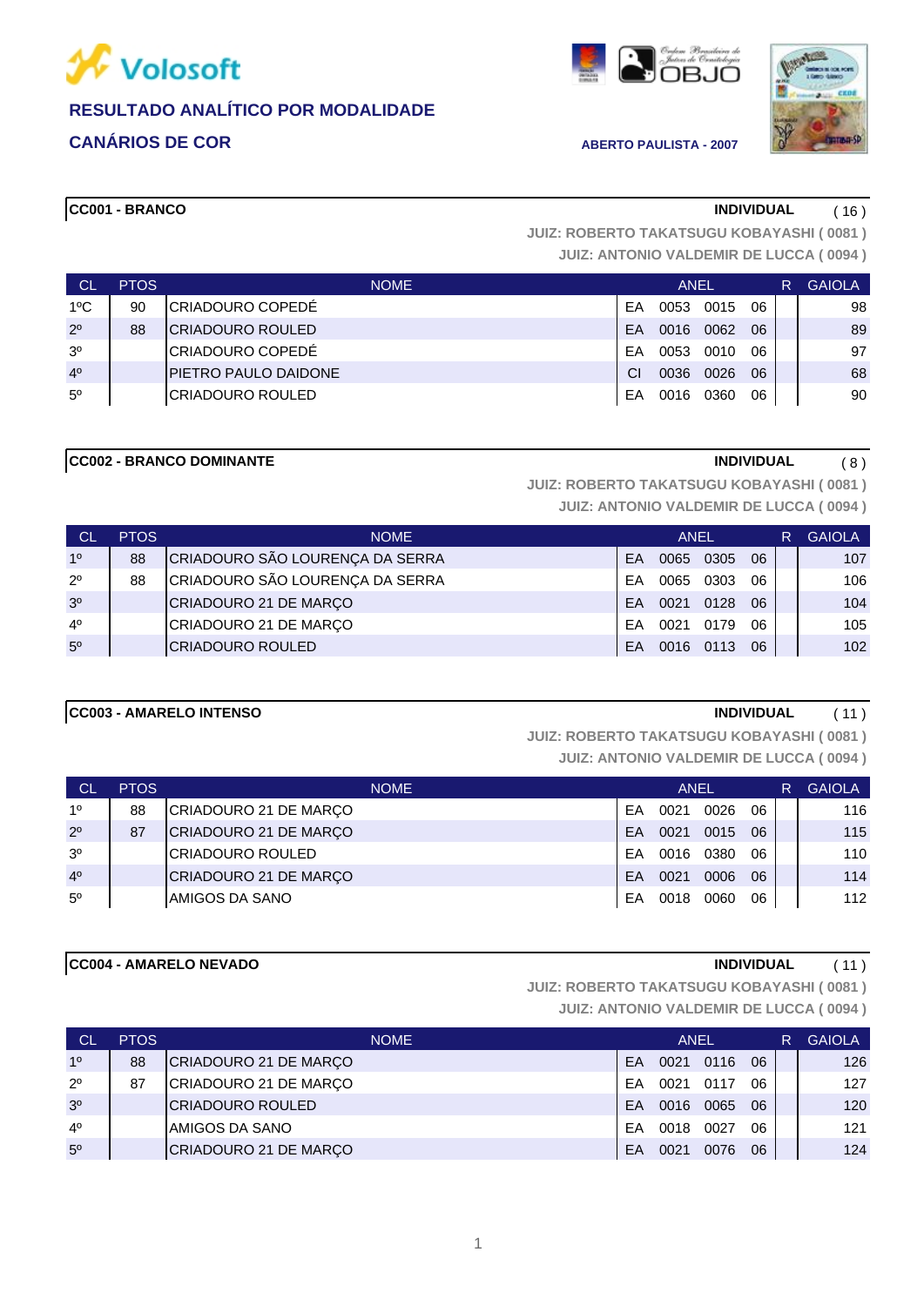Volosoft

# RESULTADO ANALÍTICO POR MODALIDADE

## CANÁRIOS DE COR

ABERTO PAULISTA - 2007

### CC001 - BRANCO

**INDIVIDUAL** ( 16 )

JUIZ: ROBERTO TAKATSUGU KOBAYASHI ( 0081 )
JUIZ: ANTONIO VALDEMIR DE LUCCA ( 0094 )

| CL | PTOS | NOME | ANEL | | | | R | GAIOLA |
|---|---|---|---|---|---|---|---|---|
| 1ºC | 90 | CRIADOURO COPEDÉ | EA | 0053 | 0015 | 06 | | 98 |
| 2º | 88 | CRIADOURO ROULED | EA | 0016 | 0062 | 06 | | 89 |
| 3º | | CRIADOURO COPEDÉ | EA | 0053 | 0010 | 06 | | 97 |
| 4º | | PIETRO PAULO DAIDONE | CI | 0036 | 0026 | 06 | | 68 |
| 5º | | CRIADOURO ROULED | EA | 0016 | 0360 | 06 | | 90 |

### CC002 - BRANCO DOMINANTE

**INDIVIDUAL** ( 8 )

JUIZ: ROBERTO TAKATSUGU KOBAYASHI ( 0081 )
JUIZ: ANTONIO VALDEMIR DE LUCCA ( 0094 )

| CL | PTOS | NOME | ANEL | | | | R | GAIOLA |
|---|---|---|---|---|---|---|---|---|
| 1º | 88 | CRIADOURO SÃO LOURENÇA DA SERRA | EA | 0065 | 0305 | 06 | | 107 |
| 2º | 88 | CRIADOURO SÃO LOURENÇA DA SERRA | EA | 0065 | 0303 | 06 | | 106 |
| 3º | | CRIADOURO 21 DE MARÇO | EA | 0021 | 0128 | 06 | | 104 |
| 4º | | CRIADOURO 21 DE MARÇO | EA | 0021 | 0179 | 06 | | 105 |
| 5º | | CRIADOURO ROULED | EA | 0016 | 0113 | 06 | | 102 |

### CC003 - AMARELO INTENSO

**INDIVIDUAL** ( 11 )

JUIZ: ROBERTO TAKATSUGU KOBAYASHI ( 0081 )
JUIZ: ANTONIO VALDEMIR DE LUCCA ( 0094 )

| CL | PTOS | NOME | ANEL | | | | R | GAIOLA |
|---|---|---|---|---|---|---|---|---|
| 1º | 88 | CRIADOURO 21 DE MARÇO | EA | 0021 | 0026 | 06 | | 116 |
| 2º | 87 | CRIADOURO 21 DE MARÇO | EA | 0021 | 0015 | 06 | | 115 |
| 3º | | CRIADOURO ROULED | EA | 0016 | 0380 | 06 | | 110 |
| 4º | | CRIADOURO 21 DE MARÇO | EA | 0021 | 0006 | 06 | | 114 |
| 5º | | AMIGOS DA SANO | EA | 0018 | 0060 | 06 | | 112 |

### CC004 - AMARELO NEVADO

**INDIVIDUAL** ( 11 )

JUIZ: ROBERTO TAKATSUGU KOBAYASHI ( 0081 )
JUIZ: ANTONIO VALDEMIR DE LUCCA ( 0094 )

| CL | PTOS | NOME | ANEL | | | | R | GAIOLA |
|---|---|---|---|---|---|---|---|---|
| 1º | 88 | CRIADOURO 21 DE MARÇO | EA | 0021 | 0116 | 06 | | 126 |
| 2º | 87 | CRIADOURO 21 DE MARÇO | EA | 0021 | 0117 | 06 | | 127 |
| 3º | | CRIADOURO ROULED | EA | 0016 | 0065 | 06 | | 120 |
| 4º | | AMIGOS DA SANO | EA | 0018 | 0027 | 06 | | 121 |
| 5º | | CRIADOURO 21 DE MARÇO | EA | 0021 | 0076 | 06 | | 124 |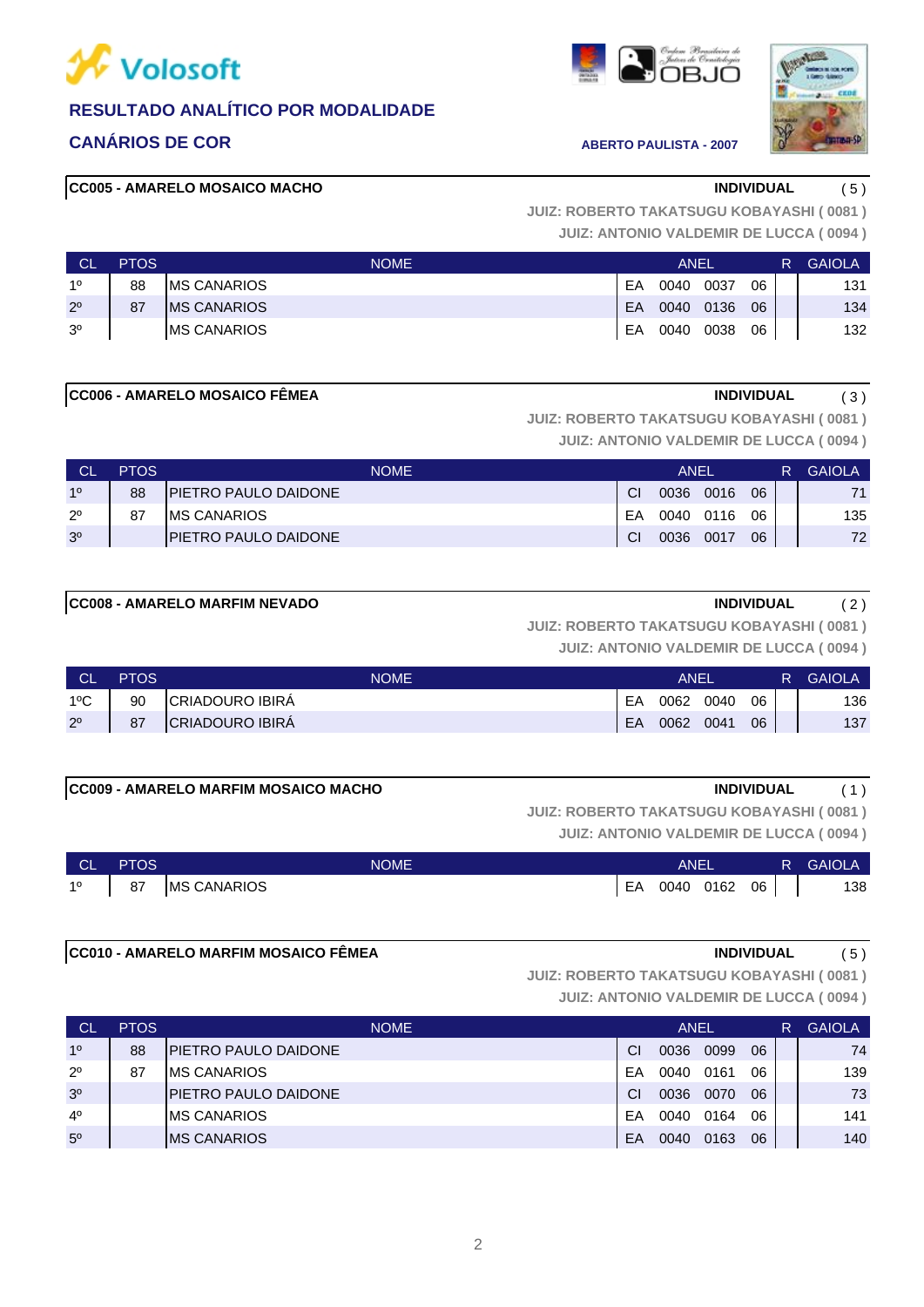Volosoft

**RESULTADO ANALÍTICO POR MODALIDADE**

**CANÁRIOS DE COR**

**ABERTO PAULISTA - 2007**

**CC005 - AMARELO MOSAICO MACHO** — **INDIVIDUAL** ( 5 )

JUIZ: ROBERTO TAKATSUGU KOBAYASHI ( 0081 )
JUIZ: ANTONIO VALDEMIR DE LUCCA ( 0094 )

| CL | PTOS | NOME | ANEL | | | | R | GAIOLA |
|---|---|---|---|---|---|---|---|---|
| 1º | 88 | MS CANARIOS | EA | 0040 | 0037 | 06 | | 131 |
| 2º | 87 | MS CANARIOS | EA | 0040 | 0136 | 06 | | 134 |
| 3º | | MS CANARIOS | EA | 0040 | 0038 | 06 | | 132 |

**CC006 - AMARELO MOSAICO FÊMEA** — **INDIVIDUAL** ( 3 )

JUIZ: ROBERTO TAKATSUGU KOBAYASHI ( 0081 )
JUIZ: ANTONIO VALDEMIR DE LUCCA ( 0094 )

| CL | PTOS | NOME | ANEL | | | | R | GAIOLA |
|---|---|---|---|---|---|---|---|---|
| 1º | 88 | PIETRO PAULO DAIDONE | CI | 0036 | 0016 | 06 | | 71 |
| 2º | 87 | MS CANARIOS | EA | 0040 | 0116 | 06 | | 135 |
| 3º | | PIETRO PAULO DAIDONE | CI | 0036 | 0017 | 06 | | 72 |

**CC008 - AMARELO MARFIM NEVADO** — **INDIVIDUAL** ( 2 )

JUIZ: ROBERTO TAKATSUGU KOBAYASHI ( 0081 )
JUIZ: ANTONIO VALDEMIR DE LUCCA ( 0094 )

| CL | PTOS | NOME | ANEL | | | | R | GAIOLA |
|---|---|---|---|---|---|---|---|---|
| 1ºC | 90 | CRIADOURO IBIRÁ | EA | 0062 | 0040 | 06 | | 136 |
| 2º | 87 | CRIADOURO IBIRÁ | EA | 0062 | 0041 | 06 | | 137 |

**CC009 - AMARELO MARFIM MOSAICO MACHO** — **INDIVIDUAL** ( 1 )

JUIZ: ROBERTO TAKATSUGU KOBAYASHI ( 0081 )
JUIZ: ANTONIO VALDEMIR DE LUCCA ( 0094 )

| CL | PTOS | NOME | ANEL | | | | R | GAIOLA |
|---|---|---|---|---|---|---|---|---|
| 1º | 87 | MS CANARIOS | EA | 0040 | 0162 | 06 | | 138 |

**CC010 - AMARELO MARFIM MOSAICO FÊMEA** — **INDIVIDUAL** ( 5 )

JUIZ: ROBERTO TAKATSUGU KOBAYASHI ( 0081 )
JUIZ: ANTONIO VALDEMIR DE LUCCA ( 0094 )

| CL | PTOS | NOME | ANEL | | | | R | GAIOLA |
|---|---|---|---|---|---|---|---|---|
| 1º | 88 | PIETRO PAULO DAIDONE | CI | 0036 | 0099 | 06 | | 74 |
| 2º | 87 | MS CANARIOS | EA | 0040 | 0161 | 06 | | 139 |
| 3º | | PIETRO PAULO DAIDONE | CI | 0036 | 0070 | 06 | | 73 |
| 4º | | MS CANARIOS | EA | 0040 | 0164 | 06 | | 141 |
| 5º | | MS CANARIOS | EA | 0040 | 0163 | 06 | | 140 |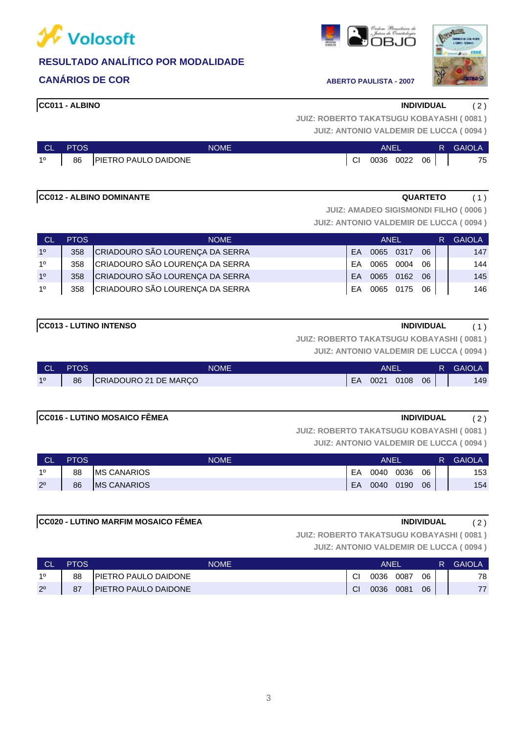Volosoft

## RESULTADO ANALÍTICO POR MODALIDADE

### CANÁRIOS DE COR

ABERTO PAULISTA - 2007

**CC011 - ALBINO** — **INDIVIDUAL** ( 2 )

JUIZ: ROBERTO TAKATSUGU KOBAYASHI ( 0081 )
JUIZ: ANTONIO VALDEMIR DE LUCCA ( 0094 )

| CL | PTOS | NOME | ANEL | | | | R | GAIOLA |
|---|---|---|---|---|---|---|---|---|
| 1º | 86 | PIETRO PAULO DAIDONE | CI | 0036 | 0022 | 06 | | 75 |

**CC012 - ALBINO DOMINANTE** — **QUARTETO** ( 1 )

JUIZ: AMADEO SIGISMONDI FILHO ( 0006 )
JUIZ: ANTONIO VALDEMIR DE LUCCA ( 0094 )

| CL | PTOS | NOME | ANEL | | | | R | GAIOLA |
|---|---|---|---|---|---|---|---|---|
| 1º | 358 | CRIADOURO SÃO LOURENÇA DA SERRA | EA | 0065 | 0317 | 06 | | 147 |
| 1º | 358 | CRIADOURO SÃO LOURENÇA DA SERRA | EA | 0065 | 0004 | 06 | | 144 |
| 1º | 358 | CRIADOURO SÃO LOURENÇA DA SERRA | EA | 0065 | 0162 | 06 | | 145 |
| 1º | 358 | CRIADOURO SÃO LOURENÇA DA SERRA | EA | 0065 | 0175 | 06 | | 146 |

**CC013 - LUTINO INTENSO** — **INDIVIDUAL** ( 1 )

JUIZ: ROBERTO TAKATSUGU KOBAYASHI ( 0081 )
JUIZ: ANTONIO VALDEMIR DE LUCCA ( 0094 )

| CL | PTOS | NOME | ANEL | | | | R | GAIOLA |
|---|---|---|---|---|---|---|---|---|
| 1º | 86 | CRIADOURO 21 DE MARÇO | EA | 0021 | 0108 | 06 | | 149 |

**CC016 - LUTINO MOSAICO FÊMEA** — **INDIVIDUAL** ( 2 )

JUIZ: ROBERTO TAKATSUGU KOBAYASHI ( 0081 )
JUIZ: ANTONIO VALDEMIR DE LUCCA ( 0094 )

| CL | PTOS | NOME | ANEL | | | | R | GAIOLA |
|---|---|---|---|---|---|---|---|---|
| 1º | 88 | MS CANARIOS | EA | 0040 | 0036 | 06 | | 153 |
| 2º | 86 | MS CANARIOS | EA | 0040 | 0190 | 06 | | 154 |

**CC020 - LUTINO MARFIM MOSAICO FÊMEA** — **INDIVIDUAL** ( 2 )

JUIZ: ROBERTO TAKATSUGU KOBAYASHI ( 0081 )
JUIZ: ANTONIO VALDEMIR DE LUCCA ( 0094 )

| CL | PTOS | NOME | ANEL | | | | R | GAIOLA |
|---|---|---|---|---|---|---|---|---|
| 1º | 88 | PIETRO PAULO DAIDONE | CI | 0036 | 0087 | 06 | | 78 |
| 2º | 87 | PIETRO PAULO DAIDONE | CI | 0036 | 0081 | 06 | | 77 |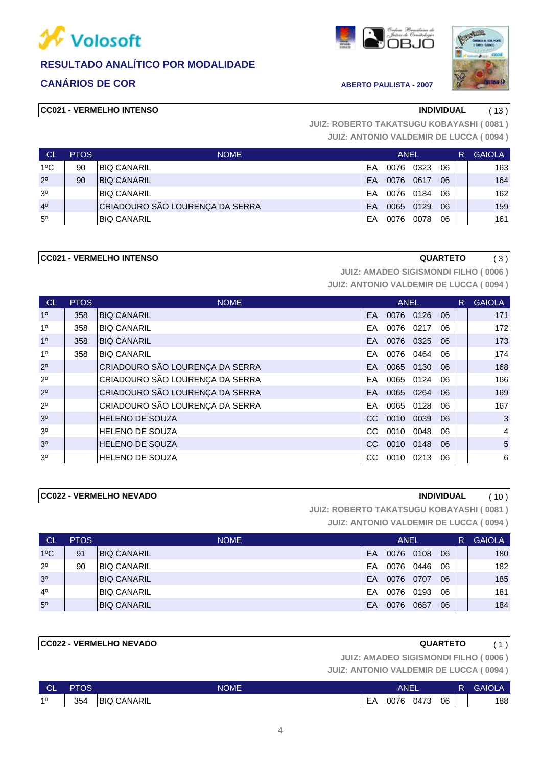# Volosoft

## RESULTADO ANALÍTICO POR MODALIDADE

## CANÁRIOS DE COR

**ABERTO PAULISTA - 2007**

**CC021 - VERMELHO INTENSO** — **INDIVIDUAL** ( 13 )

**JUIZ: ROBERTO TAKATSUGU KOBAYASHI ( 0081 )**
**JUIZ: ANTONIO VALDEMIR DE LUCCA ( 0094 )**

| CL | PTOS | NOME | ANEL | | | | R | GAIOLA |
|---|---|---|---|---|---|---|---|---|
| 1ºC | 90 | BIQ CANARIL | EA | 0076 | 0323 | 06 | | 163 |
| 2º | 90 | BIQ CANARIL | EA | 0076 | 0617 | 06 | | 164 |
| 3º | | BIQ CANARIL | EA | 0076 | 0184 | 06 | | 162 |
| 4º | | CRIADOURO SÃO LOURENÇA DA SERRA | EA | 0065 | 0129 | 06 | | 159 |
| 5º | | BIQ CANARIL | EA | 0076 | 0078 | 06 | | 161 |

**CC021 - VERMELHO INTENSO** — **QUARTETO** ( 3 )

**JUIZ: AMADEO SIGISMONDI FILHO ( 0006 )**
**JUIZ: ANTONIO VALDEMIR DE LUCCA ( 0094 )**

| CL | PTOS | NOME | ANEL | | | | R | GAIOLA |
|---|---|---|---|---|---|---|---|---|
| 1º | 358 | BIQ CANARIL | EA | 0076 | 0126 | 06 | | 171 |
| 1º | 358 | BIQ CANARIL | EA | 0076 | 0217 | 06 | | 172 |
| 1º | 358 | BIQ CANARIL | EA | 0076 | 0325 | 06 | | 173 |
| 1º | 358 | BIQ CANARIL | EA | 0076 | 0464 | 06 | | 174 |
| 2º | | CRIADOURO SÃO LOURENÇA DA SERRA | EA | 0065 | 0130 | 06 | | 168 |
| 2º | | CRIADOURO SÃO LOURENÇA DA SERRA | EA | 0065 | 0124 | 06 | | 166 |
| 2º | | CRIADOURO SÃO LOURENÇA DA SERRA | EA | 0065 | 0264 | 06 | | 169 |
| 2º | | CRIADOURO SÃO LOURENÇA DA SERRA | EA | 0065 | 0128 | 06 | | 167 |
| 3º | | HELENO DE SOUZA | CC | 0010 | 0039 | 06 | | 3 |
| 3º | | HELENO DE SOUZA | CC | 0010 | 0048 | 06 | | 4 |
| 3º | | HELENO DE SOUZA | CC | 0010 | 0148 | 06 | | 5 |
| 3º | | HELENO DE SOUZA | CC | 0010 | 0213 | 06 | | 6 |

**CC022 - VERMELHO NEVADO** — **INDIVIDUAL** ( 10 )

**JUIZ: ROBERTO TAKATSUGU KOBAYASHI ( 0081 )**
**JUIZ: ANTONIO VALDEMIR DE LUCCA ( 0094 )**

| CL | PTOS | NOME | ANEL | | | | R | GAIOLA |
|---|---|---|---|---|---|---|---|---|
| 1ºC | 91 | BIQ CANARIL | EA | 0076 | 0108 | 06 | | 180 |
| 2º | 90 | BIQ CANARIL | EA | 0076 | 0446 | 06 | | 182 |
| 3º | | BIQ CANARIL | EA | 0076 | 0707 | 06 | | 185 |
| 4º | | BIQ CANARIL | EA | 0076 | 0193 | 06 | | 181 |
| 5º | | BIQ CANARIL | EA | 0076 | 0687 | 06 | | 184 |

**CC022 - VERMELHO NEVADO** — **QUARTETO** ( 1 )

**JUIZ: AMADEO SIGISMONDI FILHO ( 0006 )**
**JUIZ: ANTONIO VALDEMIR DE LUCCA ( 0094 )**

| CL | PTOS | NOME | ANEL | | | | R | GAIOLA |
|---|---|---|---|---|---|---|---|---|
| 1º | 354 | BIQ CANARIL | EA | 0076 | 0473 | 06 | | 188 |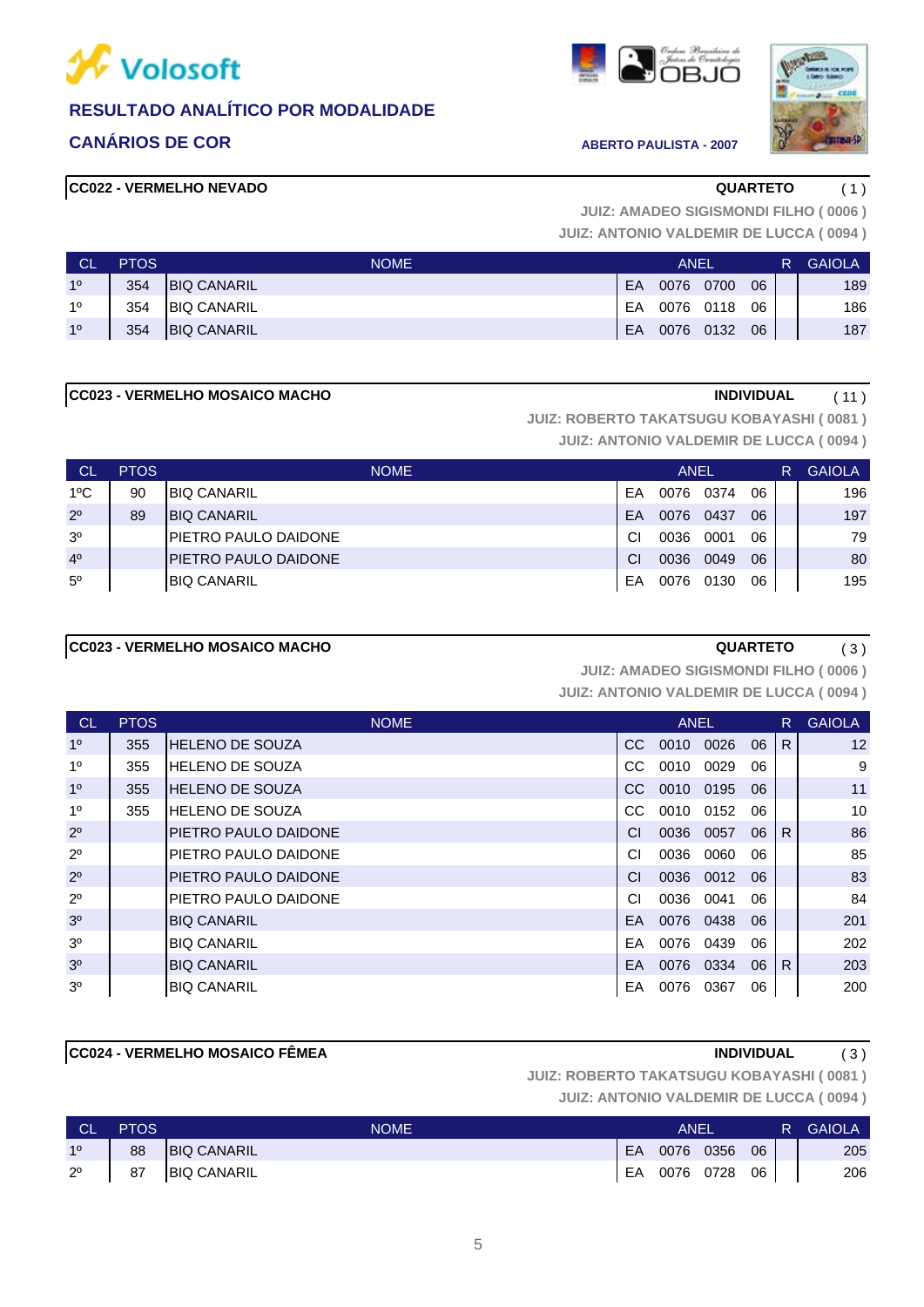# RESULTADO ANALÍTICO POR MODALIDADE

## CANÁRIOS DE COR

**ABERTO PAULISTA - 2007**

### CC022 - VERMELHO NEVADO

**QUARTETO** ( 1 )

JUIZ: AMADEO SIGISMONDI FILHO ( 0006 )
JUIZ: ANTONIO VALDEMIR DE LUCCA ( 0094 )

| CL | PTOS | NOME | ANEL | | | | R | GAIOLA |
|---|---|---|---|---|---|---|---|---|
| 1º | 354 | BIQ CANARIL | EA | 0076 | 0700 | 06 | | 189 |
| 1º | 354 | BIQ CANARIL | EA | 0076 | 0118 | 06 | | 186 |
| 1º | 354 | BIQ CANARIL | EA | 0076 | 0132 | 06 | | 187 |

### CC023 - VERMELHO MOSAICO MACHO

**INDIVIDUAL** ( 11 )

JUIZ: ROBERTO TAKATSUGU KOBAYASHI ( 0081 )
JUIZ: ANTONIO VALDEMIR DE LUCCA ( 0094 )

| CL | PTOS | NOME | ANEL | | | | R | GAIOLA |
|---|---|---|---|---|---|---|---|---|
| 1ºC | 90 | BIQ CANARIL | EA | 0076 | 0374 | 06 | | 196 |
| 2º | 89 | BIQ CANARIL | EA | 0076 | 0437 | 06 | | 197 |
| 3º | | PIETRO PAULO DAIDONE | CI | 0036 | 0001 | 06 | | 79 |
| 4º | | PIETRO PAULO DAIDONE | CI | 0036 | 0049 | 06 | | 80 |
| 5º | | BIQ CANARIL | EA | 0076 | 0130 | 06 | | 195 |

### CC023 - VERMELHO MOSAICO MACHO

**QUARTETO** ( 3 )

JUIZ: AMADEO SIGISMONDI FILHO ( 0006 )
JUIZ: ANTONIO VALDEMIR DE LUCCA ( 0094 )

| CL | PTOS | NOME | ANEL | | | | R | GAIOLA |
|---|---|---|---|---|---|---|---|---|
| 1º | 355 | HELENO DE SOUZA | CC | 0010 | 0026 | 06 | R | 12 |
| 1º | 355 | HELENO DE SOUZA | CC | 0010 | 0029 | 06 | | 9 |
| 1º | 355 | HELENO DE SOUZA | CC | 0010 | 0195 | 06 | | 11 |
| 1º | 355 | HELENO DE SOUZA | CC | 0010 | 0152 | 06 | | 10 |
| 2º | | PIETRO PAULO DAIDONE | CI | 0036 | 0057 | 06 | R | 86 |
| 2º | | PIETRO PAULO DAIDONE | CI | 0036 | 0060 | 06 | | 85 |
| 2º | | PIETRO PAULO DAIDONE | CI | 0036 | 0012 | 06 | | 83 |
| 2º | | PIETRO PAULO DAIDONE | CI | 0036 | 0041 | 06 | | 84 |
| 3º | | BIQ CANARIL | EA | 0076 | 0438 | 06 | | 201 |
| 3º | | BIQ CANARIL | EA | 0076 | 0439 | 06 | | 202 |
| 3º | | BIQ CANARIL | EA | 0076 | 0334 | 06 | R | 203 |
| 3º | | BIQ CANARIL | EA | 0076 | 0367 | 06 | | 200 |

### CC024 - VERMELHO MOSAICO FÊMEA

**INDIVIDUAL** ( 3 )

JUIZ: ROBERTO TAKATSUGU KOBAYASHI ( 0081 )
JUIZ: ANTONIO VALDEMIR DE LUCCA ( 0094 )

| CL | PTOS | NOME | ANEL | | | | R | GAIOLA |
|---|---|---|---|---|---|---|---|---|
| 1º | 88 | BIQ CANARIL | EA | 0076 | 0356 | 06 | | 205 |
| 2º | 87 | BIQ CANARIL | EA | 0076 | 0728 | 06 | | 206 |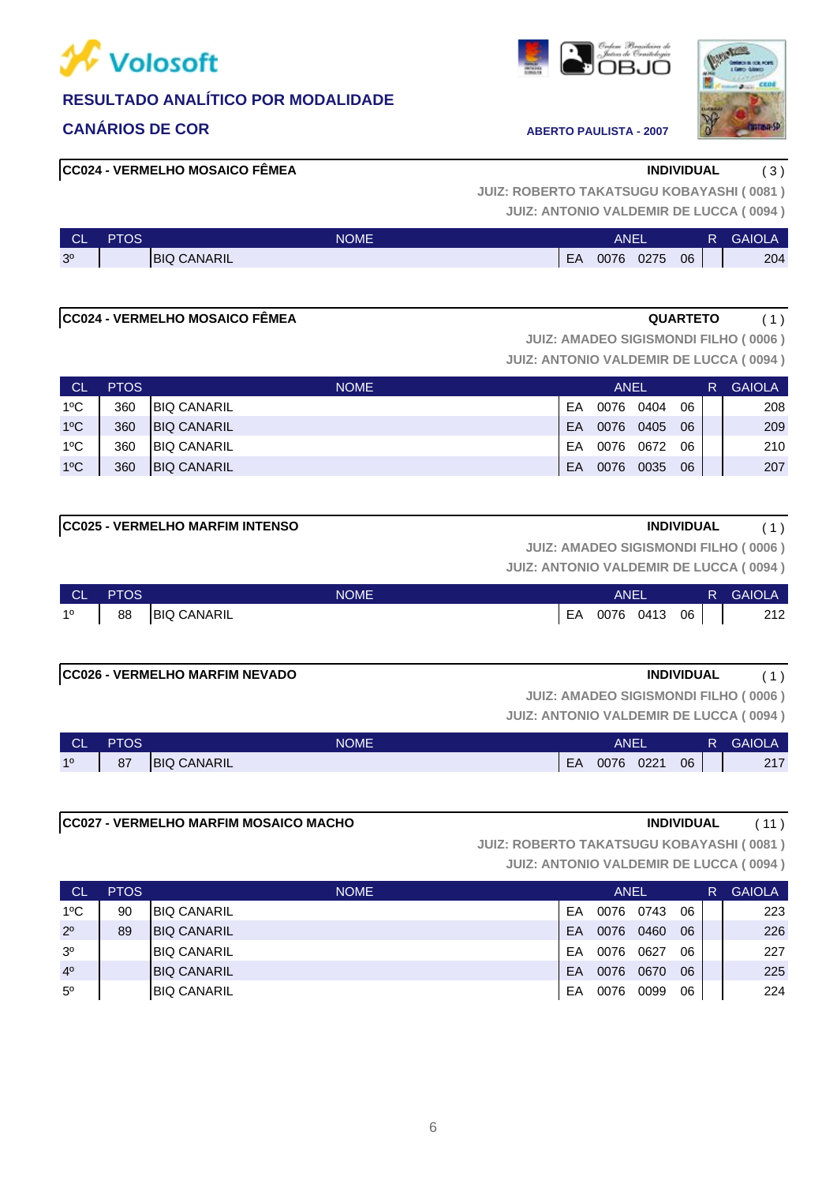# Volosoft

## RESULTADO ANALÍTICO POR MODALIDADE

## CANÁRIOS DE COR

ABERTO PAULISTA - 2007

### CC024 - VERMELHO MOSAICO FÊMEA — INDIVIDUAL ( 3 )

JUIZ: ROBERTO TAKATSUGU KOBAYASHI ( 0081 )
JUIZ: ANTONIO VALDEMIR DE LUCCA ( 0094 )

| CL | PTOS | NOME | ANEL | | | | R | GAIOLA |
|---|---|---|---|---|---|---|---|---|
| 3º | | BIQ CANARIL | EA | 0076 | 0275 | 06 | | 204 |

### CC024 - VERMELHO MOSAICO FÊMEA — QUARTETO ( 1 )

JUIZ: AMADEO SIGISMONDI FILHO ( 0006 )
JUIZ: ANTONIO VALDEMIR DE LUCCA ( 0094 )

| CL | PTOS | NOME | ANEL | | | | R | GAIOLA |
|---|---|---|---|---|---|---|---|---|
| 1ºC | 360 | BIQ CANARIL | EA | 0076 | 0404 | 06 | | 208 |
| 1ºC | 360 | BIQ CANARIL | EA | 0076 | 0405 | 06 | | 209 |
| 1ºC | 360 | BIQ CANARIL | EA | 0076 | 0672 | 06 | | 210 |
| 1ºC | 360 | BIQ CANARIL | EA | 0076 | 0035 | 06 | | 207 |

### CC025 - VERMELHO MARFIM INTENSO — INDIVIDUAL ( 1 )

JUIZ: AMADEO SIGISMONDI FILHO ( 0006 )
JUIZ: ANTONIO VALDEMIR DE LUCCA ( 0094 )

| CL | PTOS | NOME | ANEL | | | | R | GAIOLA |
|---|---|---|---|---|---|---|---|---|
| 1º | 88 | BIQ CANARIL | EA | 0076 | 0413 | 06 | | 212 |

### CC026 - VERMELHO MARFIM NEVADO — INDIVIDUAL ( 1 )

JUIZ: AMADEO SIGISMONDI FILHO ( 0006 )
JUIZ: ANTONIO VALDEMIR DE LUCCA ( 0094 )

| CL | PTOS | NOME | ANEL | | | | R | GAIOLA |
|---|---|---|---|---|---|---|---|---|
| 1º | 87 | BIQ CANARIL | EA | 0076 | 0221 | 06 | | 217 |

### CC027 - VERMELHO MARFIM MOSAICO MACHO — INDIVIDUAL ( 11 )

JUIZ: ROBERTO TAKATSUGU KOBAYASHI ( 0081 )
JUIZ: ANTONIO VALDEMIR DE LUCCA ( 0094 )

| CL | PTOS | NOME | ANEL | | | | R | GAIOLA |
|---|---|---|---|---|---|---|---|---|
| 1ºC | 90 | BIQ CANARIL | EA | 0076 | 0743 | 06 | | 223 |
| 2º | 89 | BIQ CANARIL | EA | 0076 | 0460 | 06 | | 226 |
| 3º | | BIQ CANARIL | EA | 0076 | 0627 | 06 | | 227 |
| 4º | | BIQ CANARIL | EA | 0076 | 0670 | 06 | | 225 |
| 5º | | BIQ CANARIL | EA | 0076 | 0099 | 06 | | 224 |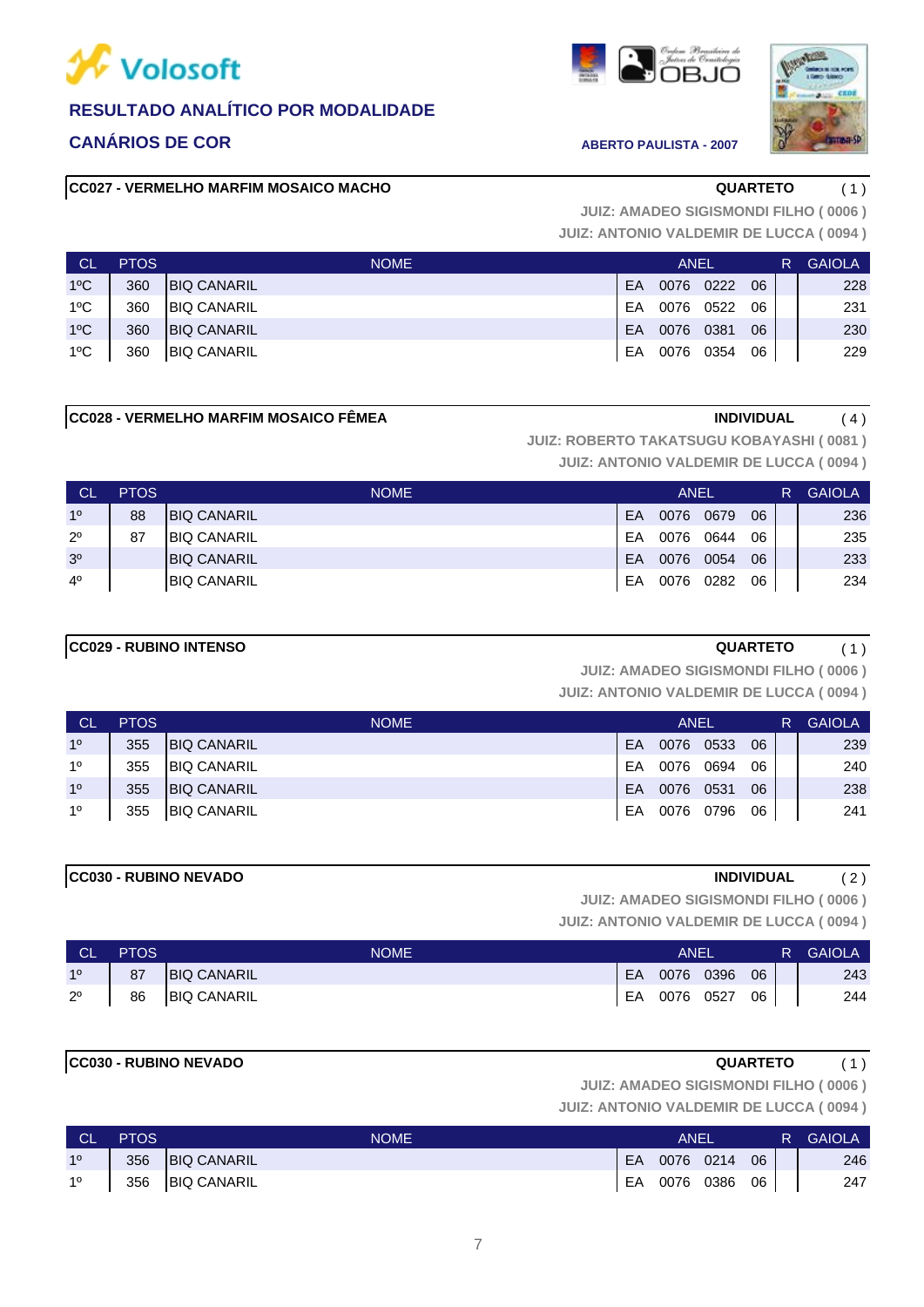# Volosoft

## RESULTADO ANALÍTICO POR MODALIDADE

## CANÁRIOS DE COR

**ABERTO PAULISTA - 2007**

### CC027 - VERMELHO MARFIM MOSAICO MACHO — QUARTETO ( 1 )

JUIZ: AMADEO SIGISMONDI FILHO ( 0006 )
JUIZ: ANTONIO VALDEMIR DE LUCCA ( 0094 )

| CL | PTOS | NOME | ANEL | | | | R | GAIOLA |
|---|---|---|---|---|---|---|---|---|
| 1ºC | 360 | BIQ CANARIL | EA | 0076 | 0222 | 06 | | 228 |
| 1ºC | 360 | BIQ CANARIL | EA | 0076 | 0522 | 06 | | 231 |
| 1ºC | 360 | BIQ CANARIL | EA | 0076 | 0381 | 06 | | 230 |
| 1ºC | 360 | BIQ CANARIL | EA | 0076 | 0354 | 06 | | 229 |

### CC028 - VERMELHO MARFIM MOSAICO FÊMEA — INDIVIDUAL ( 4 )

JUIZ: ROBERTO TAKATSUGU KOBAYASHI ( 0081 )
JUIZ: ANTONIO VALDEMIR DE LUCCA ( 0094 )

| CL | PTOS | NOME | ANEL | | | | R | GAIOLA |
|---|---|---|---|---|---|---|---|---|
| 1º | 88 | BIQ CANARIL | EA | 0076 | 0679 | 06 | | 236 |
| 2º | 87 | BIQ CANARIL | EA | 0076 | 0644 | 06 | | 235 |
| 3º | | BIQ CANARIL | EA | 0076 | 0054 | 06 | | 233 |
| 4º | | BIQ CANARIL | EA | 0076 | 0282 | 06 | | 234 |

### CC029 - RUBINO INTENSO — QUARTETO ( 1 )

JUIZ: AMADEO SIGISMONDI FILHO ( 0006 )
JUIZ: ANTONIO VALDEMIR DE LUCCA ( 0094 )

| CL | PTOS | NOME | ANEL | | | | R | GAIOLA |
|---|---|---|---|---|---|---|---|---|
| 1º | 355 | BIQ CANARIL | EA | 0076 | 0533 | 06 | | 239 |
| 1º | 355 | BIQ CANARIL | EA | 0076 | 0694 | 06 | | 240 |
| 1º | 355 | BIQ CANARIL | EA | 0076 | 0531 | 06 | | 238 |
| 1º | 355 | BIQ CANARIL | EA | 0076 | 0796 | 06 | | 241 |

### CC030 - RUBINO NEVADO — INDIVIDUAL ( 2 )

JUIZ: AMADEO SIGISMONDI FILHO ( 0006 )
JUIZ: ANTONIO VALDEMIR DE LUCCA ( 0094 )

| CL | PTOS | NOME | ANEL | | | | R | GAIOLA |
|---|---|---|---|---|---|---|---|---|
| 1º | 87 | BIQ CANARIL | EA | 0076 | 0396 | 06 | | 243 |
| 2º | 86 | BIQ CANARIL | EA | 0076 | 0527 | 06 | | 244 |

### CC030 - RUBINO NEVADO — QUARTETO ( 1 )

JUIZ: AMADEO SIGISMONDI FILHO ( 0006 )
JUIZ: ANTONIO VALDEMIR DE LUCCA ( 0094 )

| CL | PTOS | NOME | ANEL | | | | R | GAIOLA |
|---|---|---|---|---|---|---|---|---|
| 1º | 356 | BIQ CANARIL | EA | 0076 | 0214 | 06 | | 246 |
| 1º | 356 | BIQ CANARIL | EA | 0076 | 0386 | 06 | | 247 |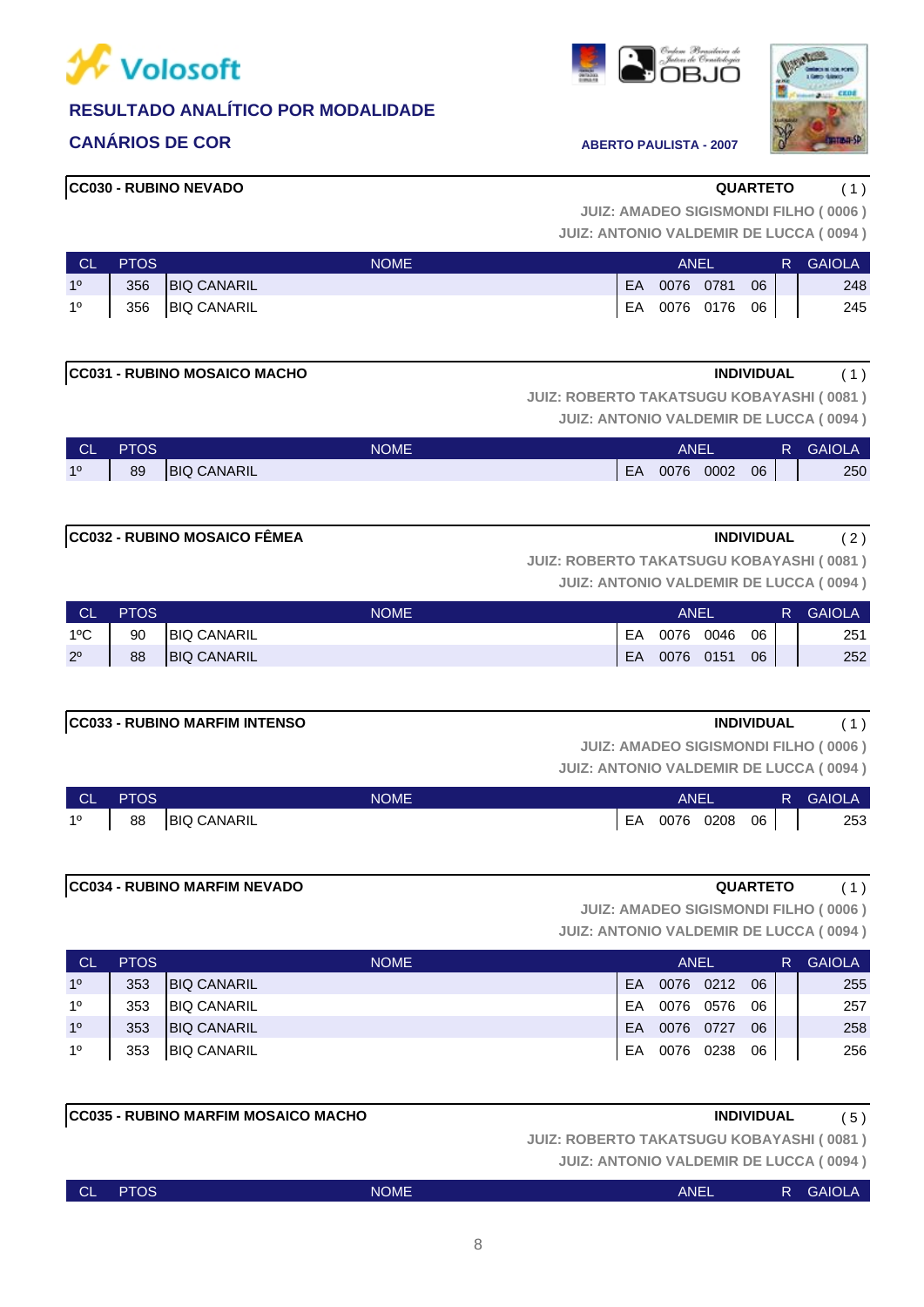# RESULTADO ANALÍTICO POR MODALIDADE

## CANÁRIOS DE COR

ABERTO PAULISTA - 2007

### CC030 - RUBINO NEVADO

**QUARTETO** ( 1 )

JUIZ: AMADEO SIGISMONDI FILHO ( 0006 )
JUIZ: ANTONIO VALDEMIR DE LUCCA ( 0094 )

| CL | PTOS | NOME | ANEL | | | | R | GAIOLA |
|---|---|---|---|---|---|---|---|---|
| 1º | 356 | BIQ CANARIL | EA | 0076 | 0781 | 06 | | 248 |
| 1º | 356 | BIQ CANARIL | EA | 0076 | 0176 | 06 | | 245 |

### CC031 - RUBINO MOSAICO MACHO

**INDIVIDUAL** ( 1 )

JUIZ: ROBERTO TAKATSUGU KOBAYASHI ( 0081 )
JUIZ: ANTONIO VALDEMIR DE LUCCA ( 0094 )

| CL | PTOS | NOME | ANEL | | | | R | GAIOLA |
|---|---|---|---|---|---|---|---|---|
| 1º | 89 | BIQ CANARIL | EA | 0076 | 0002 | 06 | | 250 |

### CC032 - RUBINO MOSAICO FÊMEA

**INDIVIDUAL** ( 2 )

JUIZ: ROBERTO TAKATSUGU KOBAYASHI ( 0081 )
JUIZ: ANTONIO VALDEMIR DE LUCCA ( 0094 )

| CL | PTOS | NOME | ANEL | | | | R | GAIOLA |
|---|---|---|---|---|---|---|---|---|
| 1ºC | 90 | BIQ CANARIL | EA | 0076 | 0046 | 06 | | 251 |
| 2º | 88 | BIQ CANARIL | EA | 0076 | 0151 | 06 | | 252 |

### CC033 - RUBINO MARFIM INTENSO

**INDIVIDUAL** ( 1 )

JUIZ: AMADEO SIGISMONDI FILHO ( 0006 )
JUIZ: ANTONIO VALDEMIR DE LUCCA ( 0094 )

| CL | PTOS | NOME | ANEL | | | | R | GAIOLA |
|---|---|---|---|---|---|---|---|---|
| 1º | 88 | BIQ CANARIL | EA | 0076 | 0208 | 06 | | 253 |

### CC034 - RUBINO MARFIM NEVADO

**QUARTETO** ( 1 )

JUIZ: AMADEO SIGISMONDI FILHO ( 0006 )
JUIZ: ANTONIO VALDEMIR DE LUCCA ( 0094 )

| CL | PTOS | NOME | ANEL | | | | R | GAIOLA |
|---|---|---|---|---|---|---|---|---|
| 1º | 353 | BIQ CANARIL | EA | 0076 | 0212 | 06 | | 255 |
| 1º | 353 | BIQ CANARIL | EA | 0076 | 0576 | 06 | | 257 |
| 1º | 353 | BIQ CANARIL | EA | 0076 | 0727 | 06 | | 258 |
| 1º | 353 | BIQ CANARIL | EA | 0076 | 0238 | 06 | | 256 |

### CC035 - RUBINO MARFIM MOSAICO MACHO

**INDIVIDUAL** ( 5 )

JUIZ: ROBERTO TAKATSUGU KOBAYASHI ( 0081 )
JUIZ: ANTONIO VALDEMIR DE LUCCA ( 0094 )

| CL | PTOS | NOME | ANEL | R | GAIOLA |
|---|---|---|---|---|---|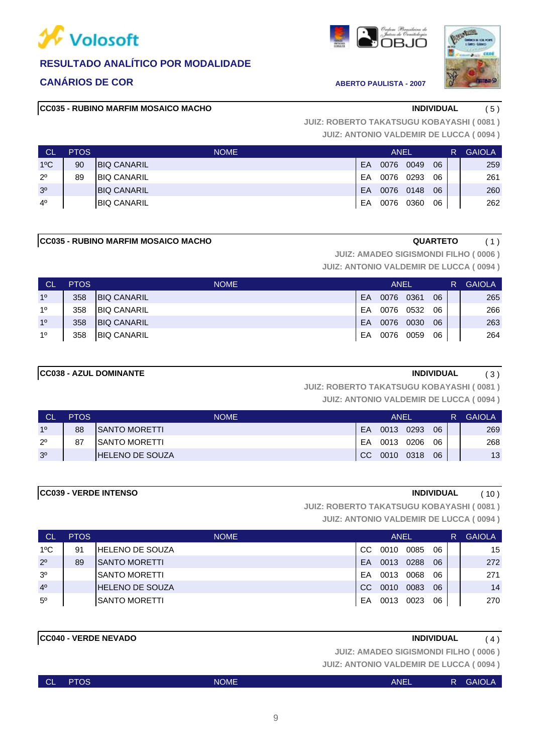**Volosoft**

## RESULTADO ANALÍTICO POR MODALIDADE

### CANÁRIOS DE COR

**ABERTO PAULISTA - 2007**

**CC035 - RUBINO MARFIM MOSAICO MACHO** — **INDIVIDUAL** ( 5 )

**JUIZ: ROBERTO TAKATSUGU KOBAYASHI ( 0081 )**
**JUIZ: ANTONIO VALDEMIR DE LUCCA ( 0094 )**

| CL | PTOS | NOME | ANEL | | | | R | GAIOLA |
|---|---|---|---|---|---|---|---|---|
| 1ºC | 90 | BIQ CANARIL | EA | 0076 | 0049 | 06 | | 259 |
| 2º | 89 | BIQ CANARIL | EA | 0076 | 0293 | 06 | | 261 |
| 3º | | BIQ CANARIL | EA | 0076 | 0148 | 06 | | 260 |
| 4º | | BIQ CANARIL | EA | 0076 | 0360 | 06 | | 262 |

**CC035 - RUBINO MARFIM MOSAICO MACHO** — **QUARTETO** ( 1 )

**JUIZ: AMADEO SIGISMONDI FILHO ( 0006 )**
**JUIZ: ANTONIO VALDEMIR DE LUCCA ( 0094 )**

| CL | PTOS | NOME | ANEL | | | | R | GAIOLA |
|---|---|---|---|---|---|---|---|---|
| 1º | 358 | BIQ CANARIL | EA | 0076 | 0361 | 06 | | 265 |
| 1º | 358 | BIQ CANARIL | EA | 0076 | 0532 | 06 | | 266 |
| 1º | 358 | BIQ CANARIL | EA | 0076 | 0030 | 06 | | 263 |
| 1º | 358 | BIQ CANARIL | EA | 0076 | 0059 | 06 | | 264 |

**CC038 - AZUL DOMINANTE** — **INDIVIDUAL** ( 3 )

**JUIZ: ROBERTO TAKATSUGU KOBAYASHI ( 0081 )**
**JUIZ: ANTONIO VALDEMIR DE LUCCA ( 0094 )**

| CL | PTOS | NOME | ANEL | | | | R | GAIOLA |
|---|---|---|---|---|---|---|---|---|
| 1º | 88 | SANTO MORETTI | EA | 0013 | 0293 | 06 | | 269 |
| 2º | 87 | SANTO MORETTI | EA | 0013 | 0206 | 06 | | 268 |
| 3º | | HELENO DE SOUZA | CC | 0010 | 0318 | 06 | | 13 |

**CC039 - VERDE INTENSO** — **INDIVIDUAL** ( 10 )

**JUIZ: ROBERTO TAKATSUGU KOBAYASHI ( 0081 )**
**JUIZ: ANTONIO VALDEMIR DE LUCCA ( 0094 )**

| CL | PTOS | NOME | ANEL | | | | R | GAIOLA |
|---|---|---|---|---|---|---|---|---|
| 1ºC | 91 | HELENO DE SOUZA | CC | 0010 | 0085 | 06 | | 15 |
| 2º | 89 | SANTO MORETTI | EA | 0013 | 0288 | 06 | | 272 |
| 3º | | SANTO MORETTI | EA | 0013 | 0068 | 06 | | 271 |
| 4º | | HELENO DE SOUZA | CC | 0010 | 0083 | 06 | | 14 |
| 5º | | SANTO MORETTI | EA | 0013 | 0023 | 06 | | 270 |

**CC040 - VERDE NEVADO** — **INDIVIDUAL** ( 4 )

**JUIZ: AMADEO SIGISMONDI FILHO ( 0006 )**
**JUIZ: ANTONIO VALDEMIR DE LUCCA ( 0094 )**

| CL | PTOS | NOME | ANEL | R | GAIOLA |
|---|---|---|---|---|---|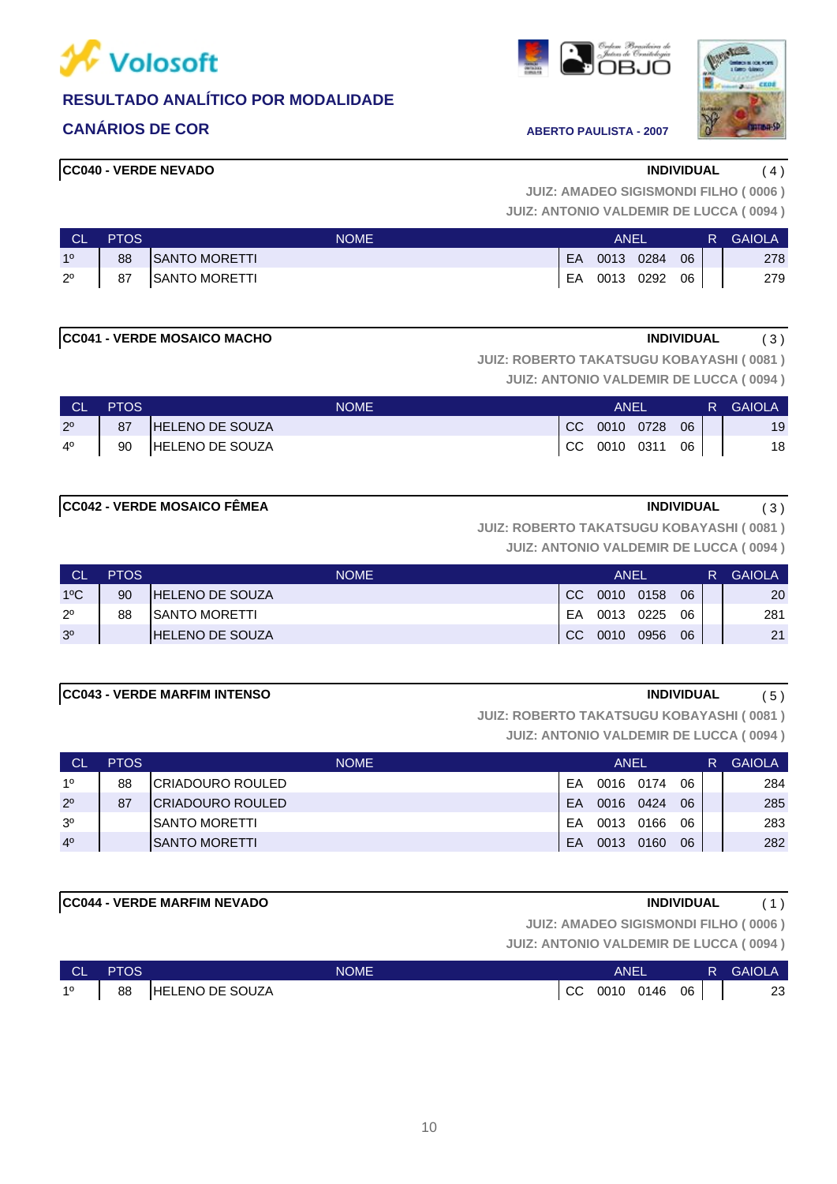**Volosoft**

## RESULTADO ANALÍTICO POR MODALIDADE

## CANÁRIOS DE COR

**ABERTO PAULISTA - 2007**

### CC040 - VERDE NEVADO

**INDIVIDUAL** ( 4 )

JUIZ: AMADEO SIGISMONDI FILHO ( 0006 )
JUIZ: ANTONIO VALDEMIR DE LUCCA ( 0094 )

| CL | PTOS | NOME | ANEL | | | | R | GAIOLA |
|---|---|---|---|---|---|---|---|---|
| 1º | 88 | SANTO MORETTI | EA | 0013 | 0284 | 06 | | 278 |
| 2º | 87 | SANTO MORETTI | EA | 0013 | 0292 | 06 | | 279 |

### CC041 - VERDE MOSAICO MACHO

**INDIVIDUAL** ( 3 )

JUIZ: ROBERTO TAKATSUGU KOBAYASHI ( 0081 )
JUIZ: ANTONIO VALDEMIR DE LUCCA ( 0094 )

| CL | PTOS | NOME | ANEL | | | | R | GAIOLA |
|---|---|---|---|---|---|---|---|---|
| 2º | 87 | HELENO DE SOUZA | CC | 0010 | 0728 | 06 | | 19 |
| 4º | 90 | HELENO DE SOUZA | CC | 0010 | 0311 | 06 | | 18 |

### CC042 - VERDE MOSAICO FÊMEA

**INDIVIDUAL** ( 3 )

JUIZ: ROBERTO TAKATSUGU KOBAYASHI ( 0081 )
JUIZ: ANTONIO VALDEMIR DE LUCCA ( 0094 )

| CL | PTOS | NOME | ANEL | | | | R | GAIOLA |
|---|---|---|---|---|---|---|---|---|
| 1ºC | 90 | HELENO DE SOUZA | CC | 0010 | 0158 | 06 | | 20 |
| 2º | 88 | SANTO MORETTI | EA | 0013 | 0225 | 06 | | 281 |
| 3º | | HELENO DE SOUZA | CC | 0010 | 0956 | 06 | | 21 |

### CC043 - VERDE MARFIM INTENSO

**INDIVIDUAL** ( 5 )

JUIZ: ROBERTO TAKATSUGU KOBAYASHI ( 0081 )
JUIZ: ANTONIO VALDEMIR DE LUCCA ( 0094 )

| CL | PTOS | NOME | ANEL | | | | R | GAIOLA |
|---|---|---|---|---|---|---|---|---|
| 1º | 88 | CRIADOURO ROULED | EA | 0016 | 0174 | 06 | | 284 |
| 2º | 87 | CRIADOURO ROULED | EA | 0016 | 0424 | 06 | | 285 |
| 3º | | SANTO MORETTI | EA | 0013 | 0166 | 06 | | 283 |
| 4º | | SANTO MORETTI | EA | 0013 | 0160 | 06 | | 282 |

### CC044 - VERDE MARFIM NEVADO

**INDIVIDUAL** ( 1 )

JUIZ: AMADEO SIGISMONDI FILHO ( 0006 )
JUIZ: ANTONIO VALDEMIR DE LUCCA ( 0094 )

| CL | PTOS | NOME | ANEL | | | | R | GAIOLA |
|---|---|---|---|---|---|---|---|---|
| 1º | 88 | HELENO DE SOUZA | CC | 0010 | 0146 | 06 | | 23 |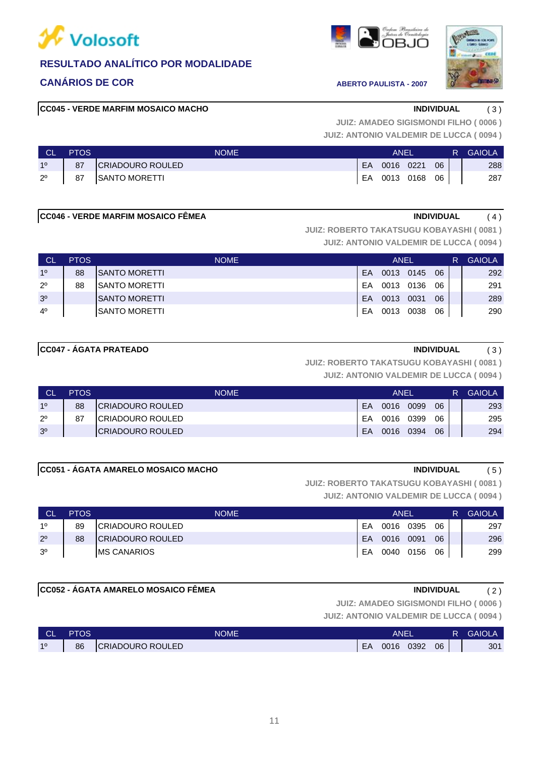# Volosoft

## RESULTADO ANALÍTICO POR MODALIDADE

## CANÁRIOS DE COR

ABERTO PAULISTA - 2007

### CC045 - VERDE MARFIM MOSAICO MACHO

**INDIVIDUAL** ( 3 )

**JUIZ: AMADEO SIGISMONDI FILHO ( 0006 )**
**JUIZ: ANTONIO VALDEMIR DE LUCCA ( 0094 )**

| CL | PTOS | NOME | ANEL | | | | R | GAIOLA |
|---|---|---|---|---|---|---|---|---|
| 1º | 87 | CRIADOURO ROULED | EA | 0016 | 0221 | 06 | | 288 |
| 2º | 87 | SANTO MORETTI | EA | 0013 | 0168 | 06 | | 287 |

### CC046 - VERDE MARFIM MOSAICO FÊMEA

**INDIVIDUAL** ( 4 )

**JUIZ: ROBERTO TAKATSUGU KOBAYASHI ( 0081 )**
**JUIZ: ANTONIO VALDEMIR DE LUCCA ( 0094 )**

| CL | PTOS | NOME | ANEL | | | | R | GAIOLA |
|---|---|---|---|---|---|---|---|---|
| 1º | 88 | SANTO MORETTI | EA | 0013 | 0145 | 06 | | 292 |
| 2º | 88 | SANTO MORETTI | EA | 0013 | 0136 | 06 | | 291 |
| 3º | | SANTO MORETTI | EA | 0013 | 0031 | 06 | | 289 |
| 4º | | SANTO MORETTI | EA | 0013 | 0038 | 06 | | 290 |

### CC047 - ÁGATA PRATEADO

**INDIVIDUAL** ( 3 )

**JUIZ: ROBERTO TAKATSUGU KOBAYASHI ( 0081 )**
**JUIZ: ANTONIO VALDEMIR DE LUCCA ( 0094 )**

| CL | PTOS | NOME | ANEL | | | | R | GAIOLA |
|---|---|---|---|---|---|---|---|---|
| 1º | 88 | CRIADOURO ROULED | EA | 0016 | 0099 | 06 | | 293 |
| 2º | 87 | CRIADOURO ROULED | EA | 0016 | 0399 | 06 | | 295 |
| 3º | | CRIADOURO ROULED | EA | 0016 | 0394 | 06 | | 294 |

### CC051 - ÁGATA AMARELO MOSAICO MACHO

**INDIVIDUAL** ( 5 )

**JUIZ: ROBERTO TAKATSUGU KOBAYASHI ( 0081 )**
**JUIZ: ANTONIO VALDEMIR DE LUCCA ( 0094 )**

| CL | PTOS | NOME | ANEL | | | | R | GAIOLA |
|---|---|---|---|---|---|---|---|---|
| 1º | 89 | CRIADOURO ROULED | EA | 0016 | 0395 | 06 | | 297 |
| 2º | 88 | CRIADOURO ROULED | EA | 0016 | 0091 | 06 | | 296 |
| 3º | | MS CANARIOS | EA | 0040 | 0156 | 06 | | 299 |

### CC052 - ÁGATA AMARELO MOSAICO FÊMEA

**INDIVIDUAL** ( 2 )

**JUIZ: AMADEO SIGISMONDI FILHO ( 0006 )**
**JUIZ: ANTONIO VALDEMIR DE LUCCA ( 0094 )**

| CL | PTOS | NOME | ANEL | | | | R | GAIOLA |
|---|---|---|---|---|---|---|---|---|
| 1º | 86 | CRIADOURO ROULED | EA | 0016 | 0392 | 06 | | 301 |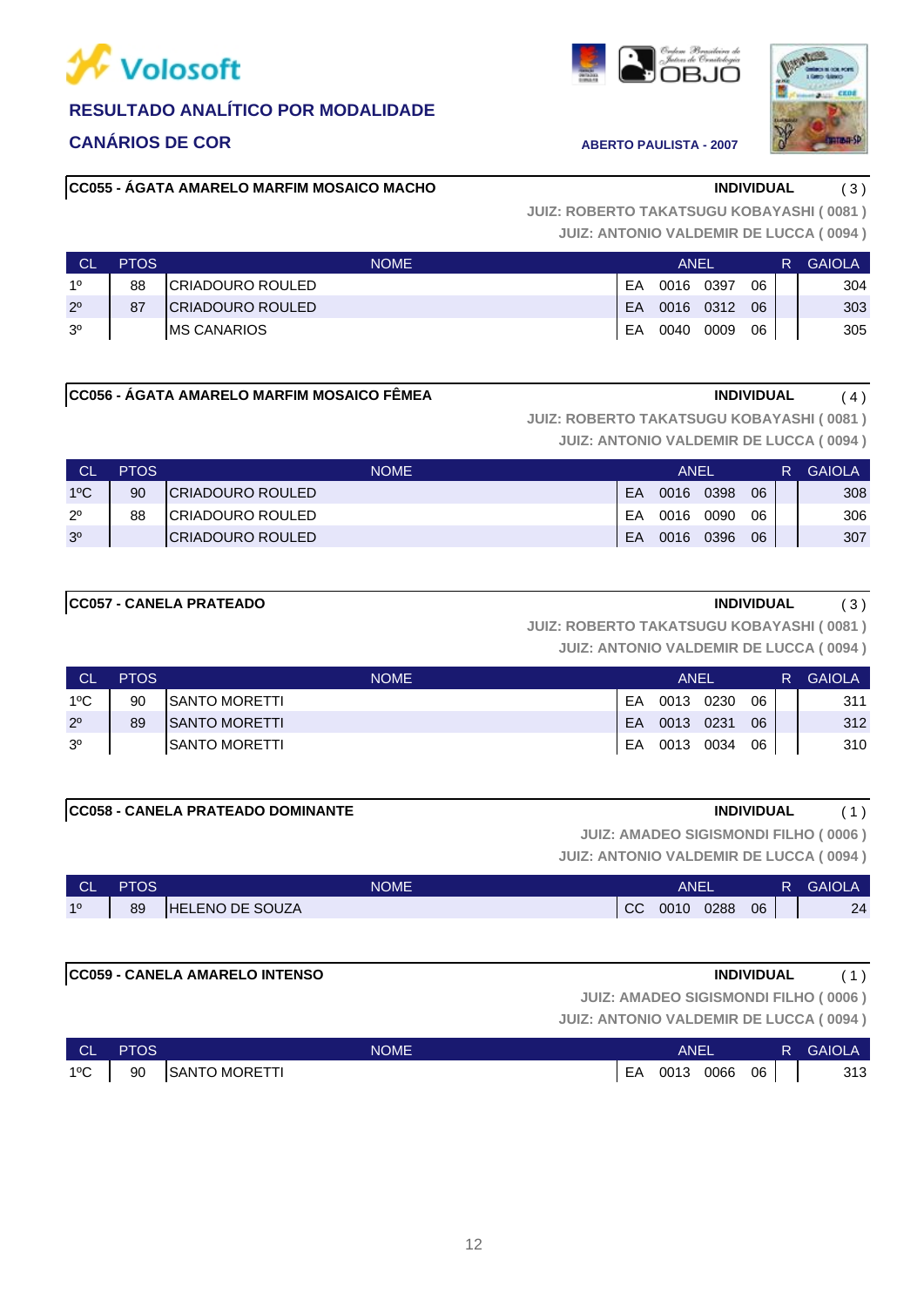Volosoft

## RESULTADO ANALÍTICO POR MODALIDADE

## CANÁRIOS DE COR

ABERTO PAULISTA - 2007

### CC055 - ÁGATA AMARELO MARFIM MOSAICO MACHO

**INDIVIDUAL** ( 3 )

JUIZ: ROBERTO TAKATSUGU KOBAYASHI ( 0081 )
JUIZ: ANTONIO VALDEMIR DE LUCCA ( 0094 )

| CL | PTOS | NOME | ANEL | | | | R | GAIOLA |
|---|---|---|---|---|---|---|---|---|
| 1º | 88 | CRIADOURO ROULED | EA | 0016 | 0397 | 06 | | 304 |
| 2º | 87 | CRIADOURO ROULED | EA | 0016 | 0312 | 06 | | 303 |
| 3º | | MS CANARIOS | EA | 0040 | 0009 | 06 | | 305 |

### CC056 - ÁGATA AMARELO MARFIM MOSAICO FÊMEA

**INDIVIDUAL** ( 4 )

JUIZ: ROBERTO TAKATSUGU KOBAYASHI ( 0081 )
JUIZ: ANTONIO VALDEMIR DE LUCCA ( 0094 )

| CL | PTOS | NOME | ANEL | | | | R | GAIOLA |
|---|---|---|---|---|---|---|---|---|
| 1ºC | 90 | CRIADOURO ROULED | EA | 0016 | 0398 | 06 | | 308 |
| 2º | 88 | CRIADOURO ROULED | EA | 0016 | 0090 | 06 | | 306 |
| 3º | | CRIADOURO ROULED | EA | 0016 | 0396 | 06 | | 307 |

### CC057 - CANELA PRATEADO

**INDIVIDUAL** ( 3 )

JUIZ: ROBERTO TAKATSUGU KOBAYASHI ( 0081 )
JUIZ: ANTONIO VALDEMIR DE LUCCA ( 0094 )

| CL | PTOS | NOME | ANEL | | | | R | GAIOLA |
|---|---|---|---|---|---|---|---|---|
| 1ºC | 90 | SANTO MORETTI | EA | 0013 | 0230 | 06 | | 311 |
| 2º | 89 | SANTO MORETTI | EA | 0013 | 0231 | 06 | | 312 |
| 3º | | SANTO MORETTI | EA | 0013 | 0034 | 06 | | 310 |

### CC058 - CANELA PRATEADO DOMINANTE

**INDIVIDUAL** ( 1 )

JUIZ: AMADEO SIGISMONDI FILHO ( 0006 )
JUIZ: ANTONIO VALDEMIR DE LUCCA ( 0094 )

| CL | PTOS | NOME | ANEL | | | | R | GAIOLA |
|---|---|---|---|---|---|---|---|---|
| 1º | 89 | HELENO DE SOUZA | CC | 0010 | 0288 | 06 | | 24 |

### CC059 - CANELA AMARELO INTENSO

**INDIVIDUAL** ( 1 )

JUIZ: AMADEO SIGISMONDI FILHO ( 0006 )
JUIZ: ANTONIO VALDEMIR DE LUCCA ( 0094 )

| CL | PTOS | NOME | ANEL | | | | R | GAIOLA |
|---|---|---|---|---|---|---|---|---|
| 1ºC | 90 | SANTO MORETTI | EA | 0013 | 0066 | 06 | | 313 |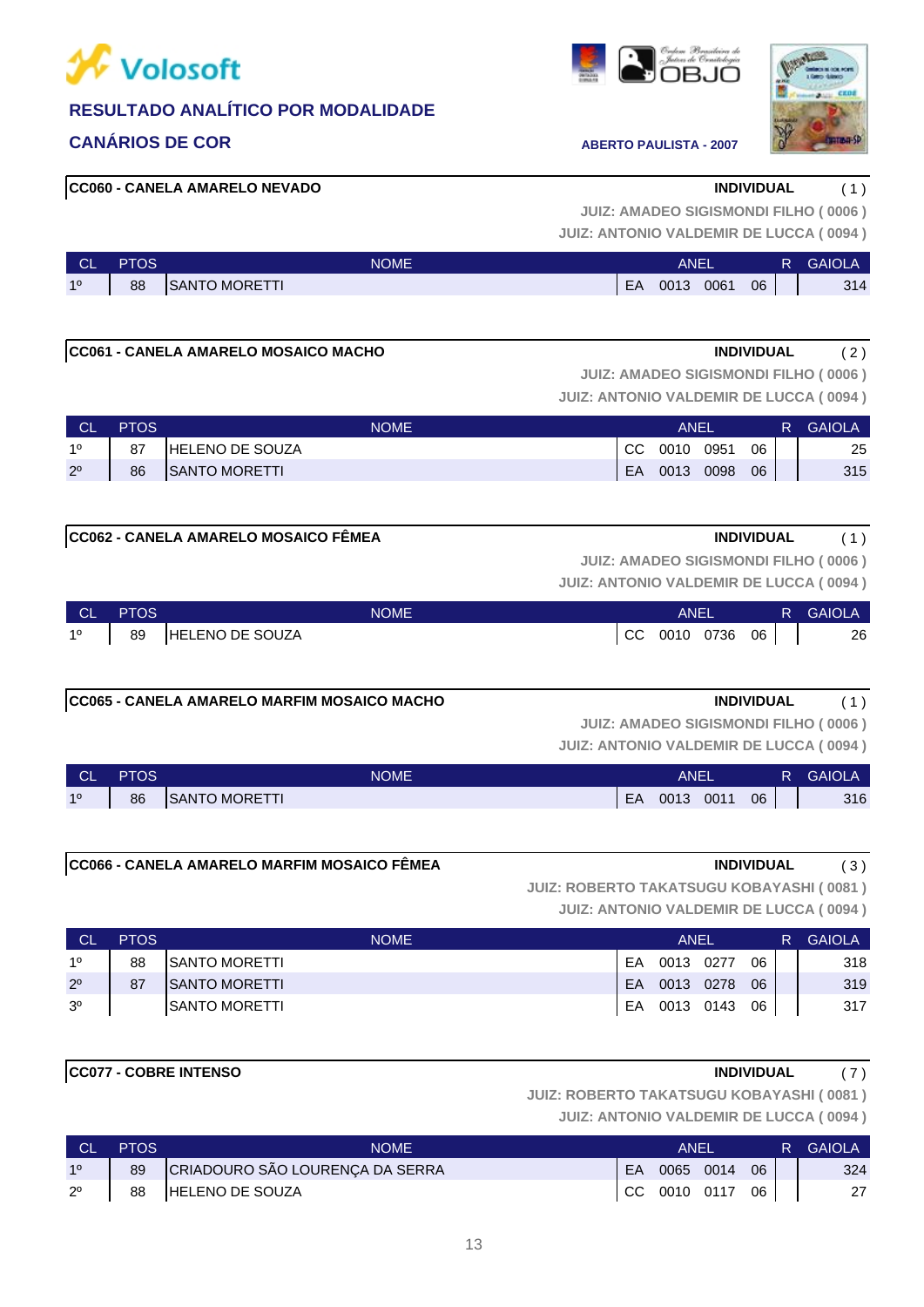# Volosoft

## RESULTADO ANALÍTICO POR MODALIDADE

## CANÁRIOS DE COR

ABERTO PAULISTA - 2007

### CC060 - CANELA AMARELO NEVADO

INDIVIDUAL ( 1 )

JUIZ: AMADEO SIGISMONDI FILHO ( 0006 )
JUIZ: ANTONIO VALDEMIR DE LUCCA ( 0094 )

| CL | PTOS | NOME | ANEL | | | | R | GAIOLA |
|---|---|---|---|---|---|---|---|---|
| 1º | 88 | SANTO MORETTI | EA | 0013 | 0061 | 06 | | 314 |

### CC061 - CANELA AMARELO MOSAICO MACHO

INDIVIDUAL ( 2 )

JUIZ: AMADEO SIGISMONDI FILHO ( 0006 )
JUIZ: ANTONIO VALDEMIR DE LUCCA ( 0094 )

| CL | PTOS | NOME | ANEL | | | | R | GAIOLA |
|---|---|---|---|---|---|---|---|---|
| 1º | 87 | HELENO DE SOUZA | CC | 0010 | 0951 | 06 | | 25 |
| 2º | 86 | SANTO MORETTI | EA | 0013 | 0098 | 06 | | 315 |

### CC062 - CANELA AMARELO MOSAICO FÊMEA

INDIVIDUAL ( 1 )

JUIZ: AMADEO SIGISMONDI FILHO ( 0006 )
JUIZ: ANTONIO VALDEMIR DE LUCCA ( 0094 )

| CL | PTOS | NOME | ANEL | | | | R | GAIOLA |
|---|---|---|---|---|---|---|---|---|
| 1º | 89 | HELENO DE SOUZA | CC | 0010 | 0736 | 06 | | 26 |

### CC065 - CANELA AMARELO MARFIM MOSAICO MACHO

INDIVIDUAL ( 1 )

JUIZ: AMADEO SIGISMONDI FILHO ( 0006 )
JUIZ: ANTONIO VALDEMIR DE LUCCA ( 0094 )

| CL | PTOS | NOME | ANEL | | | | R | GAIOLA |
|---|---|---|---|---|---|---|---|---|
| 1º | 86 | SANTO MORETTI | EA | 0013 | 0011 | 06 | | 316 |

### CC066 - CANELA AMARELO MARFIM MOSAICO FÊMEA

INDIVIDUAL ( 3 )

JUIZ: ROBERTO TAKATSUGU KOBAYASHI ( 0081 )
JUIZ: ANTONIO VALDEMIR DE LUCCA ( 0094 )

| CL | PTOS | NOME | ANEL | | | | R | GAIOLA |
|---|---|---|---|---|---|---|---|---|
| 1º | 88 | SANTO MORETTI | EA | 0013 | 0277 | 06 | | 318 |
| 2º | 87 | SANTO MORETTI | EA | 0013 | 0278 | 06 | | 319 |
| 3º | | SANTO MORETTI | EA | 0013 | 0143 | 06 | | 317 |

### CC077 - COBRE INTENSO

INDIVIDUAL ( 7 )

JUIZ: ROBERTO TAKATSUGU KOBAYASHI ( 0081 )
JUIZ: ANTONIO VALDEMIR DE LUCCA ( 0094 )

| CL | PTOS | NOME | ANEL | | | | R | GAIOLA |
|---|---|---|---|---|---|---|---|---|
| 1º | 89 | CRIADOURO SÃO LOURENÇA DA SERRA | EA | 0065 | 0014 | 06 | | 324 |
| 2º | 88 | HELENO DE SOUZA | CC | 0010 | 0117 | 06 | | 27 |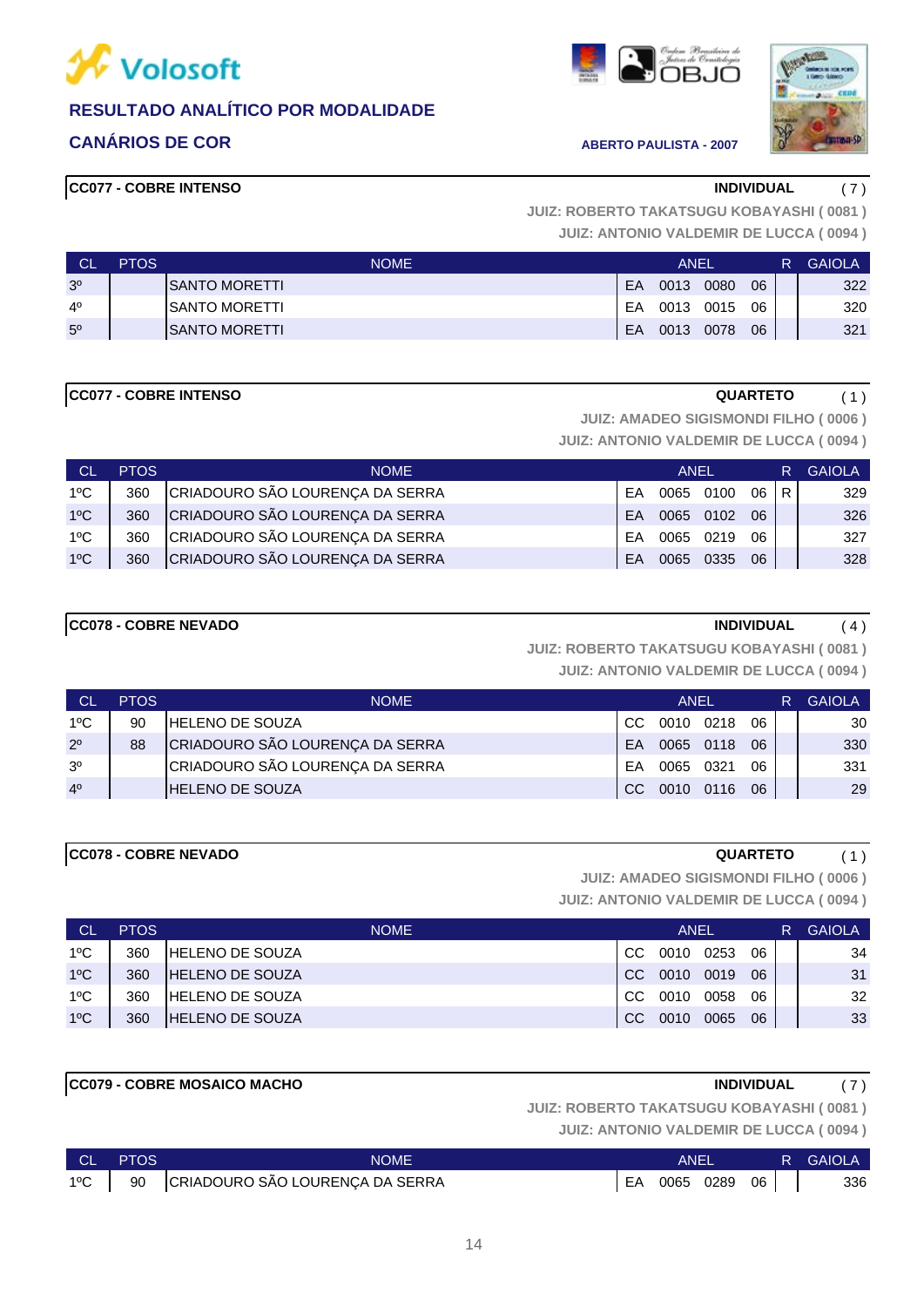# Volosoft

## RESULTADO ANALÍTICO POR MODALIDADE

## CANÁRIOS DE COR

**ABERTO PAULISTA - 2007**

### CC077 - COBRE INTENSO — INDIVIDUAL ( 7 )

JUIZ: ROBERTO TAKATSUGU KOBAYASHI ( 0081 )
JUIZ: ANTONIO VALDEMIR DE LUCCA ( 0094 )

| CL | PTOS | NOME | ANEL | | | | R | GAIOLA |
|---|---|---|---|---|---|---|---|---|
| 3º | | SANTO MORETTI | EA | 0013 | 0080 | 06 | | 322 |
| 4º | | SANTO MORETTI | EA | 0013 | 0015 | 06 | | 320 |
| 5º | | SANTO MORETTI | EA | 0013 | 0078 | 06 | | 321 |

### CC077 - COBRE INTENSO — QUARTETO ( 1 )

JUIZ: AMADEO SIGISMONDI FILHO ( 0006 )
JUIZ: ANTONIO VALDEMIR DE LUCCA ( 0094 )

| CL | PTOS | NOME | ANEL | | | | R | GAIOLA |
|---|---|---|---|---|---|---|---|---|
| 1ºC | 360 | CRIADOURO SÃO LOURENÇA DA SERRA | EA | 0065 | 0100 | 06 | R | 329 |
| 1ºC | 360 | CRIADOURO SÃO LOURENÇA DA SERRA | EA | 0065 | 0102 | 06 | | 326 |
| 1ºC | 360 | CRIADOURO SÃO LOURENÇA DA SERRA | EA | 0065 | 0219 | 06 | | 327 |
| 1ºC | 360 | CRIADOURO SÃO LOURENÇA DA SERRA | EA | 0065 | 0335 | 06 | | 328 |

### CC078 - COBRE NEVADO — INDIVIDUAL ( 4 )

JUIZ: ROBERTO TAKATSUGU KOBAYASHI ( 0081 )
JUIZ: ANTONIO VALDEMIR DE LUCCA ( 0094 )

| CL | PTOS | NOME | ANEL | | | | R | GAIOLA |
|---|---|---|---|---|---|---|---|---|
| 1ºC | 90 | HELENO DE SOUZA | CC | 0010 | 0218 | 06 | | 30 |
| 2º | 88 | CRIADOURO SÃO LOURENÇA DA SERRA | EA | 0065 | 0118 | 06 | | 330 |
| 3º | | CRIADOURO SÃO LOURENÇA DA SERRA | EA | 0065 | 0321 | 06 | | 331 |
| 4º | | HELENO DE SOUZA | CC | 0010 | 0116 | 06 | | 29 |

### CC078 - COBRE NEVADO — QUARTETO ( 1 )

JUIZ: AMADEO SIGISMONDI FILHO ( 0006 )
JUIZ: ANTONIO VALDEMIR DE LUCCA ( 0094 )

| CL | PTOS | NOME | ANEL | | | | R | GAIOLA |
|---|---|---|---|---|---|---|---|---|
| 1ºC | 360 | HELENO DE SOUZA | CC | 0010 | 0253 | 06 | | 34 |
| 1ºC | 360 | HELENO DE SOUZA | CC | 0010 | 0019 | 06 | | 31 |
| 1ºC | 360 | HELENO DE SOUZA | CC | 0010 | 0058 | 06 | | 32 |
| 1ºC | 360 | HELENO DE SOUZA | CC | 0010 | 0065 | 06 | | 33 |

### CC079 - COBRE MOSAICO MACHO — INDIVIDUAL ( 7 )

JUIZ: ROBERTO TAKATSUGU KOBAYASHI ( 0081 )
JUIZ: ANTONIO VALDEMIR DE LUCCA ( 0094 )

| CL | PTOS | NOME | ANEL | | | | R | GAIOLA |
|---|---|---|---|---|---|---|---|---|
| 1ºC | 90 | CRIADOURO SÃO LOURENÇA DA SERRA | EA | 0065 | 0289 | 06 | | 336 |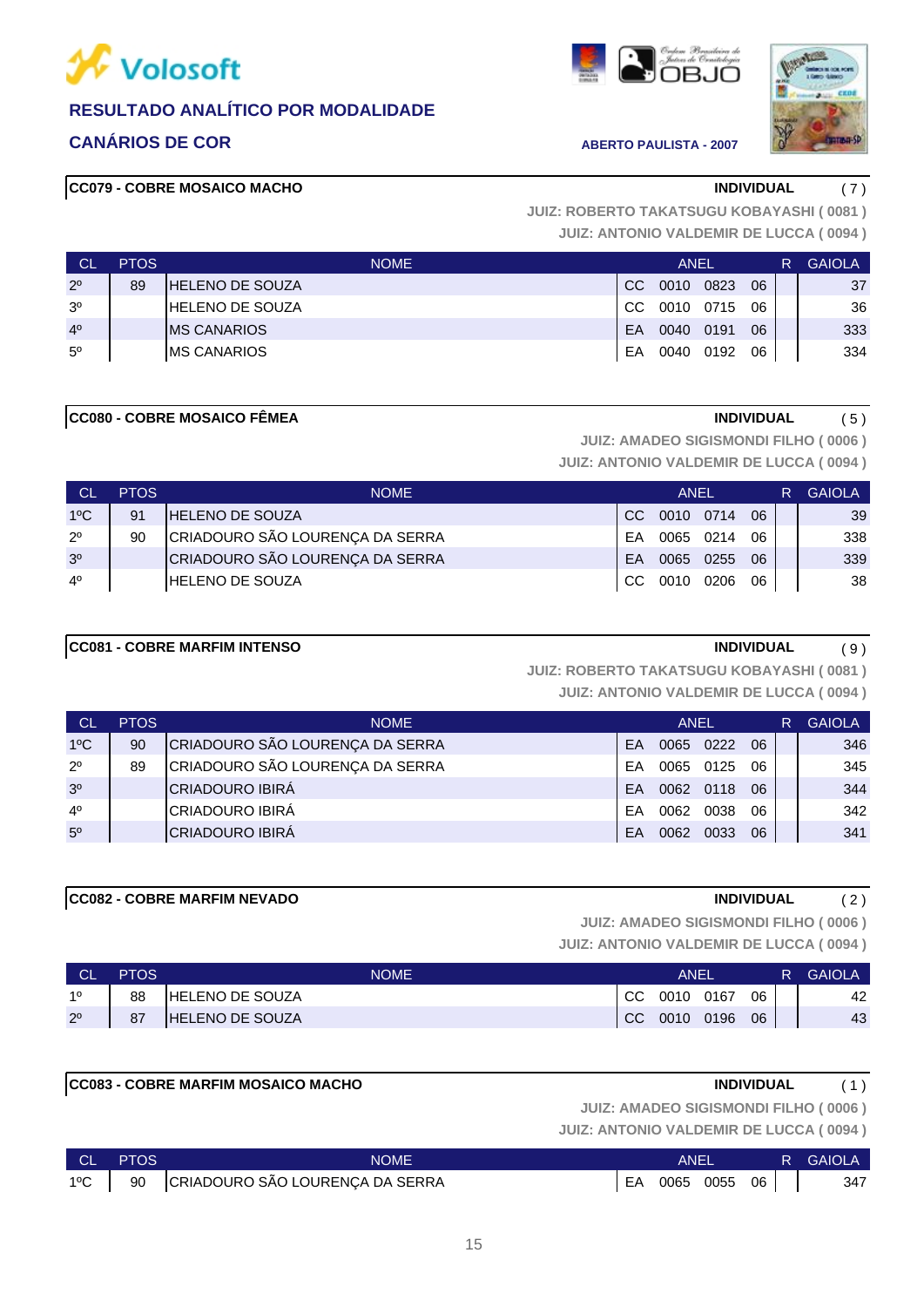# RESULTADO ANALÍTICO POR MODALIDADE

## CANÁRIOS DE COR

ABERTO PAULISTA - 2007

### CC079 - COBRE MOSAICO MACHO

**INDIVIDUAL** ( 7 )

JUIZ: ROBERTO TAKATSUGU KOBAYASHI ( 0081 )
JUIZ: ANTONIO VALDEMIR DE LUCCA ( 0094 )

| CL | PTOS | NOME | ANEL | | | | R | GAIOLA |
|---|---|---|---|---|---|---|---|---|
| 2º | 89 | HELENO DE SOUZA | CC | 0010 | 0823 | 06 | | 37 |
| 3º | | HELENO DE SOUZA | CC | 0010 | 0715 | 06 | | 36 |
| 4º | | MS CANARIOS | EA | 0040 | 0191 | 06 | | 333 |
| 5º | | MS CANARIOS | EA | 0040 | 0192 | 06 | | 334 |

### CC080 - COBRE MOSAICO FÊMEA

**INDIVIDUAL** ( 5 )

JUIZ: AMADEO SIGISMONDI FILHO ( 0006 )
JUIZ: ANTONIO VALDEMIR DE LUCCA ( 0094 )

| CL | PTOS | NOME | ANEL | | | | R | GAIOLA |
|---|---|---|---|---|---|---|---|---|
| 1ºC | 91 | HELENO DE SOUZA | CC | 0010 | 0714 | 06 | | 39 |
| 2º | 90 | CRIADOURO SÃO LOURENÇA DA SERRA | EA | 0065 | 0214 | 06 | | 338 |
| 3º | | CRIADOURO SÃO LOURENÇA DA SERRA | EA | 0065 | 0255 | 06 | | 339 |
| 4º | | HELENO DE SOUZA | CC | 0010 | 0206 | 06 | | 38 |

### CC081 - COBRE MARFIM INTENSO

**INDIVIDUAL** ( 9 )

JUIZ: ROBERTO TAKATSUGU KOBAYASHI ( 0081 )
JUIZ: ANTONIO VALDEMIR DE LUCCA ( 0094 )

| CL | PTOS | NOME | ANEL | | | | R | GAIOLA |
|---|---|---|---|---|---|---|---|---|
| 1ºC | 90 | CRIADOURO SÃO LOURENÇA DA SERRA | EA | 0065 | 0222 | 06 | | 346 |
| 2º | 89 | CRIADOURO SÃO LOURENÇA DA SERRA | EA | 0065 | 0125 | 06 | | 345 |
| 3º | | CRIADOURO IBIRÁ | EA | 0062 | 0118 | 06 | | 344 |
| 4º | | CRIADOURO IBIRÁ | EA | 0062 | 0038 | 06 | | 342 |
| 5º | | CRIADOURO IBIRÁ | EA | 0062 | 0033 | 06 | | 341 |

### CC082 - COBRE MARFIM NEVADO

**INDIVIDUAL** ( 2 )

JUIZ: AMADEO SIGISMONDI FILHO ( 0006 )
JUIZ: ANTONIO VALDEMIR DE LUCCA ( 0094 )

| CL | PTOS | NOME | ANEL | | | | R | GAIOLA |
|---|---|---|---|---|---|---|---|---|
| 1º | 88 | HELENO DE SOUZA | CC | 0010 | 0167 | 06 | | 42 |
| 2º | 87 | HELENO DE SOUZA | CC | 0010 | 0196 | 06 | | 43 |

### CC083 - COBRE MARFIM MOSAICO MACHO

**INDIVIDUAL** ( 1 )

JUIZ: AMADEO SIGISMONDI FILHO ( 0006 )
JUIZ: ANTONIO VALDEMIR DE LUCCA ( 0094 )

| CL | PTOS | NOME | ANEL | | | | R | GAIOLA |
|---|---|---|---|---|---|---|---|---|
| 1ºC | 90 | CRIADOURO SÃO LOURENÇA DA SERRA | EA | 0065 | 0055 | 06 | | 347 |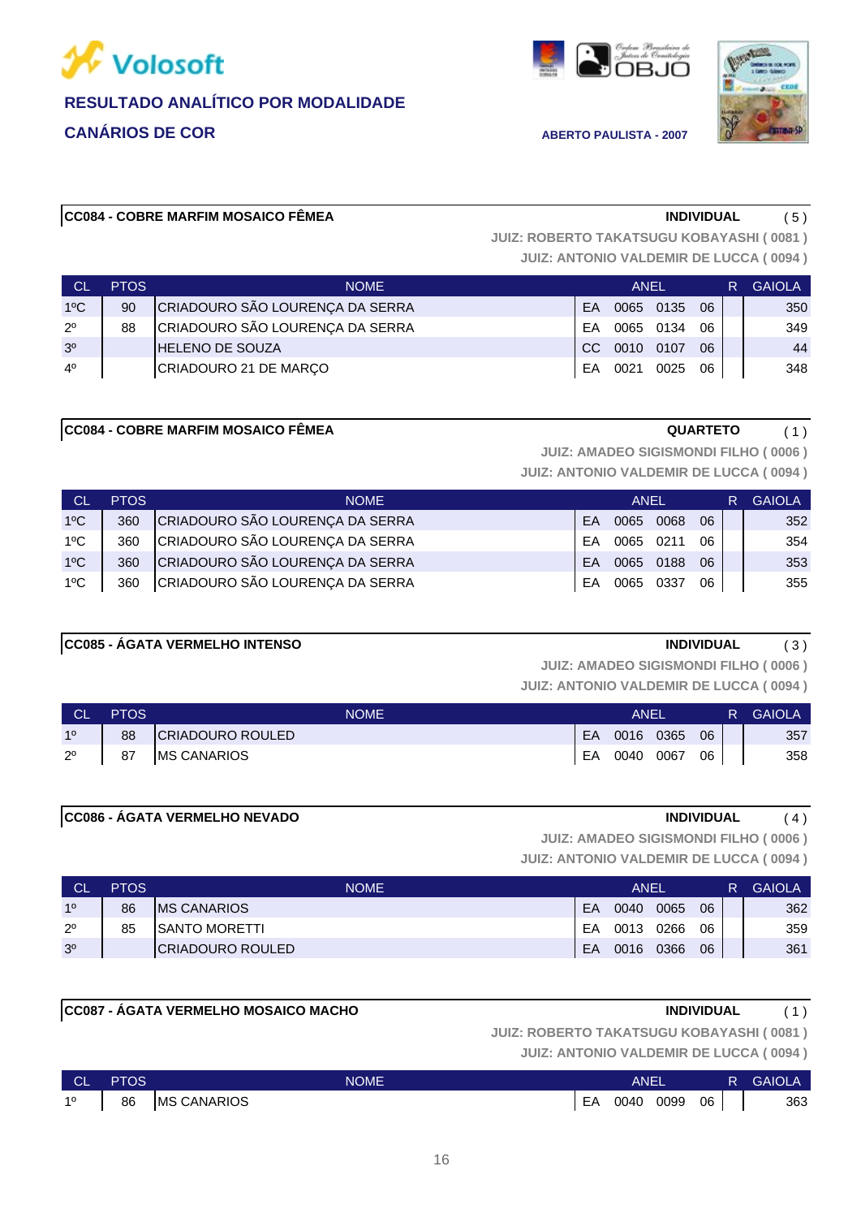Volosoft

**RESULTADO ANALÍTICO POR MODALIDADE**

**CANÁRIOS DE COR**

**ABERTO PAULISTA - 2007**

**CC084 - COBRE MARFIM MOSAICO FÊMEA** — **INDIVIDUAL** ( 5 )

JUIZ: ROBERTO TAKATSUGU KOBAYASHI ( 0081 )
JUIZ: ANTONIO VALDEMIR DE LUCCA ( 0094 )

| CL | PTOS | NOME | ANEL | | | | R | GAIOLA |
|---|---|---|---|---|---|---|---|---|
| 1ºC | 90 | CRIADOURO SÃO LOURENÇA DA SERRA | EA | 0065 | 0135 | 06 | | 350 |
| 2º | 88 | CRIADOURO SÃO LOURENÇA DA SERRA | EA | 0065 | 0134 | 06 | | 349 |
| 3º | | HELENO DE SOUZA | CC | 0010 | 0107 | 06 | | 44 |
| 4º | | CRIADOURO 21 DE MARÇO | EA | 0021 | 0025 | 06 | | 348 |

**CC084 - COBRE MARFIM MOSAICO FÊMEA** — **QUARTETO** ( 1 )

JUIZ: AMADEO SIGISMONDI FILHO ( 0006 )
JUIZ: ANTONIO VALDEMIR DE LUCCA ( 0094 )

| CL | PTOS | NOME | ANEL | | | | R | GAIOLA |
|---|---|---|---|---|---|---|---|---|
| 1ºC | 360 | CRIADOURO SÃO LOURENÇA DA SERRA | EA | 0065 | 0068 | 06 | | 352 |
| 1ºC | 360 | CRIADOURO SÃO LOURENÇA DA SERRA | EA | 0065 | 0211 | 06 | | 354 |
| 1ºC | 360 | CRIADOURO SÃO LOURENÇA DA SERRA | EA | 0065 | 0188 | 06 | | 353 |
| 1ºC | 360 | CRIADOURO SÃO LOURENÇA DA SERRA | EA | 0065 | 0337 | 06 | | 355 |

**CC085 - ÁGATA VERMELHO INTENSO** — **INDIVIDUAL** ( 3 )

JUIZ: AMADEO SIGISMONDI FILHO ( 0006 )
JUIZ: ANTONIO VALDEMIR DE LUCCA ( 0094 )

| CL | PTOS | NOME | ANEL | | | | R | GAIOLA |
|---|---|---|---|---|---|---|---|---|
| 1º | 88 | CRIADOURO ROULED | EA | 0016 | 0365 | 06 | | 357 |
| 2º | 87 | MS CANARIOS | EA | 0040 | 0067 | 06 | | 358 |

**CC086 - ÁGATA VERMELHO NEVADO** — **INDIVIDUAL** ( 4 )

JUIZ: AMADEO SIGISMONDI FILHO ( 0006 )
JUIZ: ANTONIO VALDEMIR DE LUCCA ( 0094 )

| CL | PTOS | NOME | ANEL | | | | R | GAIOLA |
|---|---|---|---|---|---|---|---|---|
| 1º | 86 | MS CANARIOS | EA | 0040 | 0065 | 06 | | 362 |
| 2º | 85 | SANTO MORETTI | EA | 0013 | 0266 | 06 | | 359 |
| 3º | | CRIADOURO ROULED | EA | 0016 | 0366 | 06 | | 361 |

**CC087 - ÁGATA VERMELHO MOSAICO MACHO** — **INDIVIDUAL** ( 1 )

JUIZ: ROBERTO TAKATSUGU KOBAYASHI ( 0081 )
JUIZ: ANTONIO VALDEMIR DE LUCCA ( 0094 )

| CL | PTOS | NOME | ANEL | | | | R | GAIOLA |
|---|---|---|---|---|---|---|---|---|
| 1º | 86 | MS CANARIOS | EA | 0040 | 0099 | 06 | | 363 |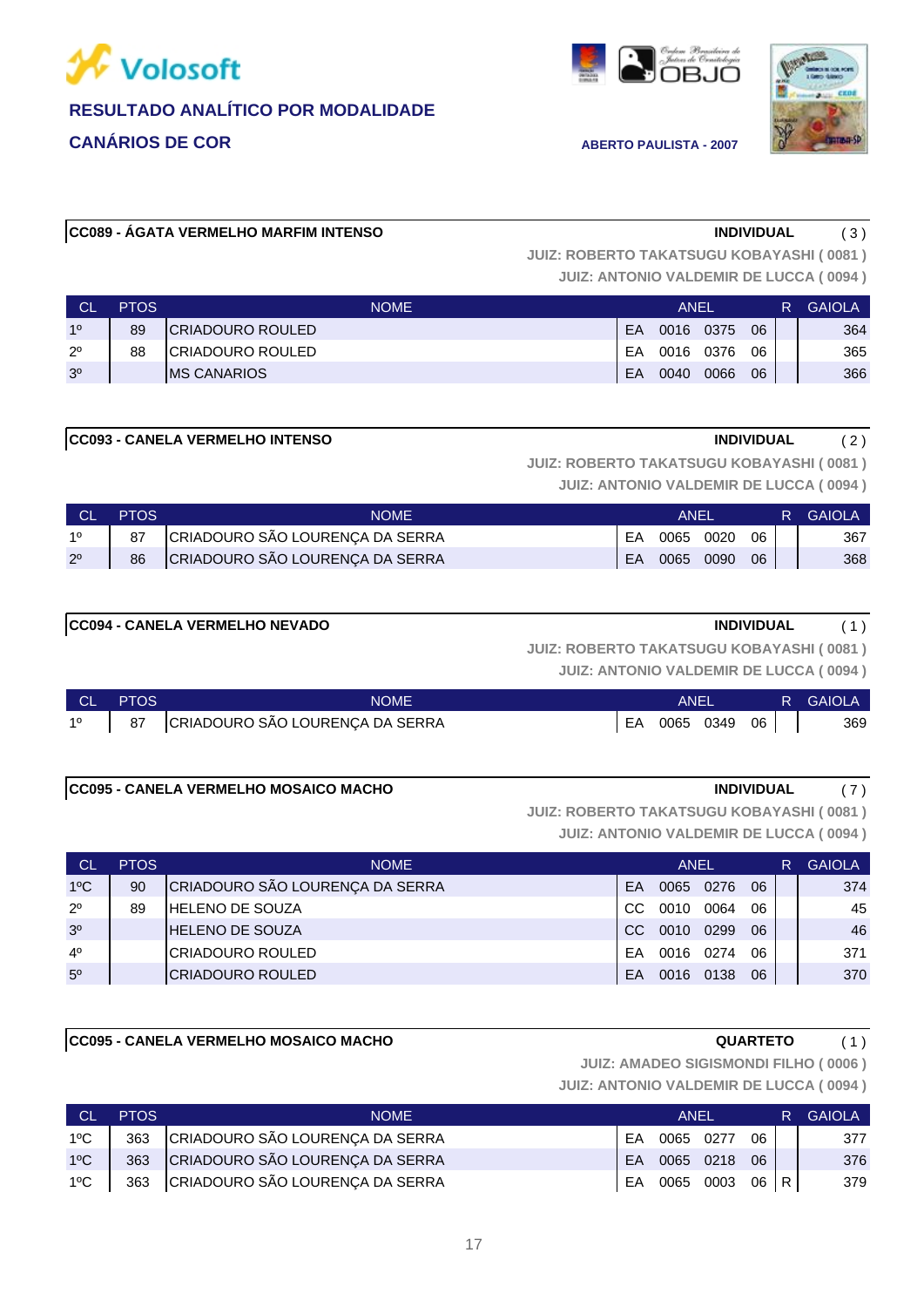**Volosoft**

**RESULTADO ANALÍTICO POR MODALIDADE**

**CANÁRIOS DE COR**

**ABERTO PAULISTA - 2007**

**CC089 - ÁGATA VERMELHO MARFIM INTENSO** — **INDIVIDUAL** ( 3 )

**JUIZ: ROBERTO TAKATSUGU KOBAYASHI ( 0081 )**
**JUIZ: ANTONIO VALDEMIR DE LUCCA ( 0094 )**

| CL | PTOS | NOME | ANEL | | | | R | GAIOLA |
|---|---|---|---|---|---|---|---|---|
| 1º | 89 | CRIADOURO ROULED | EA | 0016 | 0375 | 06 | | 364 |
| 2º | 88 | CRIADOURO ROULED | EA | 0016 | 0376 | 06 | | 365 |
| 3º | | MS CANARIOS | EA | 0040 | 0066 | 06 | | 366 |

**CC093 - CANELA VERMELHO INTENSO** — **INDIVIDUAL** ( 2 )

**JUIZ: ROBERTO TAKATSUGU KOBAYASHI ( 0081 )**
**JUIZ: ANTONIO VALDEMIR DE LUCCA ( 0094 )**

| CL | PTOS | NOME | ANEL | | | | R | GAIOLA |
|---|---|---|---|---|---|---|---|---|
| 1º | 87 | CRIADOURO SÃO LOURENÇA DA SERRA | EA | 0065 | 0020 | 06 | | 367 |
| 2º | 86 | CRIADOURO SÃO LOURENÇA DA SERRA | EA | 0065 | 0090 | 06 | | 368 |

**CC094 - CANELA VERMELHO NEVADO** — **INDIVIDUAL** ( 1 )

**JUIZ: ROBERTO TAKATSUGU KOBAYASHI ( 0081 )**
**JUIZ: ANTONIO VALDEMIR DE LUCCA ( 0094 )**

| CL | PTOS | NOME | ANEL | | | | R | GAIOLA |
|---|---|---|---|---|---|---|---|---|
| 1º | 87 | CRIADOURO SÃO LOURENÇA DA SERRA | EA | 0065 | 0349 | 06 | | 369 |

**CC095 - CANELA VERMELHO MOSAICO MACHO** — **INDIVIDUAL** ( 7 )

**JUIZ: ROBERTO TAKATSUGU KOBAYASHI ( 0081 )**
**JUIZ: ANTONIO VALDEMIR DE LUCCA ( 0094 )**

| CL | PTOS | NOME | ANEL | | | | R | GAIOLA |
|---|---|---|---|---|---|---|---|---|
| 1ºC | 90 | CRIADOURO SÃO LOURENÇA DA SERRA | EA | 0065 | 0276 | 06 | | 374 |
| 2º | 89 | HELENO DE SOUZA | CC | 0010 | 0064 | 06 | | 45 |
| 3º | | HELENO DE SOUZA | CC | 0010 | 0299 | 06 | | 46 |
| 4º | | CRIADOURO ROULED | EA | 0016 | 0274 | 06 | | 371 |
| 5º | | CRIADOURO ROULED | EA | 0016 | 0138 | 06 | | 370 |

**CC095 - CANELA VERMELHO MOSAICO MACHO** — **QUARTETO** ( 1 )

**JUIZ: AMADEO SIGISMONDI FILHO ( 0006 )**
**JUIZ: ANTONIO VALDEMIR DE LUCCA ( 0094 )**

| CL | PTOS | NOME | ANEL | | | | R | GAIOLA |
|---|---|---|---|---|---|---|---|---|
| 1ºC | 363 | CRIADOURO SÃO LOURENÇA DA SERRA | EA | 0065 | 0277 | 06 | | 377 |
| 1ºC | 363 | CRIADOURO SÃO LOURENÇA DA SERRA | EA | 0065 | 0218 | 06 | | 376 |
| 1ºC | 363 | CRIADOURO SÃO LOURENÇA DA SERRA | EA | 0065 | 0003 | 06 | R | 379 |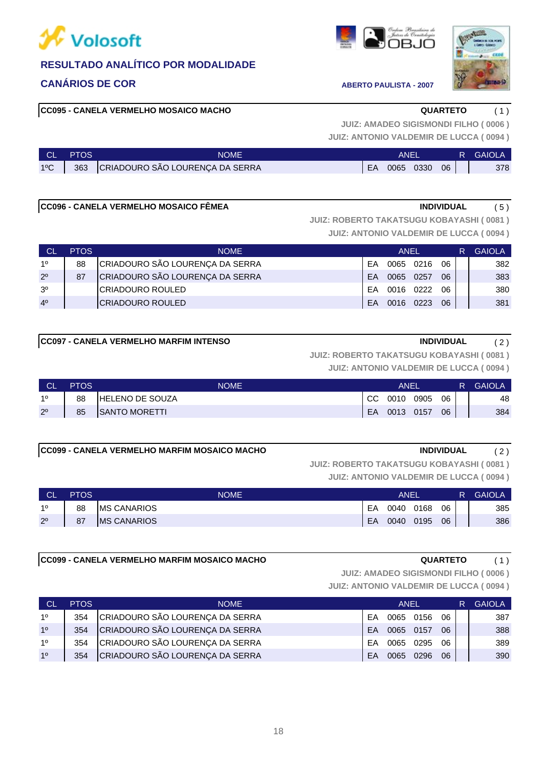# RESULTADO ANALÍTICO POR MODALIDADE

## CANÁRIOS DE COR

**ABERTO PAULISTA - 2007**

### CC095 - CANELA VERMELHO MOSAICO MACHO

**QUARTETO** ( 1 )

JUIZ: AMADEO SIGISMONDI FILHO ( 0006 )
JUIZ: ANTONIO VALDEMIR DE LUCCA ( 0094 )

| CL | PTOS | NOME | ANEL | | | | R | GAIOLA |
|---|---|---|---|---|---|---|---|---|
| 1ºC | 363 | CRIADOURO SÃO LOURENÇA DA SERRA | EA | 0065 | 0330 | 06 | | 378 |

### CC096 - CANELA VERMELHO MOSAICO FÊMEA

**INDIVIDUAL** ( 5 )

JUIZ: ROBERTO TAKATSUGU KOBAYASHI ( 0081 )
JUIZ: ANTONIO VALDEMIR DE LUCCA ( 0094 )

| CL | PTOS | NOME | ANEL | | | | R | GAIOLA |
|---|---|---|---|---|---|---|---|---|
| 1º | 88 | CRIADOURO SÃO LOURENÇA DA SERRA | EA | 0065 | 0216 | 06 | | 382 |
| 2º | 87 | CRIADOURO SÃO LOURENÇA DA SERRA | EA | 0065 | 0257 | 06 | | 383 |
| 3º | | CRIADOURO ROULED | EA | 0016 | 0222 | 06 | | 380 |
| 4º | | CRIADOURO ROULED | EA | 0016 | 0223 | 06 | | 381 |

### CC097 - CANELA VERMELHO MARFIM INTENSO

**INDIVIDUAL** ( 2 )

JUIZ: ROBERTO TAKATSUGU KOBAYASHI ( 0081 )
JUIZ: ANTONIO VALDEMIR DE LUCCA ( 0094 )

| CL | PTOS | NOME | ANEL | | | | R | GAIOLA |
|---|---|---|---|---|---|---|---|---|
| 1º | 88 | HELENO DE SOUZA | CC | 0010 | 0905 | 06 | | 48 |
| 2º | 85 | SANTO MORETTI | EA | 0013 | 0157 | 06 | | 384 |

### CC099 - CANELA VERMELHO MARFIM MOSAICO MACHO

**INDIVIDUAL** ( 2 )

JUIZ: ROBERTO TAKATSUGU KOBAYASHI ( 0081 )
JUIZ: ANTONIO VALDEMIR DE LUCCA ( 0094 )

| CL | PTOS | NOME | ANEL | | | | R | GAIOLA |
|---|---|---|---|---|---|---|---|---|
| 1º | 88 | MS CANARIOS | EA | 0040 | 0168 | 06 | | 385 |
| 2º | 87 | MS CANARIOS | EA | 0040 | 0195 | 06 | | 386 |

### CC099 - CANELA VERMELHO MARFIM MOSAICO MACHO

**QUARTETO** ( 1 )

JUIZ: AMADEO SIGISMONDI FILHO ( 0006 )
JUIZ: ANTONIO VALDEMIR DE LUCCA ( 0094 )

| CL | PTOS | NOME | ANEL | | | | R | GAIOLA |
|---|---|---|---|---|---|---|---|---|
| 1º | 354 | CRIADOURO SÃO LOURENÇA DA SERRA | EA | 0065 | 0156 | 06 | | 387 |
| 1º | 354 | CRIADOURO SÃO LOURENÇA DA SERRA | EA | 0065 | 0157 | 06 | | 388 |
| 1º | 354 | CRIADOURO SÃO LOURENÇA DA SERRA | EA | 0065 | 0295 | 06 | | 389 |
| 1º | 354 | CRIADOURO SÃO LOURENÇA DA SERRA | EA | 0065 | 0296 | 06 | | 390 |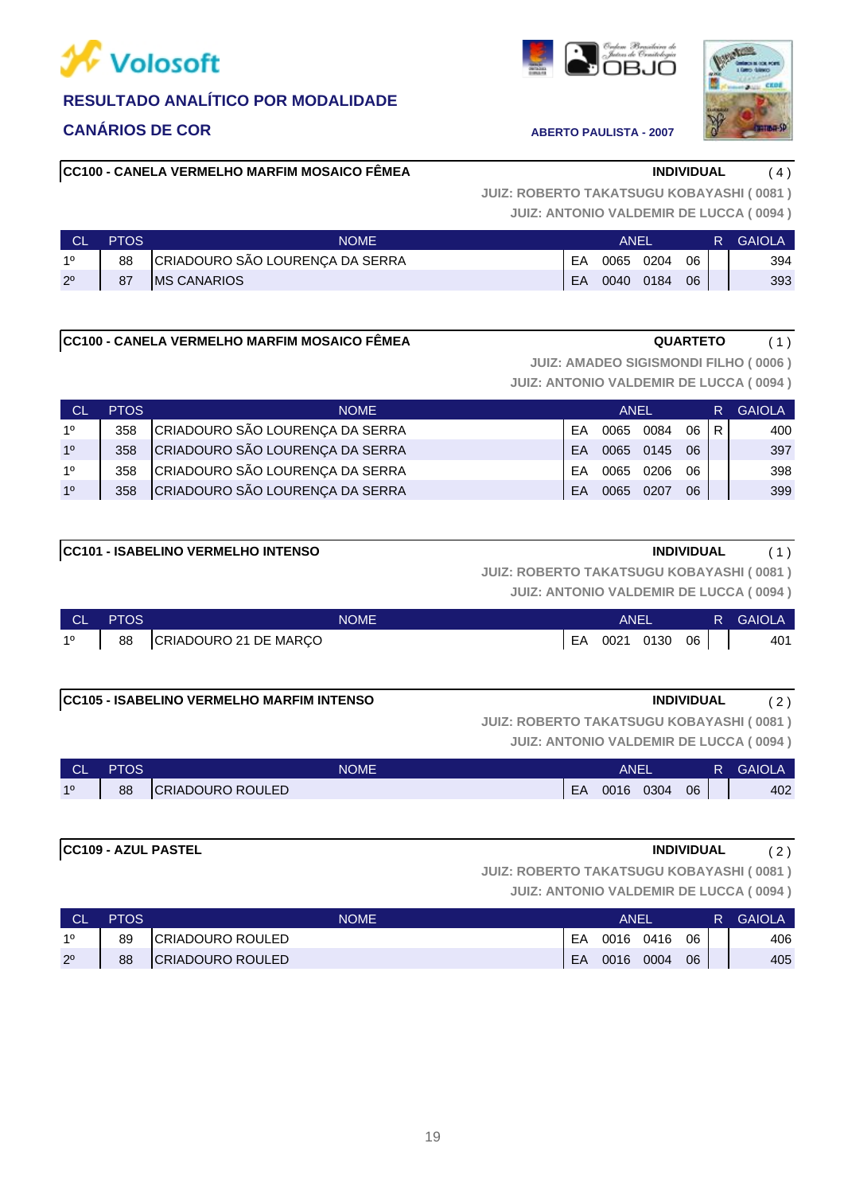**RESULTADO ANALÍTICO POR MODALIDADE**

**CANÁRIOS DE COR**

**ABERTO PAULISTA - 2007**

### CC100 - CANELA VERMELHO MARFIM MOSAICO FÊMEA — INDIVIDUAL ( 4 )

JUIZ: ROBERTO TAKATSUGU KOBAYASHI ( 0081 )
JUIZ: ANTONIO VALDEMIR DE LUCCA ( 0094 )

| CL | PTOS | NOME | ANEL | | | | R | GAIOLA |
|---|---|---|---|---|---|---|---|---|
| 1º | 88 | CRIADOURO SÃO LOURENÇA DA SERRA | EA | 0065 | 0204 | 06 | | 394 |
| 2º | 87 | MS CANARIOS | EA | 0040 | 0184 | 06 | | 393 |

### CC100 - CANELA VERMELHO MARFIM MOSAICO FÊMEA — QUARTETO ( 1 )

JUIZ: AMADEO SIGISMONDI FILHO ( 0006 )
JUIZ: ANTONIO VALDEMIR DE LUCCA ( 0094 )

| CL | PTOS | NOME | ANEL | | | | R | GAIOLA |
|---|---|---|---|---|---|---|---|---|
| 1º | 358 | CRIADOURO SÃO LOURENÇA DA SERRA | EA | 0065 | 0084 | 06 | R | 400 |
| 1º | 358 | CRIADOURO SÃO LOURENÇA DA SERRA | EA | 0065 | 0145 | 06 | | 397 |
| 1º | 358 | CRIADOURO SÃO LOURENÇA DA SERRA | EA | 0065 | 0206 | 06 | | 398 |
| 1º | 358 | CRIADOURO SÃO LOURENÇA DA SERRA | EA | 0065 | 0207 | 06 | | 399 |

### CC101 - ISABELINO VERMELHO INTENSO — INDIVIDUAL ( 1 )

JUIZ: ROBERTO TAKATSUGU KOBAYASHI ( 0081 )
JUIZ: ANTONIO VALDEMIR DE LUCCA ( 0094 )

| CL | PTOS | NOME | ANEL | | | | R | GAIOLA |
|---|---|---|---|---|---|---|---|---|
| 1º | 88 | CRIADOURO 21 DE MARÇO | EA | 0021 | 0130 | 06 | | 401 |

### CC105 - ISABELINO VERMELHO MARFIM INTENSO — INDIVIDUAL ( 2 )

JUIZ: ROBERTO TAKATSUGU KOBAYASHI ( 0081 )
JUIZ: ANTONIO VALDEMIR DE LUCCA ( 0094 )

| CL | PTOS | NOME | ANEL | | | | R | GAIOLA |
|---|---|---|---|---|---|---|---|---|
| 1º | 88 | CRIADOURO ROULED | EA | 0016 | 0304 | 06 | | 402 |

### CC109 - AZUL PASTEL — INDIVIDUAL ( 2 )

JUIZ: ROBERTO TAKATSUGU KOBAYASHI ( 0081 )
JUIZ: ANTONIO VALDEMIR DE LUCCA ( 0094 )

| CL | PTOS | NOME | ANEL | | | | R | GAIOLA |
|---|---|---|---|---|---|---|---|---|
| 1º | 89 | CRIADOURO ROULED | EA | 0016 | 0416 | 06 | | 406 |
| 2º | 88 | CRIADOURO ROULED | EA | 0016 | 0004 | 06 | | 405 |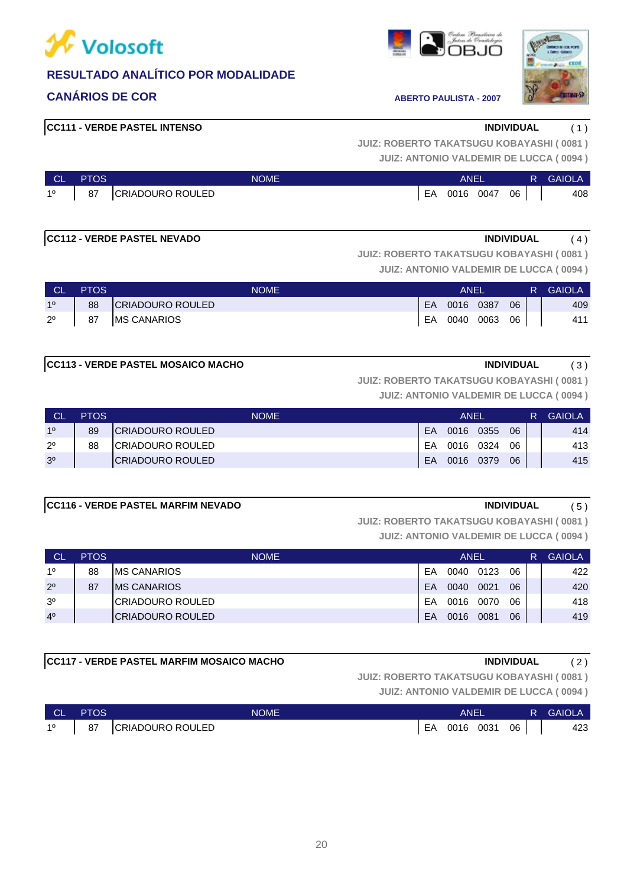**Volosoft**

## RESULTADO ANALÍTICO POR MODALIDADE

### CANÁRIOS DE COR

ABERTO PAULISTA - 2007

**CC111 - VERDE PASTEL INTENSO** — **INDIVIDUAL** ( 1 )

JUIZ: ROBERTO TAKATSUGU KOBAYASHI ( 0081 )
JUIZ: ANTONIO VALDEMIR DE LUCCA ( 0094 )

| CL | PTOS | NOME | ANEL | | | | R | GAIOLA |
|---|---|---|---|---|---|---|---|---|
| 1º | 87 | CRIADOURO ROULED | EA | 0016 | 0047 | 06 | | 408 |

**CC112 - VERDE PASTEL NEVADO** — **INDIVIDUAL** ( 4 )

JUIZ: ROBERTO TAKATSUGU KOBAYASHI ( 0081 )
JUIZ: ANTONIO VALDEMIR DE LUCCA ( 0094 )

| CL | PTOS | NOME | ANEL | | | | R | GAIOLA |
|---|---|---|---|---|---|---|---|---|
| 1º | 88 | CRIADOURO ROULED | EA | 0016 | 0387 | 06 | | 409 |
| 2º | 87 | MS CANARIOS | EA | 0040 | 0063 | 06 | | 411 |

**CC113 - VERDE PASTEL MOSAICO MACHO** — **INDIVIDUAL** ( 3 )

JUIZ: ROBERTO TAKATSUGU KOBAYASHI ( 0081 )
JUIZ: ANTONIO VALDEMIR DE LUCCA ( 0094 )

| CL | PTOS | NOME | ANEL | | | | R | GAIOLA |
|---|---|---|---|---|---|---|---|---|
| 1º | 89 | CRIADOURO ROULED | EA | 0016 | 0355 | 06 | | 414 |
| 2º | 88 | CRIADOURO ROULED | EA | 0016 | 0324 | 06 | | 413 |
| 3º | | CRIADOURO ROULED | EA | 0016 | 0379 | 06 | | 415 |

**CC116 - VERDE PASTEL MARFIM NEVADO** — **INDIVIDUAL** ( 5 )

JUIZ: ROBERTO TAKATSUGU KOBAYASHI ( 0081 )
JUIZ: ANTONIO VALDEMIR DE LUCCA ( 0094 )

| CL | PTOS | NOME | ANEL | | | | R | GAIOLA |
|---|---|---|---|---|---|---|---|---|
| 1º | 88 | MS CANARIOS | EA | 0040 | 0123 | 06 | | 422 |
| 2º | 87 | MS CANARIOS | EA | 0040 | 0021 | 06 | | 420 |
| 3º | | CRIADOURO ROULED | EA | 0016 | 0070 | 06 | | 418 |
| 4º | | CRIADOURO ROULED | EA | 0016 | 0081 | 06 | | 419 |

**CC117 - VERDE PASTEL MARFIM MOSAICO MACHO** — **INDIVIDUAL** ( 2 )

JUIZ: ROBERTO TAKATSUGU KOBAYASHI ( 0081 )
JUIZ: ANTONIO VALDEMIR DE LUCCA ( 0094 )

| CL | PTOS | NOME | ANEL | | | | R | GAIOLA |
|---|---|---|---|---|---|---|---|---|
| 1º | 87 | CRIADOURO ROULED | EA | 0016 | 0031 | 06 | | 423 |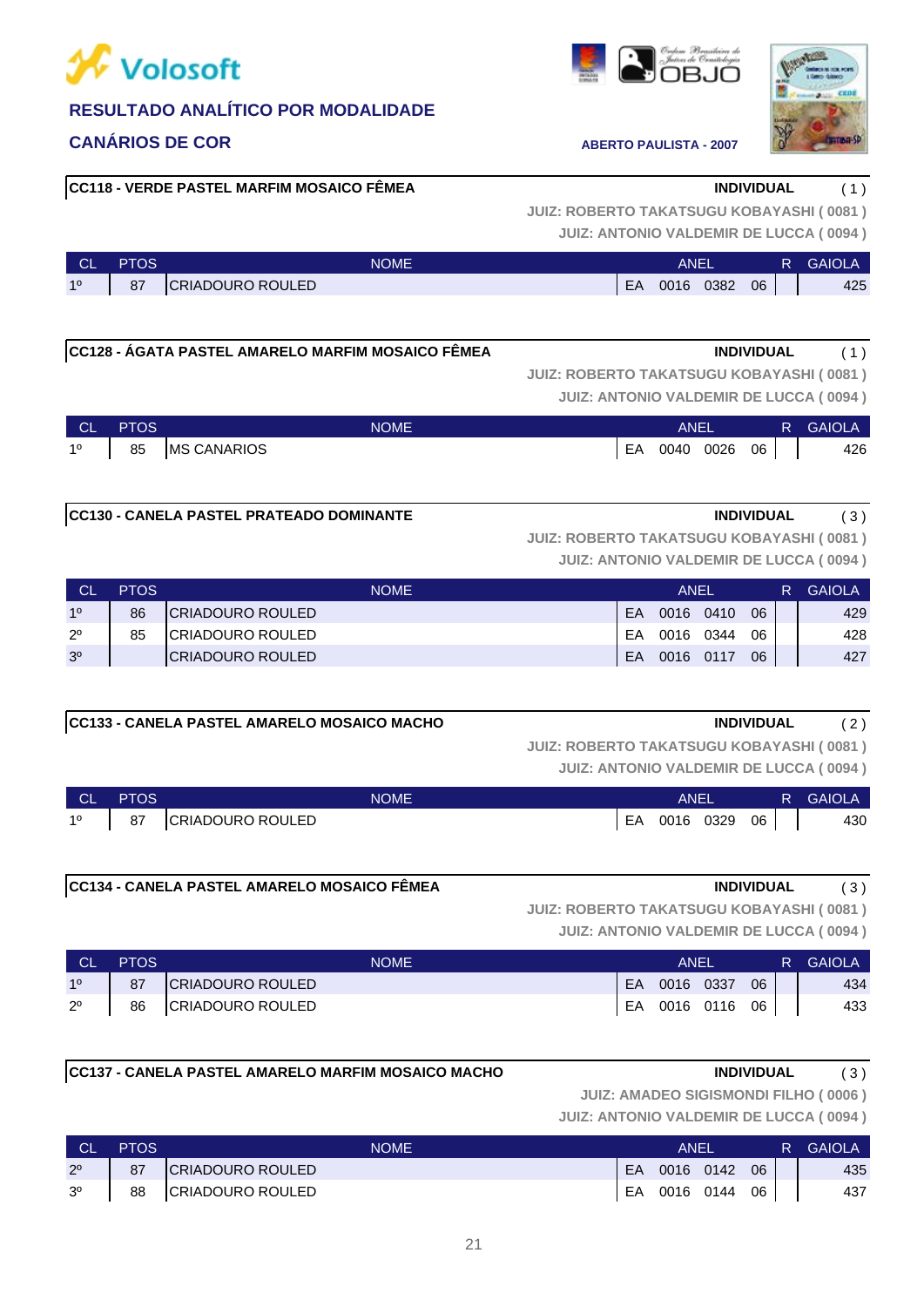# Volosoft

## RESULTADO ANALÍTICO POR MODALIDADE

## CANÁRIOS DE COR

**ABERTO PAULISTA - 2007**

### CC118 - VERDE PASTEL MARFIM MOSAICO FÊMEA

**INDIVIDUAL** ( 1 )

JUIZ: ROBERTO TAKATSUGU KOBAYASHI ( 0081 )
JUIZ: ANTONIO VALDEMIR DE LUCCA ( 0094 )

| CL | PTOS | NOME | ANEL | | | | R | GAIOLA |
|---|---|---|---|---|---|---|---|---|
| 1º | 87 | CRIADOURO ROULED | EA | 0016 | 0382 | 06 | | 425 |

### CC128 - ÁGATA PASTEL AMARELO MARFIM MOSAICO FÊMEA

**INDIVIDUAL** ( 1 )

JUIZ: ROBERTO TAKATSUGU KOBAYASHI ( 0081 )
JUIZ: ANTONIO VALDEMIR DE LUCCA ( 0094 )

| CL | PTOS | NOME | ANEL | | | | R | GAIOLA |
|---|---|---|---|---|---|---|---|---|
| 1º | 85 | MS CANARIOS | EA | 0040 | 0026 | 06 | | 426 |

### CC130 - CANELA PASTEL PRATEADO DOMINANTE

**INDIVIDUAL** ( 3 )

JUIZ: ROBERTO TAKATSUGU KOBAYASHI ( 0081 )
JUIZ: ANTONIO VALDEMIR DE LUCCA ( 0094 )

| CL | PTOS | NOME | ANEL | | | | R | GAIOLA |
|---|---|---|---|---|---|---|---|---|
| 1º | 86 | CRIADOURO ROULED | EA | 0016 | 0410 | 06 | | 429 |
| 2º | 85 | CRIADOURO ROULED | EA | 0016 | 0344 | 06 | | 428 |
| 3º | | CRIADOURO ROULED | EA | 0016 | 0117 | 06 | | 427 |

### CC133 - CANELA PASTEL AMARELO MOSAICO MACHO

**INDIVIDUAL** ( 2 )

JUIZ: ROBERTO TAKATSUGU KOBAYASHI ( 0081 )
JUIZ: ANTONIO VALDEMIR DE LUCCA ( 0094 )

| CL | PTOS | NOME | ANEL | | | | R | GAIOLA |
|---|---|---|---|---|---|---|---|---|
| 1º | 87 | CRIADOURO ROULED | EA | 0016 | 0329 | 06 | | 430 |

### CC134 - CANELA PASTEL AMARELO MOSAICO FÊMEA

**INDIVIDUAL** ( 3 )

JUIZ: ROBERTO TAKATSUGU KOBAYASHI ( 0081 )
JUIZ: ANTONIO VALDEMIR DE LUCCA ( 0094 )

| CL | PTOS | NOME | ANEL | | | | R | GAIOLA |
|---|---|---|---|---|---|---|---|---|
| 1º | 87 | CRIADOURO ROULED | EA | 0016 | 0337 | 06 | | 434 |
| 2º | 86 | CRIADOURO ROULED | EA | 0016 | 0116 | 06 | | 433 |

### CC137 - CANELA PASTEL AMARELO MARFIM MOSAICO MACHO

**INDIVIDUAL** ( 3 )

JUIZ: AMADEO SIGISMONDI FILHO ( 0006 )
JUIZ: ANTONIO VALDEMIR DE LUCCA ( 0094 )

| CL | PTOS | NOME | ANEL | | | | R | GAIOLA |
|---|---|---|---|---|---|---|---|---|
| 2º | 87 | CRIADOURO ROULED | EA | 0016 | 0142 | 06 | | 435 |
| 3º | 88 | CRIADOURO ROULED | EA | 0016 | 0144 | 06 | | 437 |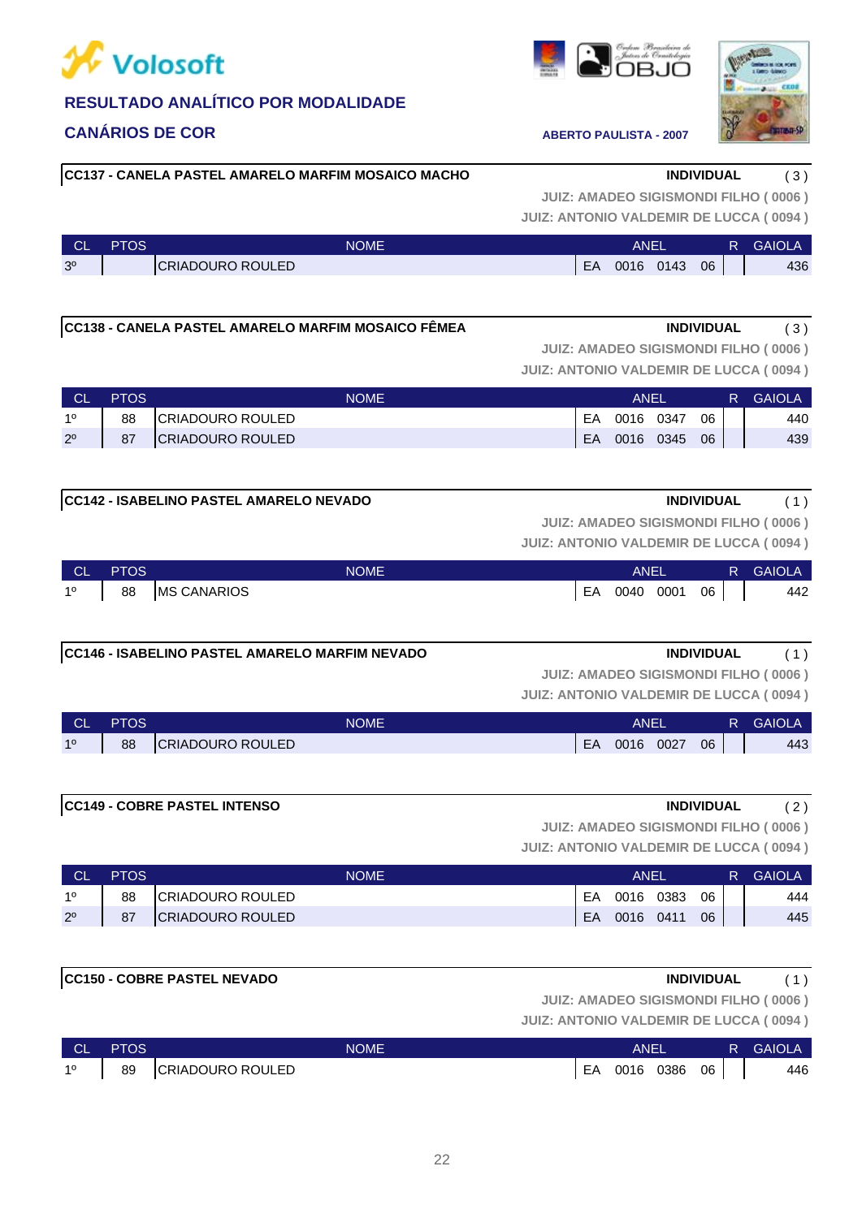**Volosoft**

**RESULTADO ANALÍTICO POR MODALIDADE**

**CANÁRIOS DE COR**

**ABERTO PAULISTA - 2007**

### CC137 - CANELA PASTEL AMARELO MARFIM MOSAICO MACHO

**INDIVIDUAL** ( 3 )

JUIZ: AMADEO SIGISMONDI FILHO ( 0006 )
JUIZ: ANTONIO VALDEMIR DE LUCCA ( 0094 )

| CL | PTOS | NOME | ANEL | | | | R | GAIOLA |
|---|---|---|---|---|---|---|---|---|
| 3º | | CRIADOURO ROULED | EA | 0016 | 0143 | 06 | | 436 |

### CC138 - CANELA PASTEL AMARELO MARFIM MOSAICO FÊMEA

**INDIVIDUAL** ( 3 )

JUIZ: AMADEO SIGISMONDI FILHO ( 0006 )
JUIZ: ANTONIO VALDEMIR DE LUCCA ( 0094 )

| CL | PTOS | NOME | ANEL | | | | R | GAIOLA |
|---|---|---|---|---|---|---|---|---|
| 1º | 88 | CRIADOURO ROULED | EA | 0016 | 0347 | 06 | | 440 |
| 2º | 87 | CRIADOURO ROULED | EA | 0016 | 0345 | 06 | | 439 |

### CC142 - ISABELINO PASTEL AMARELO NEVADO

**INDIVIDUAL** ( 1 )

JUIZ: AMADEO SIGISMONDI FILHO ( 0006 )
JUIZ: ANTONIO VALDEMIR DE LUCCA ( 0094 )

| CL | PTOS | NOME | ANEL | | | | R | GAIOLA |
|---|---|---|---|---|---|---|---|---|
| 1º | 88 | MS CANARIOS | EA | 0040 | 0001 | 06 | | 442 |

### CC146 - ISABELINO PASTEL AMARELO MARFIM NEVADO

**INDIVIDUAL** ( 1 )

JUIZ: AMADEO SIGISMONDI FILHO ( 0006 )
JUIZ: ANTONIO VALDEMIR DE LUCCA ( 0094 )

| CL | PTOS | NOME | ANEL | | | | R | GAIOLA |
|---|---|---|---|---|---|---|---|---|
| 1º | 88 | CRIADOURO ROULED | EA | 0016 | 0027 | 06 | | 443 |

### CC149 - COBRE PASTEL INTENSO

**INDIVIDUAL** ( 2 )

JUIZ: AMADEO SIGISMONDI FILHO ( 0006 )
JUIZ: ANTONIO VALDEMIR DE LUCCA ( 0094 )

| CL | PTOS | NOME | ANEL | | | | R | GAIOLA |
|---|---|---|---|---|---|---|---|---|
| 1º | 88 | CRIADOURO ROULED | EA | 0016 | 0383 | 06 | | 444 |
| 2º | 87 | CRIADOURO ROULED | EA | 0016 | 0411 | 06 | | 445 |

### CC150 - COBRE PASTEL NEVADO

**INDIVIDUAL** ( 1 )

JUIZ: AMADEO SIGISMONDI FILHO ( 0006 )
JUIZ: ANTONIO VALDEMIR DE LUCCA ( 0094 )

| CL | PTOS | NOME | ANEL | | | | R | GAIOLA |
|---|---|---|---|---|---|---|---|---|
| 1º | 89 | CRIADOURO ROULED | EA | 0016 | 0386 | 06 | | 446 |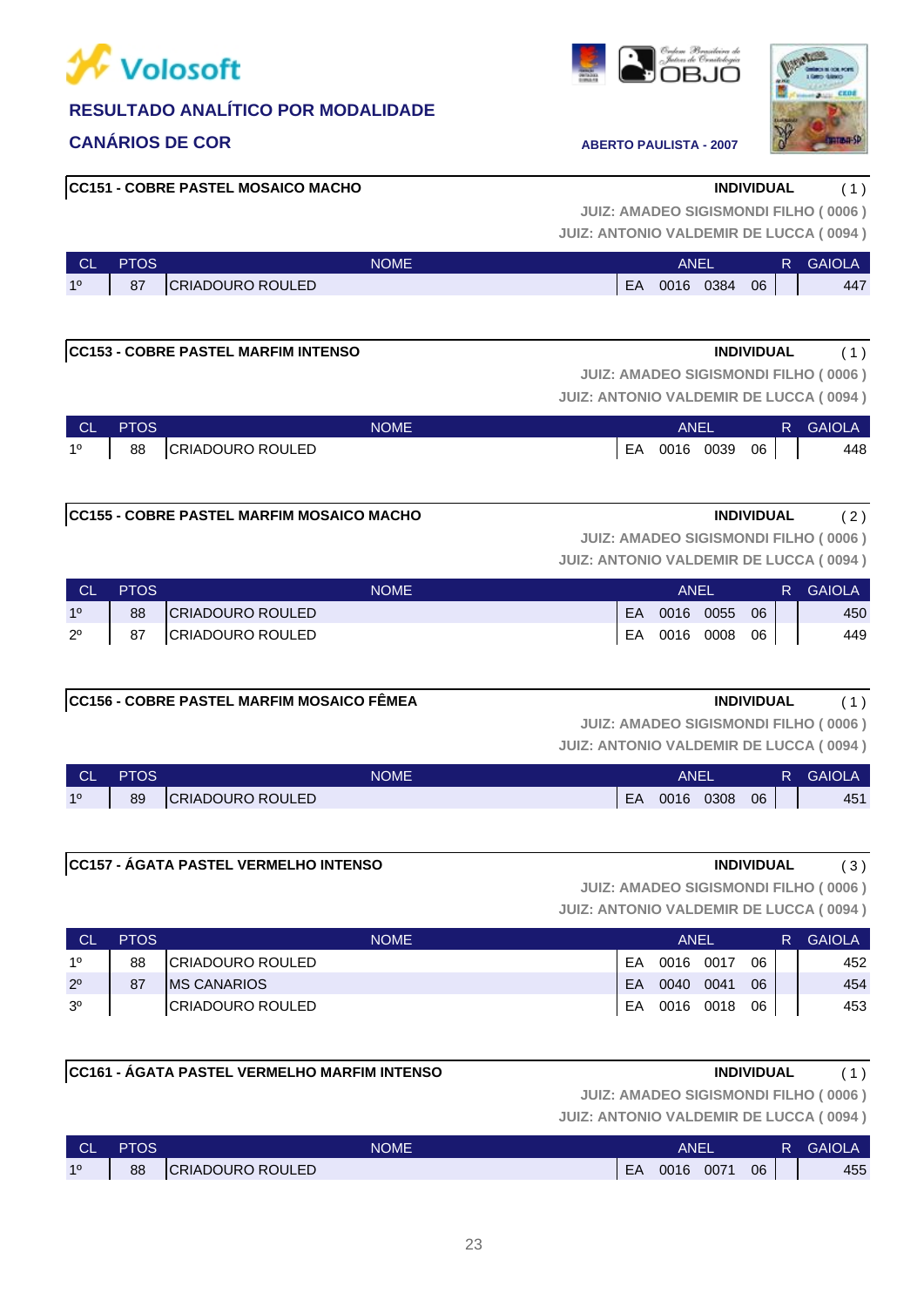Volosoft

**RESULTADO ANALÍTICO POR MODALIDADE**

**CANÁRIOS DE COR**

**ABERTO PAULISTA - 2007**

**CC151 - COBRE PASTEL MOSAICO MACHO** — **INDIVIDUAL** ( 1 )

JUIZ: AMADEO SIGISMONDI FILHO ( 0006 )
JUIZ: ANTONIO VALDEMIR DE LUCCA ( 0094 )

| CL | PTOS | NOME | ANEL | | | | R | GAIOLA |
|---|---|---|---|---|---|---|---|---|
| 1º | 87 | CRIADOURO ROULED | EA | 0016 | 0384 | 06 | | 447 |

**CC153 - COBRE PASTEL MARFIM INTENSO** — **INDIVIDUAL** ( 1 )

JUIZ: AMADEO SIGISMONDI FILHO ( 0006 )
JUIZ: ANTONIO VALDEMIR DE LUCCA ( 0094 )

| CL | PTOS | NOME | ANEL | | | | R | GAIOLA |
|---|---|---|---|---|---|---|---|---|
| 1º | 88 | CRIADOURO ROULED | EA | 0016 | 0039 | 06 | | 448 |

**CC155 - COBRE PASTEL MARFIM MOSAICO MACHO** — **INDIVIDUAL** ( 2 )

JUIZ: AMADEO SIGISMONDI FILHO ( 0006 )
JUIZ: ANTONIO VALDEMIR DE LUCCA ( 0094 )

| CL | PTOS | NOME | ANEL | | | | R | GAIOLA |
|---|---|---|---|---|---|---|---|---|
| 1º | 88 | CRIADOURO ROULED | EA | 0016 | 0055 | 06 | | 450 |
| 2º | 87 | CRIADOURO ROULED | EA | 0016 | 0008 | 06 | | 449 |

**CC156 - COBRE PASTEL MARFIM MOSAICO FÊMEA** — **INDIVIDUAL** ( 1 )

JUIZ: AMADEO SIGISMONDI FILHO ( 0006 )
JUIZ: ANTONIO VALDEMIR DE LUCCA ( 0094 )

| CL | PTOS | NOME | ANEL | | | | R | GAIOLA |
|---|---|---|---|---|---|---|---|---|
| 1º | 89 | CRIADOURO ROULED | EA | 0016 | 0308 | 06 | | 451 |

**CC157 - ÁGATA PASTEL VERMELHO INTENSO** — **INDIVIDUAL** ( 3 )

JUIZ: AMADEO SIGISMONDI FILHO ( 0006 )
JUIZ: ANTONIO VALDEMIR DE LUCCA ( 0094 )

| CL | PTOS | NOME | ANEL | | | | R | GAIOLA |
|---|---|---|---|---|---|---|---|---|
| 1º | 88 | CRIADOURO ROULED | EA | 0016 | 0017 | 06 | | 452 |
| 2º | 87 | MS CANARIOS | EA | 0040 | 0041 | 06 | | 454 |
| 3º | | CRIADOURO ROULED | EA | 0016 | 0018 | 06 | | 453 |

**CC161 - ÁGATA PASTEL VERMELHO MARFIM INTENSO** — **INDIVIDUAL** ( 1 )

JUIZ: AMADEO SIGISMONDI FILHO ( 0006 )
JUIZ: ANTONIO VALDEMIR DE LUCCA ( 0094 )

| CL | PTOS | NOME | ANEL | | | | R | GAIOLA |
|---|---|---|---|---|---|---|---|---|
| 1º | 88 | CRIADOURO ROULED | EA | 0016 | 0071 | 06 | | 455 |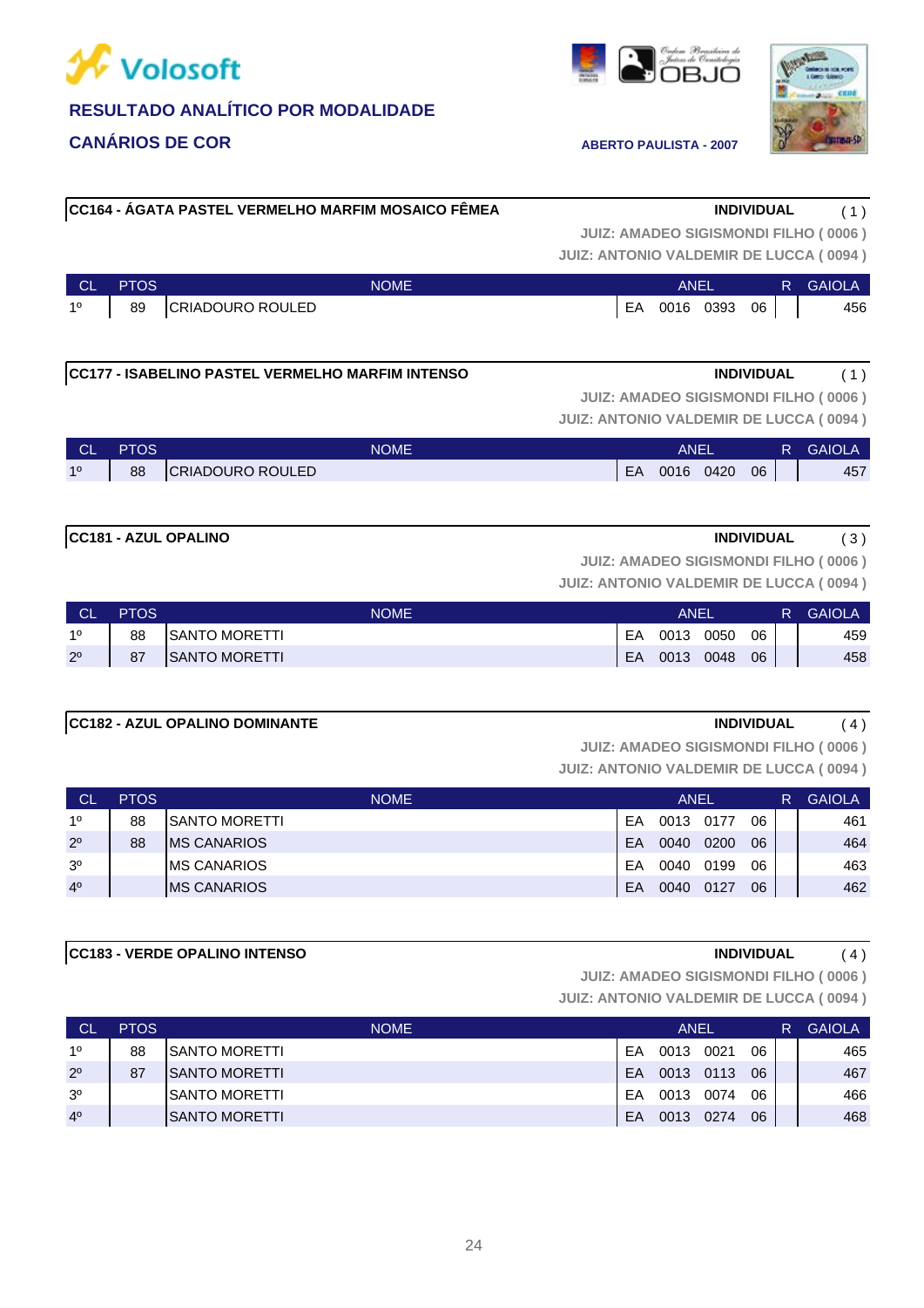**Volosoft**

## RESULTADO ANALÍTICO POR MODALIDADE

## CANÁRIOS DE COR

**ABERTO PAULISTA - 2007**

### CC164 - ÁGATA PASTEL VERMELHO MARFIM MOSAICO FÊMEA

**INDIVIDUAL** ( 1 )

JUIZ: AMADEO SIGISMONDI FILHO ( 0006 )
JUIZ: ANTONIO VALDEMIR DE LUCCA ( 0094 )

| CL | PTOS | NOME | ANEL | | | | R | GAIOLA |
|---|---|---|---|---|---|---|---|---|
| 1º | 89 | CRIADOURO ROULED | EA | 0016 | 0393 | 06 | | 456 |

### CC177 - ISABELINO PASTEL VERMELHO MARFIM INTENSO

**INDIVIDUAL** ( 1 )

JUIZ: AMADEO SIGISMONDI FILHO ( 0006 )
JUIZ: ANTONIO VALDEMIR DE LUCCA ( 0094 )

| CL | PTOS | NOME | ANEL | | | | R | GAIOLA |
|---|---|---|---|---|---|---|---|---|
| 1º | 88 | CRIADOURO ROULED | EA | 0016 | 0420 | 06 | | 457 |

### CC181 - AZUL OPALINO

**INDIVIDUAL** ( 3 )

JUIZ: AMADEO SIGISMONDI FILHO ( 0006 )
JUIZ: ANTONIO VALDEMIR DE LUCCA ( 0094 )

| CL | PTOS | NOME | ANEL | | | | R | GAIOLA |
|---|---|---|---|---|---|---|---|---|
| 1º | 88 | SANTO MORETTI | EA | 0013 | 0050 | 06 | | 459 |
| 2º | 87 | SANTO MORETTI | EA | 0013 | 0048 | 06 | | 458 |

### CC182 - AZUL OPALINO DOMINANTE

**INDIVIDUAL** ( 4 )

JUIZ: AMADEO SIGISMONDI FILHO ( 0006 )
JUIZ: ANTONIO VALDEMIR DE LUCCA ( 0094 )

| CL | PTOS | NOME | ANEL | | | | R | GAIOLA |
|---|---|---|---|---|---|---|---|---|
| 1º | 88 | SANTO MORETTI | EA | 0013 | 0177 | 06 | | 461 |
| 2º | 88 | MS CANARIOS | EA | 0040 | 0200 | 06 | | 464 |
| 3º | | MS CANARIOS | EA | 0040 | 0199 | 06 | | 463 |
| 4º | | MS CANARIOS | EA | 0040 | 0127 | 06 | | 462 |

### CC183 - VERDE OPALINO INTENSO

**INDIVIDUAL** ( 4 )

JUIZ: AMADEO SIGISMONDI FILHO ( 0006 )
JUIZ: ANTONIO VALDEMIR DE LUCCA ( 0094 )

| CL | PTOS | NOME | ANEL | | | | R | GAIOLA |
|---|---|---|---|---|---|---|---|---|
| 1º | 88 | SANTO MORETTI | EA | 0013 | 0021 | 06 | | 465 |
| 2º | 87 | SANTO MORETTI | EA | 0013 | 0113 | 06 | | 467 |
| 3º | | SANTO MORETTI | EA | 0013 | 0074 | 06 | | 466 |
| 4º | | SANTO MORETTI | EA | 0013 | 0274 | 06 | | 468 |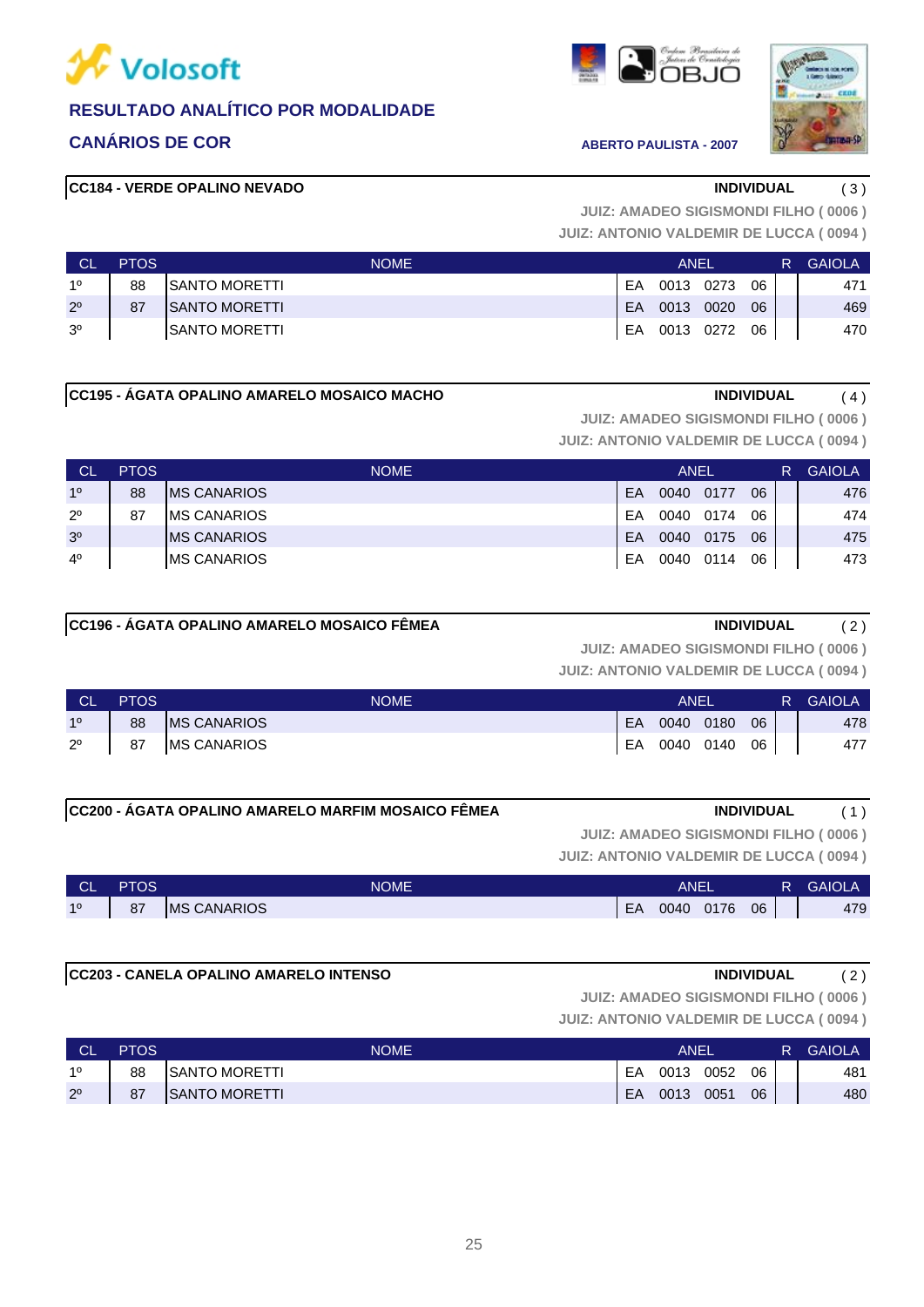# Volosoft

## RESULTADO ANALÍTICO POR MODALIDADE

## CANÁRIOS DE COR

ABERTO PAULISTA - 2007

### CC184 - VERDE OPALINO NEVADO

**INDIVIDUAL** ( 3 )

JUIZ: AMADEO SIGISMONDI FILHO ( 0006 )
JUIZ: ANTONIO VALDEMIR DE LUCCA ( 0094 )

| CL | PTOS | NOME | ANEL | | | | R | GAIOLA |
|---|---|---|---|---|---|---|---|---|
| 1º | 88 | SANTO MORETTI | EA | 0013 | 0273 | 06 | | 471 |
| 2º | 87 | SANTO MORETTI | EA | 0013 | 0020 | 06 | | 469 |
| 3º | | SANTO MORETTI | EA | 0013 | 0272 | 06 | | 470 |

### CC195 - ÁGATA OPALINO AMARELO MOSAICO MACHO

**INDIVIDUAL** ( 4 )

JUIZ: AMADEO SIGISMONDI FILHO ( 0006 )
JUIZ: ANTONIO VALDEMIR DE LUCCA ( 0094 )

| CL | PTOS | NOME | ANEL | | | | R | GAIOLA |
|---|---|---|---|---|---|---|---|---|
| 1º | 88 | MS CANARIOS | EA | 0040 | 0177 | 06 | | 476 |
| 2º | 87 | MS CANARIOS | EA | 0040 | 0174 | 06 | | 474 |
| 3º | | MS CANARIOS | EA | 0040 | 0175 | 06 | | 475 |
| 4º | | MS CANARIOS | EA | 0040 | 0114 | 06 | | 473 |

### CC196 - ÁGATA OPALINO AMARELO MOSAICO FÊMEA

**INDIVIDUAL** ( 2 )

JUIZ: AMADEO SIGISMONDI FILHO ( 0006 )
JUIZ: ANTONIO VALDEMIR DE LUCCA ( 0094 )

| CL | PTOS | NOME | ANEL | | | | R | GAIOLA |
|---|---|---|---|---|---|---|---|---|
| 1º | 88 | MS CANARIOS | EA | 0040 | 0180 | 06 | | 478 |
| 2º | 87 | MS CANARIOS | EA | 0040 | 0140 | 06 | | 477 |

### CC200 - ÁGATA OPALINO AMARELO MARFIM MOSAICO FÊMEA

**INDIVIDUAL** ( 1 )

JUIZ: AMADEO SIGISMONDI FILHO ( 0006 )
JUIZ: ANTONIO VALDEMIR DE LUCCA ( 0094 )

| CL | PTOS | NOME | ANEL | | | | R | GAIOLA |
|---|---|---|---|---|---|---|---|---|
| 1º | 87 | MS CANARIOS | EA | 0040 | 0176 | 06 | | 479 |

### CC203 - CANELA OPALINO AMARELO INTENSO

**INDIVIDUAL** ( 2 )

JUIZ: AMADEO SIGISMONDI FILHO ( 0006 )
JUIZ: ANTONIO VALDEMIR DE LUCCA ( 0094 )

| CL | PTOS | NOME | ANEL | | | | R | GAIOLA |
|---|---|---|---|---|---|---|---|---|
| 1º | 88 | SANTO MORETTI | EA | 0013 | 0052 | 06 | | 481 |
| 2º | 87 | SANTO MORETTI | EA | 0013 | 0051 | 06 | | 480 |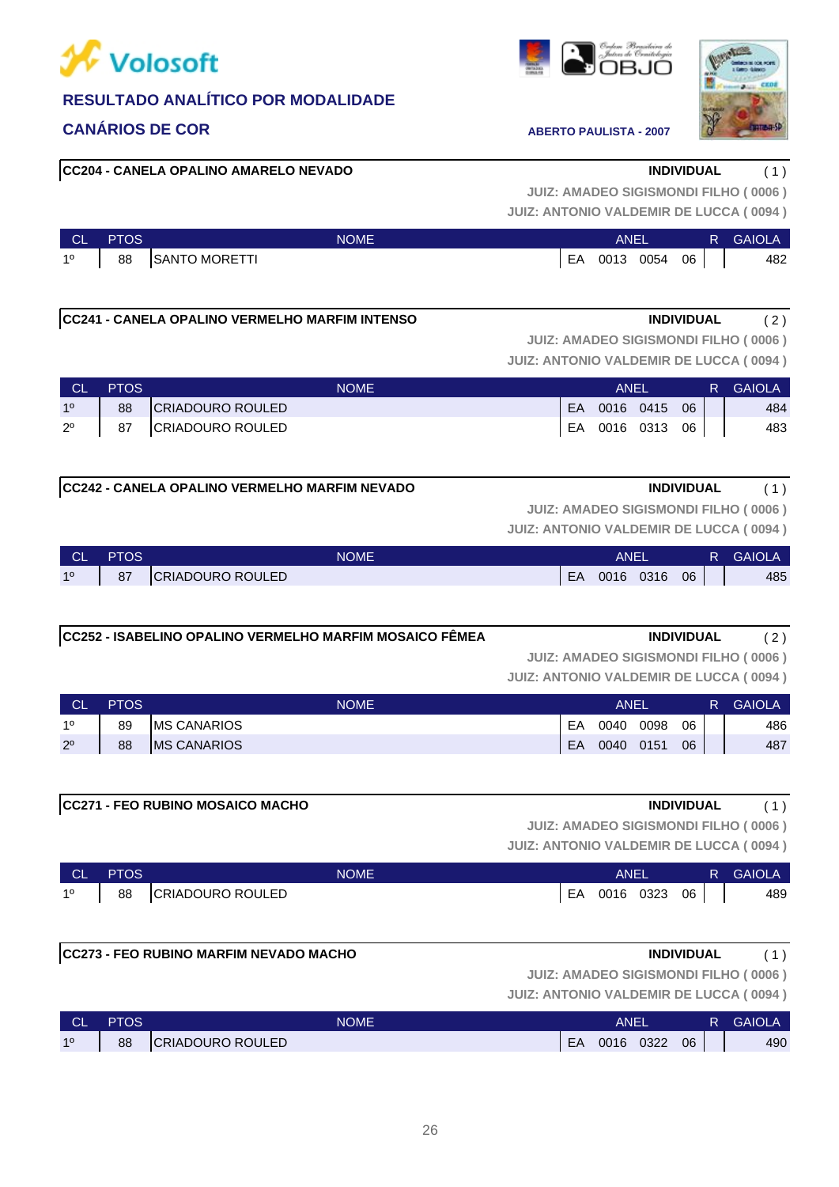Volosoft

**RESULTADO ANALÍTICO POR MODALIDADE**

**CANÁRIOS DE COR**

**ABERTO PAULISTA - 2007**

**CC204 - CANELA OPALINO AMARELO NEVADO** — **INDIVIDUAL** ( 1 )

JUIZ: AMADEO SIGISMONDI FILHO ( 0006 )
JUIZ: ANTONIO VALDEMIR DE LUCCA ( 0094 )

| CL | PTOS | NOME | ANEL | | | | R | GAIOLA |
|---|---|---|---|---|---|---|---|---|
| 1º | 88 | SANTO MORETTI | EA | 0013 | 0054 | 06 | | 482 |

**CC241 - CANELA OPALINO VERMELHO MARFIM INTENSO** — **INDIVIDUAL** ( 2 )

JUIZ: AMADEO SIGISMONDI FILHO ( 0006 )
JUIZ: ANTONIO VALDEMIR DE LUCCA ( 0094 )

| CL | PTOS | NOME | ANEL | | | | R | GAIOLA |
|---|---|---|---|---|---|---|---|---|
| 1º | 88 | CRIADOURO ROULED | EA | 0016 | 0415 | 06 | | 484 |
| 2º | 87 | CRIADOURO ROULED | EA | 0016 | 0313 | 06 | | 483 |

**CC242 - CANELA OPALINO VERMELHO MARFIM NEVADO** — **INDIVIDUAL** ( 1 )

JUIZ: AMADEO SIGISMONDI FILHO ( 0006 )
JUIZ: ANTONIO VALDEMIR DE LUCCA ( 0094 )

| CL | PTOS | NOME | ANEL | | | | R | GAIOLA |
|---|---|---|---|---|---|---|---|---|
| 1º | 87 | CRIADOURO ROULED | EA | 0016 | 0316 | 06 | | 485 |

**CC252 - ISABELINO OPALINO VERMELHO MARFIM MOSAICO FÊMEA** — **INDIVIDUAL** ( 2 )

JUIZ: AMADEO SIGISMONDI FILHO ( 0006 )
JUIZ: ANTONIO VALDEMIR DE LUCCA ( 0094 )

| CL | PTOS | NOME | ANEL | | | | R | GAIOLA |
|---|---|---|---|---|---|---|---|---|
| 1º | 89 | MS CANARIOS | EA | 0040 | 0098 | 06 | | 486 |
| 2º | 88 | MS CANARIOS | EA | 0040 | 0151 | 06 | | 487 |

**CC271 - FEO RUBINO MOSAICO MACHO** — **INDIVIDUAL** ( 1 )

JUIZ: AMADEO SIGISMONDI FILHO ( 0006 )
JUIZ: ANTONIO VALDEMIR DE LUCCA ( 0094 )

| CL | PTOS | NOME | ANEL | | | | R | GAIOLA |
|---|---|---|---|---|---|---|---|---|
| 1º | 88 | CRIADOURO ROULED | EA | 0016 | 0323 | 06 | | 489 |

**CC273 - FEO RUBINO MARFIM NEVADO MACHO** — **INDIVIDUAL** ( 1 )

JUIZ: AMADEO SIGISMONDI FILHO ( 0006 )
JUIZ: ANTONIO VALDEMIR DE LUCCA ( 0094 )

| CL | PTOS | NOME | ANEL | | | | R | GAIOLA |
|---|---|---|---|---|---|---|---|---|
| 1º | 88 | CRIADOURO ROULED | EA | 0016 | 0322 | 06 | | 490 |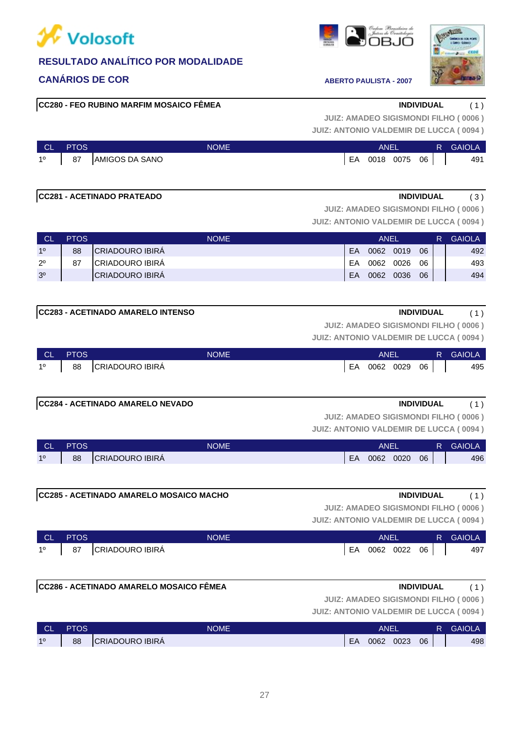**Volosoft**

## RESULTADO ANALÍTICO POR MODALIDADE

## CANÁRIOS DE COR

**ABERTO PAULISTA - 2007**

### CC280 - FEO RUBINO MARFIM MOSAICO FÊMEA

**INDIVIDUAL** ( 1 )

JUIZ: AMADEO SIGISMONDI FILHO ( 0006 )
JUIZ: ANTONIO VALDEMIR DE LUCCA ( 0094 )

| CL | PTOS | NOME | ANEL | | | | R | GAIOLA |
|---|---|---|---|---|---|---|---|---|
| 1º | 87 | AMIGOS DA SANO | EA | 0018 | 0075 | 06 | | 491 |

### CC281 - ACETINADO PRATEADO

**INDIVIDUAL** ( 3 )

JUIZ: AMADEO SIGISMONDI FILHO ( 0006 )
JUIZ: ANTONIO VALDEMIR DE LUCCA ( 0094 )

| CL | PTOS | NOME | ANEL | | | | R | GAIOLA |
|---|---|---|---|---|---|---|---|---|
| 1º | 88 | CRIADOURO IBIRÁ | EA | 0062 | 0019 | 06 | | 492 |
| 2º | 87 | CRIADOURO IBIRÁ | EA | 0062 | 0026 | 06 | | 493 |
| 3º | | CRIADOURO IBIRÁ | EA | 0062 | 0036 | 06 | | 494 |

### CC283 - ACETINADO AMARELO INTENSO

**INDIVIDUAL** ( 1 )

JUIZ: AMADEO SIGISMONDI FILHO ( 0006 )
JUIZ: ANTONIO VALDEMIR DE LUCCA ( 0094 )

| CL | PTOS | NOME | ANEL | | | | R | GAIOLA |
|---|---|---|---|---|---|---|---|---|
| 1º | 88 | CRIADOURO IBIRÁ | EA | 0062 | 0029 | 06 | | 495 |

### CC284 - ACETINADO AMARELO NEVADO

**INDIVIDUAL** ( 1 )

JUIZ: AMADEO SIGISMONDI FILHO ( 0006 )
JUIZ: ANTONIO VALDEMIR DE LUCCA ( 0094 )

| CL | PTOS | NOME | ANEL | | | | R | GAIOLA |
|---|---|---|---|---|---|---|---|---|
| 1º | 88 | CRIADOURO IBIRÁ | EA | 0062 | 0020 | 06 | | 496 |

### CC285 - ACETINADO AMARELO MOSAICO MACHO

**INDIVIDUAL** ( 1 )

JUIZ: AMADEO SIGISMONDI FILHO ( 0006 )
JUIZ: ANTONIO VALDEMIR DE LUCCA ( 0094 )

| CL | PTOS | NOME | ANEL | | | | R | GAIOLA |
|---|---|---|---|---|---|---|---|---|
| 1º | 87 | CRIADOURO IBIRÁ | EA | 0062 | 0022 | 06 | | 497 |

### CC286 - ACETINADO AMARELO MOSAICO FÊMEA

**INDIVIDUAL** ( 1 )

JUIZ: AMADEO SIGISMONDI FILHO ( 0006 )
JUIZ: ANTONIO VALDEMIR DE LUCCA ( 0094 )

| CL | PTOS | NOME | ANEL | | | | R | GAIOLA |
|---|---|---|---|---|---|---|---|---|
| 1º | 88 | CRIADOURO IBIRÁ | EA | 0062 | 0023 | 06 | | 498 |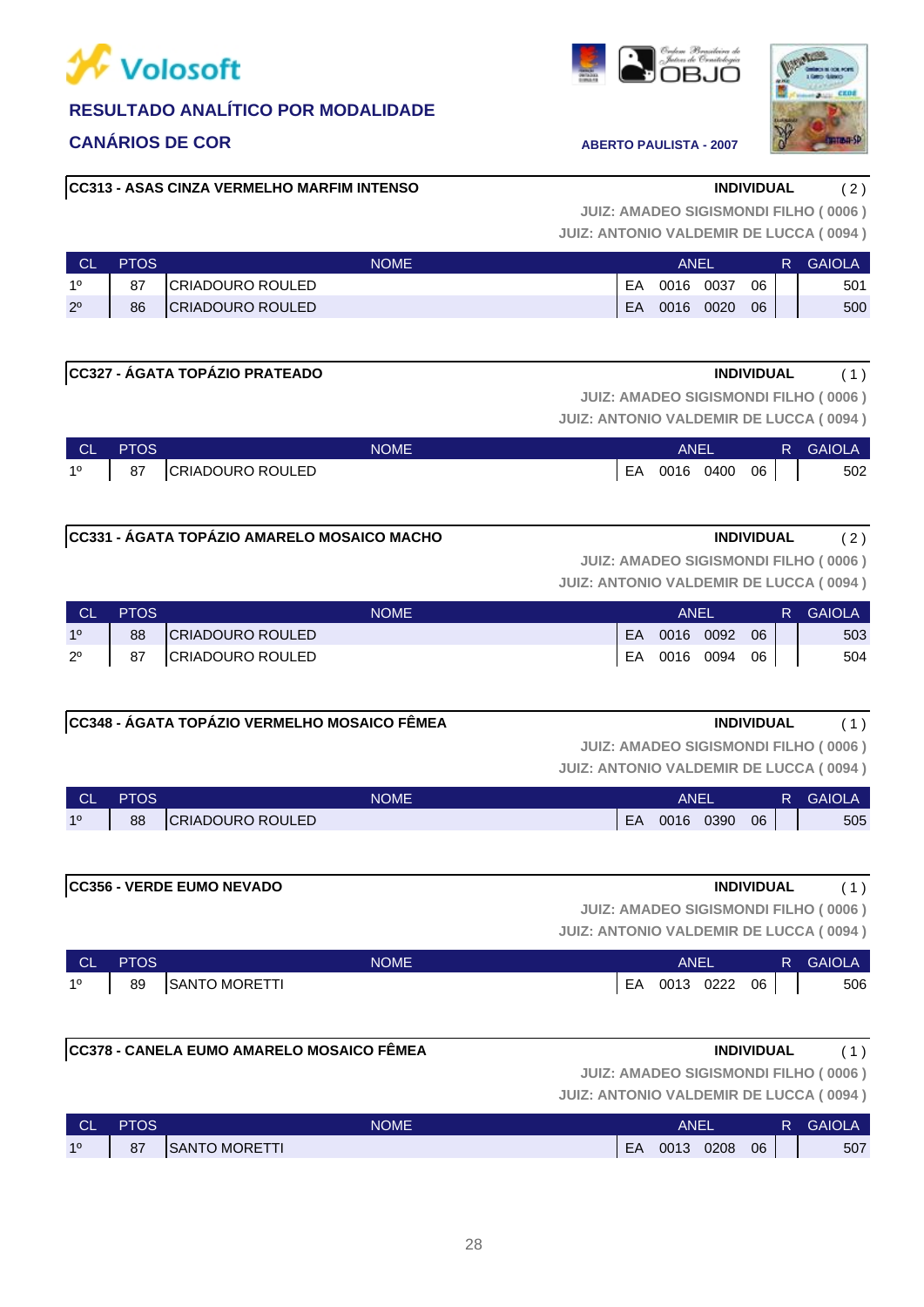# Volosoft

## RESULTADO ANALÍTICO POR MODALIDADE

## CANÁRIOS DE COR

ABERTO PAULISTA - 2007

**CC313 - ASAS CINZA VERMELHO MARFIM INTENSO** — **INDIVIDUAL** ( 2 )

JUIZ: AMADEO SIGISMONDI FILHO ( 0006 )
JUIZ: ANTONIO VALDEMIR DE LUCCA ( 0094 )

| CL | PTOS | NOME | ANEL | | | | R | GAIOLA |
|---|---|---|---|---|---|---|---|---|
| 1º | 87 | CRIADOURO ROULED | EA | 0016 | 0037 | 06 | | 501 |
| 2º | 86 | CRIADOURO ROULED | EA | 0016 | 0020 | 06 | | 500 |

**CC327 - ÁGATA TOPÁZIO PRATEADO** — **INDIVIDUAL** ( 1 )

JUIZ: AMADEO SIGISMONDI FILHO ( 0006 )
JUIZ: ANTONIO VALDEMIR DE LUCCA ( 0094 )

| CL | PTOS | NOME | ANEL | | | | R | GAIOLA |
|---|---|---|---|---|---|---|---|---|
| 1º | 87 | CRIADOURO ROULED | EA | 0016 | 0400 | 06 | | 502 |

**CC331 - ÁGATA TOPÁZIO AMARELO MOSAICO MACHO** — **INDIVIDUAL** ( 2 )

JUIZ: AMADEO SIGISMONDI FILHO ( 0006 )
JUIZ: ANTONIO VALDEMIR DE LUCCA ( 0094 )

| CL | PTOS | NOME | ANEL | | | | R | GAIOLA |
|---|---|---|---|---|---|---|---|---|
| 1º | 88 | CRIADOURO ROULED | EA | 0016 | 0092 | 06 | | 503 |
| 2º | 87 | CRIADOURO ROULED | EA | 0016 | 0094 | 06 | | 504 |

**CC348 - ÁGATA TOPÁZIO VERMELHO MOSAICO FÊMEA** — **INDIVIDUAL** ( 1 )

JUIZ: AMADEO SIGISMONDI FILHO ( 0006 )
JUIZ: ANTONIO VALDEMIR DE LUCCA ( 0094 )

| CL | PTOS | NOME | ANEL | | | | R | GAIOLA |
|---|---|---|---|---|---|---|---|---|
| 1º | 88 | CRIADOURO ROULED | EA | 0016 | 0390 | 06 | | 505 |

**CC356 - VERDE EUMO NEVADO** — **INDIVIDUAL** ( 1 )

JUIZ: AMADEO SIGISMONDI FILHO ( 0006 )
JUIZ: ANTONIO VALDEMIR DE LUCCA ( 0094 )

| CL | PTOS | NOME | ANEL | | | | R | GAIOLA |
|---|---|---|---|---|---|---|---|---|
| 1º | 89 | SANTO MORETTI | EA | 0013 | 0222 | 06 | | 506 |

**CC378 - CANELA EUMO AMARELO MOSAICO FÊMEA** — **INDIVIDUAL** ( 1 )

JUIZ: AMADEO SIGISMONDI FILHO ( 0006 )
JUIZ: ANTONIO VALDEMIR DE LUCCA ( 0094 )

| CL | PTOS | NOME | ANEL | | | | R | GAIOLA |
|---|---|---|---|---|---|---|---|---|
| 1º | 87 | SANTO MORETTI | EA | 0013 | 0208 | 06 | | 507 |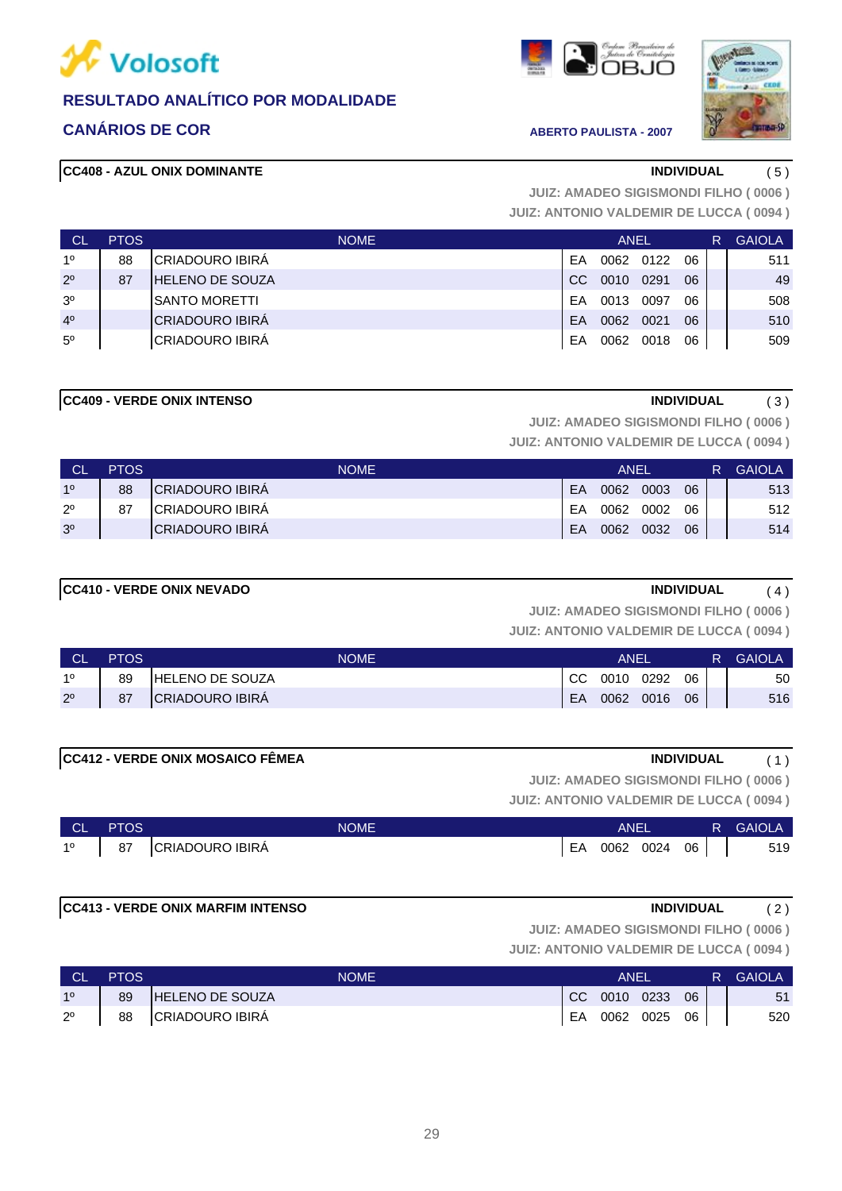# RESULTADO ANALÍTICO POR MODALIDADE

## CANÁRIOS DE COR

ABERTO PAULISTA - 2007

### CC408 - AZUL ONIX DOMINANTE

INDIVIDUAL ( 5 )

JUIZ: AMADEO SIGISMONDI FILHO ( 0006 )
JUIZ: ANTONIO VALDEMIR DE LUCCA ( 0094 )

| CL | PTOS | NOME | ANEL | | | | R | GAIOLA |
|---|---|---|---|---|---|---|---|---|
| 1º | 88 | CRIADOURO IBIRÁ | EA | 0062 | 0122 | 06 | | 511 |
| 2º | 87 | HELENO DE SOUZA | CC | 0010 | 0291 | 06 | | 49 |
| 3º | | SANTO MORETTI | EA | 0013 | 0097 | 06 | | 508 |
| 4º | | CRIADOURO IBIRÁ | EA | 0062 | 0021 | 06 | | 510 |
| 5º | | CRIADOURO IBIRÁ | EA | 0062 | 0018 | 06 | | 509 |

### CC409 - VERDE ONIX INTENSO

INDIVIDUAL ( 3 )

JUIZ: AMADEO SIGISMONDI FILHO ( 0006 )
JUIZ: ANTONIO VALDEMIR DE LUCCA ( 0094 )

| CL | PTOS | NOME | ANEL | | | | R | GAIOLA |
|---|---|---|---|---|---|---|---|---|
| 1º | 88 | CRIADOURO IBIRÁ | EA | 0062 | 0003 | 06 | | 513 |
| 2º | 87 | CRIADOURO IBIRÁ | EA | 0062 | 0002 | 06 | | 512 |
| 3º | | CRIADOURO IBIRÁ | EA | 0062 | 0032 | 06 | | 514 |

### CC410 - VERDE ONIX NEVADO

INDIVIDUAL ( 4 )

JUIZ: AMADEO SIGISMONDI FILHO ( 0006 )
JUIZ: ANTONIO VALDEMIR DE LUCCA ( 0094 )

| CL | PTOS | NOME | ANEL | | | | R | GAIOLA |
|---|---|---|---|---|---|---|---|---|
| 1º | 89 | HELENO DE SOUZA | CC | 0010 | 0292 | 06 | | 50 |
| 2º | 87 | CRIADOURO IBIRÁ | EA | 0062 | 0016 | 06 | | 516 |

### CC412 - VERDE ONIX MOSAICO FÊMEA

INDIVIDUAL ( 1 )

JUIZ: AMADEO SIGISMONDI FILHO ( 0006 )
JUIZ: ANTONIO VALDEMIR DE LUCCA ( 0094 )

| CL | PTOS | NOME | ANEL | | | | R | GAIOLA |
|---|---|---|---|---|---|---|---|---|
| 1º | 87 | CRIADOURO IBIRÁ | EA | 0062 | 0024 | 06 | | 519 |

### CC413 - VERDE ONIX MARFIM INTENSO

INDIVIDUAL ( 2 )

JUIZ: AMADEO SIGISMONDI FILHO ( 0006 )
JUIZ: ANTONIO VALDEMIR DE LUCCA ( 0094 )

| CL | PTOS | NOME | ANEL | | | | R | GAIOLA |
|---|---|---|---|---|---|---|---|---|
| 1º | 89 | HELENO DE SOUZA | CC | 0010 | 0233 | 06 | | 51 |
| 2º | 88 | CRIADOURO IBIRÁ | EA | 0062 | 0025 | 06 | | 520 |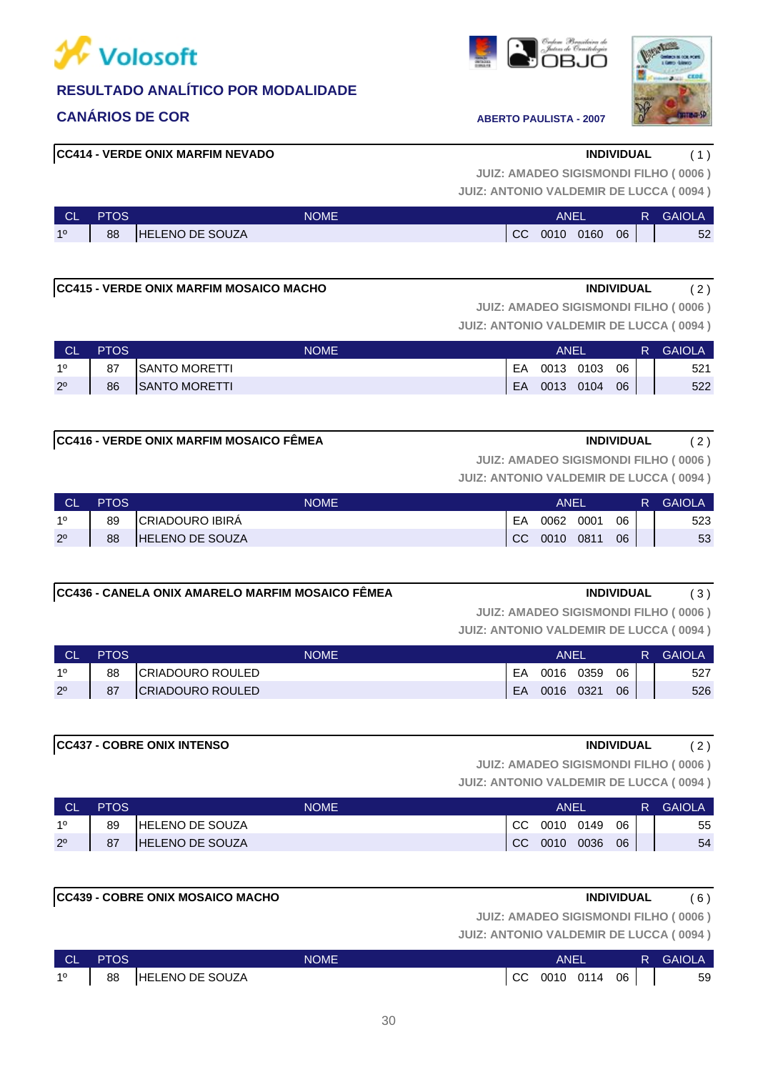## RESULTADO ANALÍTICO POR MODALIDADE

## CANÁRIOS DE COR

**ABERTO PAULISTA - 2007**

### CC414 - VERDE ONIX MARFIM NEVADO

**INDIVIDUAL** ( 1 )

JUIZ: AMADEO SIGISMONDI FILHO ( 0006 )
JUIZ: ANTONIO VALDEMIR DE LUCCA ( 0094 )

| CL | PTOS | NOME | ANEL | R | GAIOLA |
|---|---|---|---|---|---|
| 1º | 88 | HELENO DE SOUZA | CC 0010 0160 06 | | 52 |

### CC415 - VERDE ONIX MARFIM MOSAICO MACHO

**INDIVIDUAL** ( 2 )

JUIZ: AMADEO SIGISMONDI FILHO ( 0006 )
JUIZ: ANTONIO VALDEMIR DE LUCCA ( 0094 )

| CL | PTOS | NOME | ANEL | R | GAIOLA |
|---|---|---|---|---|---|
| 1º | 87 | SANTO MORETTI | EA 0013 0103 06 | | 521 |
| 2º | 86 | SANTO MORETTI | EA 0013 0104 06 | | 522 |

### CC416 - VERDE ONIX MARFIM MOSAICO FÊMEA

**INDIVIDUAL** ( 2 )

JUIZ: AMADEO SIGISMONDI FILHO ( 0006 )
JUIZ: ANTONIO VALDEMIR DE LUCCA ( 0094 )

| CL | PTOS | NOME | ANEL | R | GAIOLA |
|---|---|---|---|---|---|
| 1º | 89 | CRIADOURO IBIRÁ | EA 0062 0001 06 | | 523 |
| 2º | 88 | HELENO DE SOUZA | CC 0010 0811 06 | | 53 |

### CC436 - CANELA ONIX AMARELO MARFIM MOSAICO FÊMEA

**INDIVIDUAL** ( 3 )

JUIZ: AMADEO SIGISMONDI FILHO ( 0006 )
JUIZ: ANTONIO VALDEMIR DE LUCCA ( 0094 )

| CL | PTOS | NOME | ANEL | R | GAIOLA |
|---|---|---|---|---|---|
| 1º | 88 | CRIADOURO ROULED | EA 0016 0359 06 | | 527 |
| 2º | 87 | CRIADOURO ROULED | EA 0016 0321 06 | | 526 |

### CC437 - COBRE ONIX INTENSO

**INDIVIDUAL** ( 2 )

JUIZ: AMADEO SIGISMONDI FILHO ( 0006 )
JUIZ: ANTONIO VALDEMIR DE LUCCA ( 0094 )

| CL | PTOS | NOME | ANEL | R | GAIOLA |
|---|---|---|---|---|---|
| 1º | 89 | HELENO DE SOUZA | CC 0010 0149 06 | | 55 |
| 2º | 87 | HELENO DE SOUZA | CC 0010 0036 06 | | 54 |

### CC439 - COBRE ONIX MOSAICO MACHO

**INDIVIDUAL** ( 6 )

JUIZ: AMADEO SIGISMONDI FILHO ( 0006 )
JUIZ: ANTONIO VALDEMIR DE LUCCA ( 0094 )

| CL | PTOS | NOME | ANEL | R | GAIOLA |
|---|---|---|---|---|---|
| 1º | 88 | HELENO DE SOUZA | CC 0010 0114 06 | | 59 |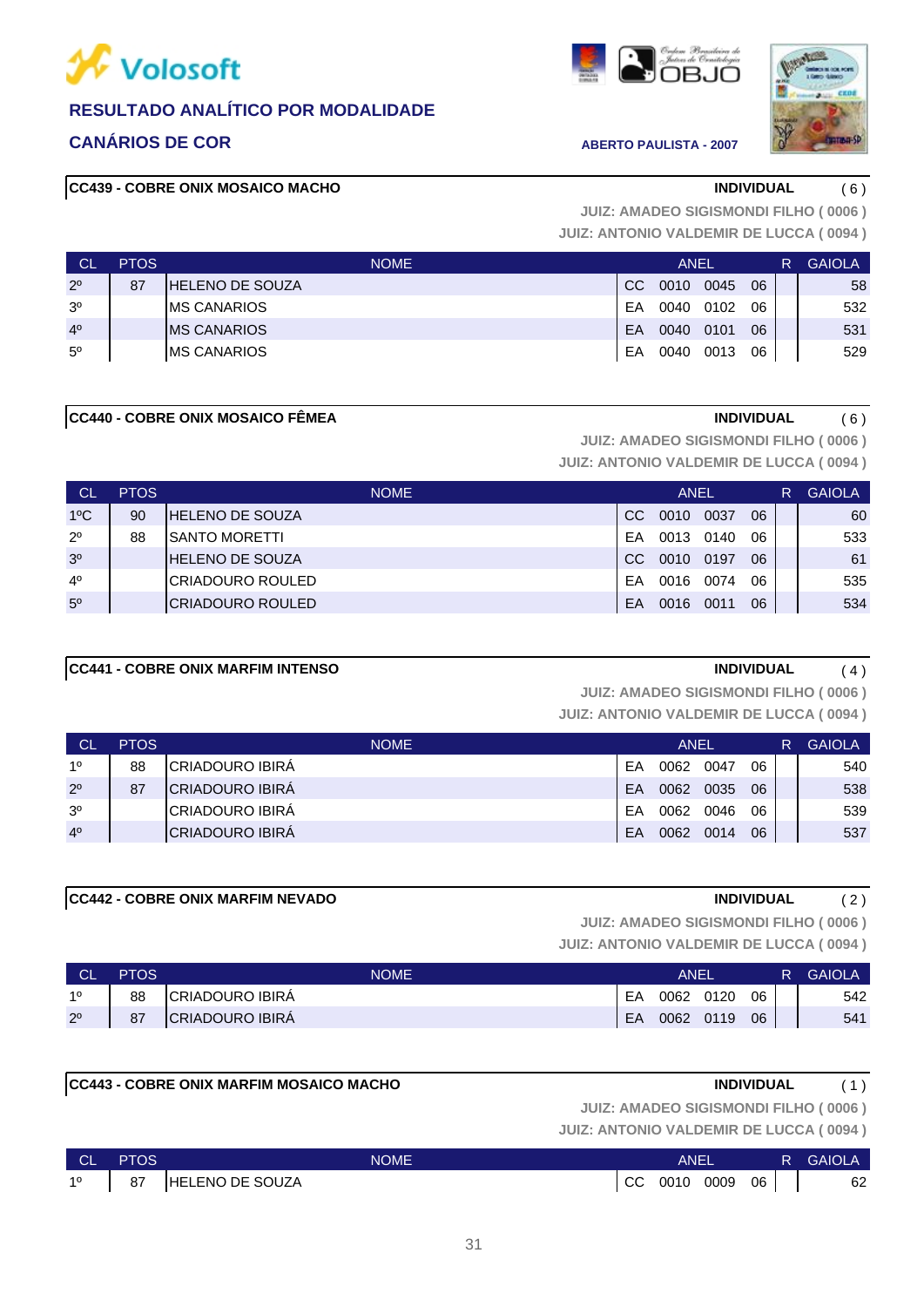# RESULTADO ANALÍTICO POR MODALIDADE

## CANÁRIOS DE COR

ABERTO PAULISTA - 2007

### CC439 - COBRE ONIX MOSAICO MACHO

INDIVIDUAL ( 6 )

JUIZ: AMADEO SIGISMONDI FILHO ( 0006 )
JUIZ: ANTONIO VALDEMIR DE LUCCA ( 0094 )

| CL | PTOS | NOME | ANEL | | | | R | GAIOLA |
|---|---|---|---|---|---|---|---|---|
| 2º | 87 | HELENO DE SOUZA | CC | 0010 | 0045 | 06 | | 58 |
| 3º | | MS CANARIOS | EA | 0040 | 0102 | 06 | | 532 |
| 4º | | MS CANARIOS | EA | 0040 | 0101 | 06 | | 531 |
| 5º | | MS CANARIOS | EA | 0040 | 0013 | 06 | | 529 |

### CC440 - COBRE ONIX MOSAICO FÊMEA

INDIVIDUAL ( 6 )

JUIZ: AMADEO SIGISMONDI FILHO ( 0006 )
JUIZ: ANTONIO VALDEMIR DE LUCCA ( 0094 )

| CL | PTOS | NOME | ANEL | | | | R | GAIOLA |
|---|---|---|---|---|---|---|---|---|
| 1ºC | 90 | HELENO DE SOUZA | CC | 0010 | 0037 | 06 | | 60 |
| 2º | 88 | SANTO MORETTI | EA | 0013 | 0140 | 06 | | 533 |
| 3º | | HELENO DE SOUZA | CC | 0010 | 0197 | 06 | | 61 |
| 4º | | CRIADOURO ROULED | EA | 0016 | 0074 | 06 | | 535 |
| 5º | | CRIADOURO ROULED | EA | 0016 | 0011 | 06 | | 534 |

### CC441 - COBRE ONIX MARFIM INTENSO

INDIVIDUAL ( 4 )

JUIZ: AMADEO SIGISMONDI FILHO ( 0006 )
JUIZ: ANTONIO VALDEMIR DE LUCCA ( 0094 )

| CL | PTOS | NOME | ANEL | | | | R | GAIOLA |
|---|---|---|---|---|---|---|---|---|
| 1º | 88 | CRIADOURO IBIRÁ | EA | 0062 | 0047 | 06 | | 540 |
| 2º | 87 | CRIADOURO IBIRÁ | EA | 0062 | 0035 | 06 | | 538 |
| 3º | | CRIADOURO IBIRÁ | EA | 0062 | 0046 | 06 | | 539 |
| 4º | | CRIADOURO IBIRÁ | EA | 0062 | 0014 | 06 | | 537 |

### CC442 - COBRE ONIX MARFIM NEVADO

INDIVIDUAL ( 2 )

JUIZ: AMADEO SIGISMONDI FILHO ( 0006 )
JUIZ: ANTONIO VALDEMIR DE LUCCA ( 0094 )

| CL | PTOS | NOME | ANEL | | | | R | GAIOLA |
|---|---|---|---|---|---|---|---|---|
| 1º | 88 | CRIADOURO IBIRÁ | EA | 0062 | 0120 | 06 | | 542 |
| 2º | 87 | CRIADOURO IBIRÁ | EA | 0062 | 0119 | 06 | | 541 |

### CC443 - COBRE ONIX MARFIM MOSAICO MACHO

INDIVIDUAL ( 1 )

JUIZ: AMADEO SIGISMONDI FILHO ( 0006 )
JUIZ: ANTONIO VALDEMIR DE LUCCA ( 0094 )

| CL | PTOS | NOME | ANEL | | | | R | GAIOLA |
|---|---|---|---|---|---|---|---|---|
| 1º | 87 | HELENO DE SOUZA | CC | 0010 | 0009 | 06 | | 62 |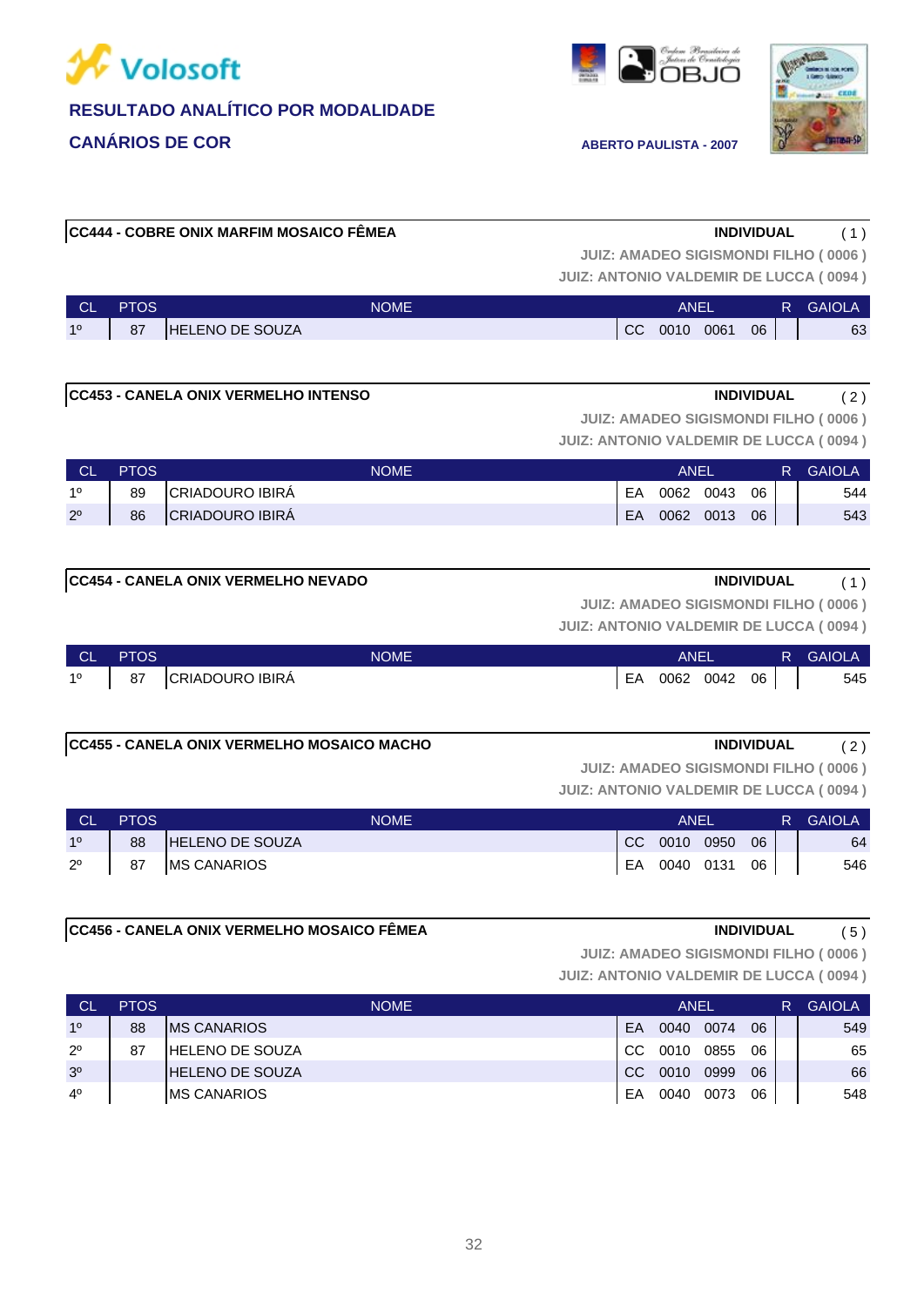Volosoft

**RESULTADO ANALÍTICO POR MODALIDADE**

**CANÁRIOS DE COR**

**ABERTO PAULISTA - 2007**

**CC444 - COBRE ONIX MARFIM MOSAICO FÊMEA** — **INDIVIDUAL** ( 1 )

**JUIZ: AMADEO SIGISMONDI FILHO ( 0006 )**
**JUIZ: ANTONIO VALDEMIR DE LUCCA ( 0094 )**

| CL | PTOS | NOME | ANEL | | | | R | GAIOLA |
|---|---|---|---|---|---|---|---|---|
| 1º | 87 | HELENO DE SOUZA | CC | 0010 | 0061 | 06 | | 63 |

**CC453 - CANELA ONIX VERMELHO INTENSO** — **INDIVIDUAL** ( 2 )

**JUIZ: AMADEO SIGISMONDI FILHO ( 0006 )**
**JUIZ: ANTONIO VALDEMIR DE LUCCA ( 0094 )**

| CL | PTOS | NOME | ANEL | | | | R | GAIOLA |
|---|---|---|---|---|---|---|---|---|
| 1º | 89 | CRIADOURO IBIRÁ | EA | 0062 | 0043 | 06 | | 544 |
| 2º | 86 | CRIADOURO IBIRÁ | EA | 0062 | 0013 | 06 | | 543 |

**CC454 - CANELA ONIX VERMELHO NEVADO** — **INDIVIDUAL** ( 1 )

**JUIZ: AMADEO SIGISMONDI FILHO ( 0006 )**
**JUIZ: ANTONIO VALDEMIR DE LUCCA ( 0094 )**

| CL | PTOS | NOME | ANEL | | | | R | GAIOLA |
|---|---|---|---|---|---|---|---|---|
| 1º | 87 | CRIADOURO IBIRÁ | EA | 0062 | 0042 | 06 | | 545 |

**CC455 - CANELA ONIX VERMELHO MOSAICO MACHO** — **INDIVIDUAL** ( 2 )

**JUIZ: AMADEO SIGISMONDI FILHO ( 0006 )**
**JUIZ: ANTONIO VALDEMIR DE LUCCA ( 0094 )**

| CL | PTOS | NOME | ANEL | | | | R | GAIOLA |
|---|---|---|---|---|---|---|---|---|
| 1º | 88 | HELENO DE SOUZA | CC | 0010 | 0950 | 06 | | 64 |
| 2º | 87 | MS CANARIOS | EA | 0040 | 0131 | 06 | | 546 |

**CC456 - CANELA ONIX VERMELHO MOSAICO FÊMEA** — **INDIVIDUAL** ( 5 )

**JUIZ: AMADEO SIGISMONDI FILHO ( 0006 )**
**JUIZ: ANTONIO VALDEMIR DE LUCCA ( 0094 )**

| CL | PTOS | NOME | ANEL | | | | R | GAIOLA |
|---|---|---|---|---|---|---|---|---|
| 1º | 88 | MS CANARIOS | EA | 0040 | 0074 | 06 | | 549 |
| 2º | 87 | HELENO DE SOUZA | CC | 0010 | 0855 | 06 | | 65 |
| 3º | | HELENO DE SOUZA | CC | 0010 | 0999 | 06 | | 66 |
| 4º | | MS CANARIOS | EA | 0040 | 0073 | 06 | | 548 |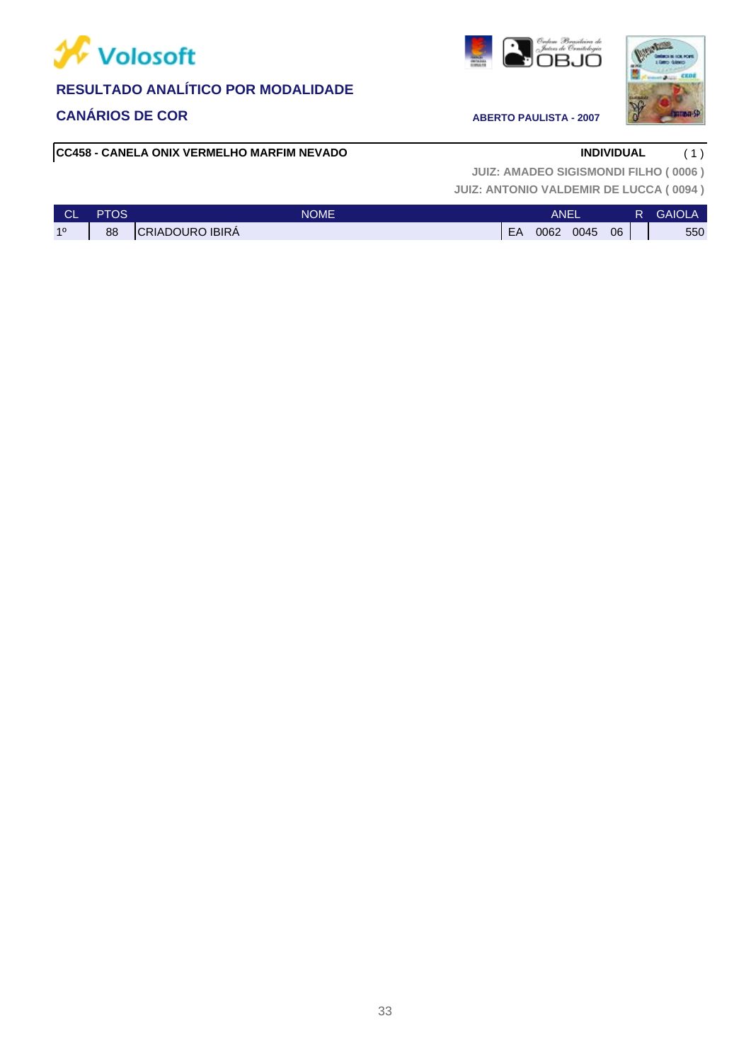Volosoft

## RESULTADO ANALÍTICO POR MODALIDADE

## CANÁRIOS DE COR

**ABERTO PAULISTA - 2007**

**CC458 - CANELA ONIX VERMELHO MARFIM NEVADO** **INDIVIDUAL** ( 1 )

**JUIZ: AMADEO SIGISMONDI FILHO ( 0006 )**

**JUIZ: ANTONIO VALDEMIR DE LUCCA ( 0094 )**

| CL | PTOS | NOME | ANEL | | | | R | GAIOLA |
|---|---|---|---|---|---|---|---|---|
| 1º | 88 | CRIADOURO IBIRÁ | EA | 0062 | 0045 | 06 | | 550 |